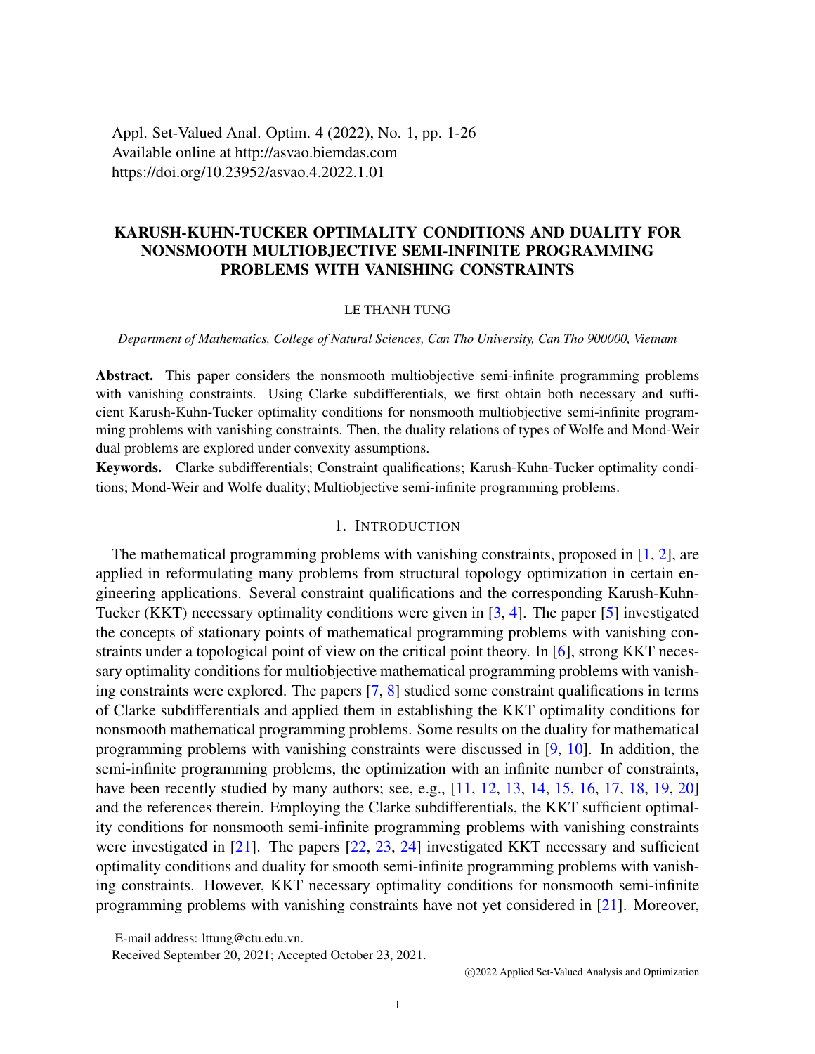# KARUSH-KUHN-TUCKER OPTIMALITY CONDITIONS AND DUALITY FOR NONSMOOTH MULTIOBJECTIVE SEMI-INFINITE PROGRAMMING PROBLEMS WITH VANISHING CONSTRAINTS

LE THANH TUNG

*Department of Mathematics, College of Natural Sciences, Can Tho University, Can Tho 900000, Vietnam*

**Abstract.** This paper considers the nonsmooth multiobjective semi-infinite programming problems with vanishing constraints. Using Clarke subdifferentials, we first obtain both necessary and sufficient Karush-Kuhn-Tucker optimality conditions for nonsmooth multiobjective semi-infinite programming problems with vanishing constraints. Then, the duality relations of types of Wolfe and Mond-Weir dual problems are explored under convexity assumptions.

**Keywords.** Clarke subdifferentials; Constraint qualifications; Karush-Kuhn-Tucker optimality conditions; Mond-Weir and Wolfe duality; Multiobjective semi-infinite programming problems.

## 1. Introduction

The mathematical programming problems with vanishing constraints, proposed in [1, 2], are applied in reformulating many problems from structural topology optimization in certain engineering applications. Several constraint qualifications and the corresponding Karush-Kuhn-Tucker (KKT) necessary optimality conditions were given in [3, 4]. The paper [5] investigated the concepts of stationary points of mathematical programming problems with vanishing constraints under a topological point of view on the critical point theory. In [6], strong KKT necessary optimality conditions for multiobjective mathematical programming problems with vanishing constraints were explored. The papers [7, 8] studied some constraint qualifications in terms of Clarke subdifferentials and applied them in establishing the KKT optimality conditions for nonsmooth mathematical programming problems. Some results on the duality for mathematical programming problems with vanishing constraints were discussed in [9, 10]. In addition, the semi-infinite programming problems, the optimization with an infinite number of constraints, have been recently studied by many authors; see, e.g., [11, 12, 13, 14, 15, 16, 17, 18, 19, 20] and the references therein. Employing the Clarke subdifferentials, the KKT sufficient optimality conditions for nonsmooth semi-infinite programming problems with vanishing constraints were investigated in [21]. The papers [22, 23, 24] investigated KKT necessary and sufficient optimality conditions and duality for smooth semi-infinite programming problems with vanishing constraints. However, KKT necessary optimality conditions for nonsmooth semi-infinite programming problems with vanishing constraints have not yet considered in [21]. Moreover,

E-mail address: lttung@ctu.edu.vn.

Received September 20, 2021; Accepted October 23, 2021.

©2022 Applied Set-Valued Analysis and Optimization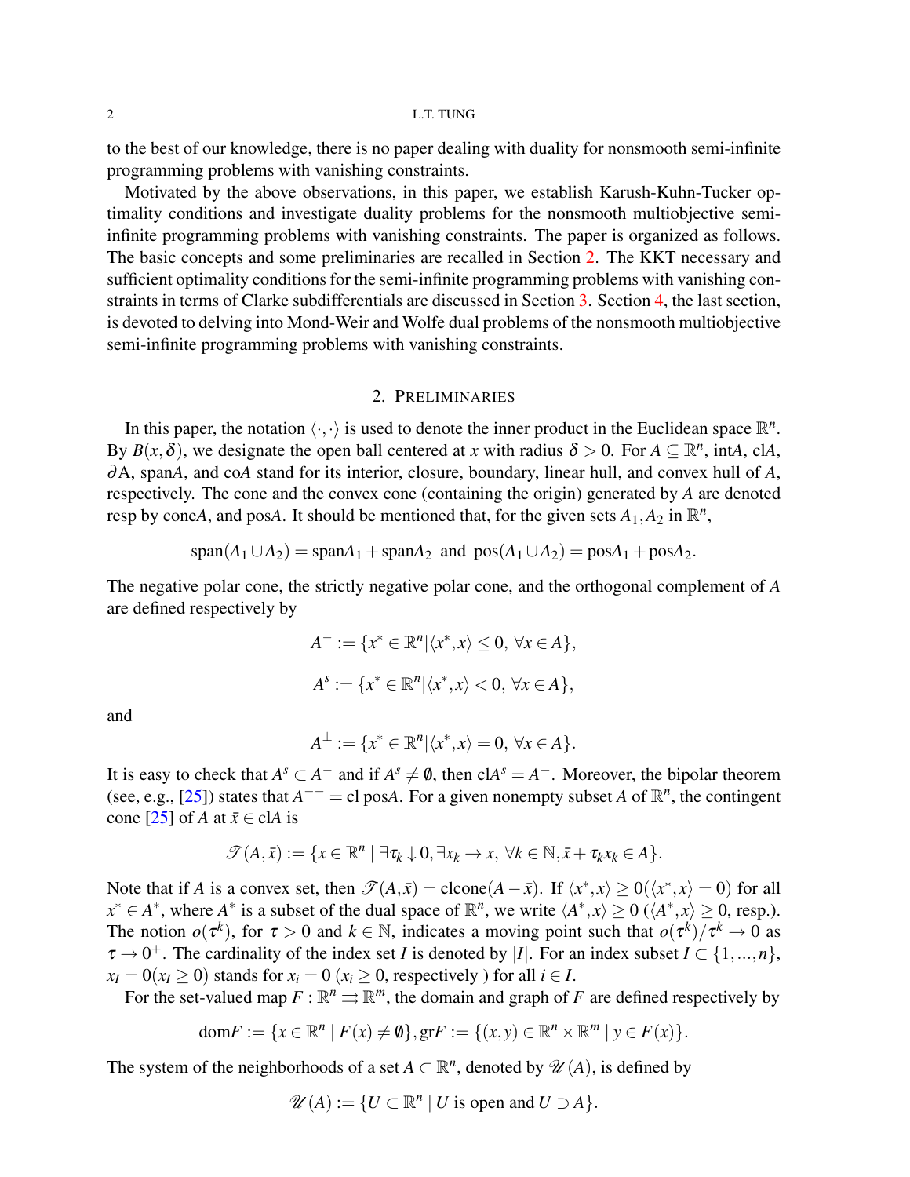to the best of our knowledge, there is no paper dealing with duality for nonsmooth semi-infinite programming problems with vanishing constraints.

Motivated by the above observations, in this paper, we establish Karush-Kuhn-Tucker optimality conditions and investigate duality problems for the nonsmooth multiobjective semi-infinite programming problems with vanishing constraints. The paper is organized as follows. The basic concepts and some preliminaries are recalled in Section 2. The KKT necessary and sufficient optimality conditions for the semi-infinite programming problems with vanishing constraints in terms of Clarke subdifferentials are discussed in Section 3. Section 4, the last section, is devoted to delving into Mond-Weir and Wolfe dual problems of the nonsmooth multiobjective semi-infinite programming problems with vanishing constraints.

## 2. Preliminaries

In this paper, the notation $\langle \cdot, \cdot \rangle$ is used to denote the inner product in the Euclidean space $\mathbb{R}^n$. By $B(x,\delta)$, we designate the open ball centered at $x$ with radius $\delta > 0$. For $A \subseteq \mathbb{R}^n$, int$A$, cl$A$, $\partial$A, span$A$, and co$A$ stand for its interior, closure, boundary, linear hull, and convex hull of $A$, respectively. The cone and the convex cone (containing the origin) generated by $A$ are denoted resp by cone$A$, and pos$A$. It should be mentioned that, for the given sets $A_1, A_2$ in $\mathbb{R}^n$,

$$\text{span}(A_1 \cup A_2) = \text{span}A_1 + \text{span}A_2 \text{ and } \text{pos}(A_1 \cup A_2) = \text{pos}A_1 + \text{pos}A_2.$$

The negative polar cone, the strictly negative polar cone, and the orthogonal complement of $A$ are defined respectively by

$$A^- := \{x^* \in \mathbb{R}^n | \langle x^*, x\rangle \leq 0, \ \forall x \in A\},$$

$$A^s := \{x^* \in \mathbb{R}^n | \langle x^*, x\rangle < 0, \ \forall x \in A\},$$

and

$$A^\perp := \{x^* \in \mathbb{R}^n | \langle x^*, x\rangle = 0, \ \forall x \in A\}.$$

It is easy to check that $A^s \subset A^-$ and if $A^s \neq \emptyset$, then cl$A^s = A^-$. Moreover, the bipolar theorem (see, e.g., [25]) states that $A^{--} = \text{cl pos}A$. For a given nonempty subset $A$ of $\mathbb{R}^n$, the contingent cone [25] of $A$ at $\bar{x} \in \text{cl}A$ is

$$\mathscr{T}(A,\bar{x}) := \{x \in \mathbb{R}^n \mid \exists \tau_k \downarrow 0, \exists x_k \to x, \ \forall k \in \mathbb{N}, \bar{x} + \tau_k x_k \in A\}.$$

Note that if $A$ is a convex set, then $\mathscr{T}(A,\bar{x}) = \text{clcone}(A - \bar{x})$. If $\langle x^*, x\rangle \geq 0 (\langle x^*, x\rangle = 0)$ for all $x^* \in A^*$, where $A^*$ is a subset of the dual space of $\mathbb{R}^n$, we write $\langle A^*, x\rangle \geq 0$ ($\langle A^*, x\rangle \geq 0$, resp.). The notion $o(\tau^k)$, for $\tau > 0$ and $k \in \mathbb{N}$, indicates a moving point such that $o(\tau^k)/\tau^k \to 0$ as $\tau \to 0^+$. The cardinality of the index set $I$ is denoted by $|I|$. For an index subset $I \subset \{1,...,n\}$, $x_I = 0 (x_I \geq 0)$ stands for $x_i = 0$ ($x_i \geq 0$, respectively ) for all $i \in I$.

For the set-valued map $F : \mathbb{R}^n \rightrightarrows \mathbb{R}^m$, the domain and graph of $F$ are defined respectively by

$$\text{dom}F := \{x \in \mathbb{R}^n \mid F(x) \neq \emptyset\}, \text{gr}F := \{(x,y) \in \mathbb{R}^n \times \mathbb{R}^m \mid y \in F(x)\}.$$

The system of the neighborhoods of a set $A \subset \mathbb{R}^n$, denoted by $\mathscr{U}(A)$, is defined by

$$\mathscr{U}(A) := \{U \subset \mathbb{R}^n \mid U \text{ is open and } U \supset A\}.$$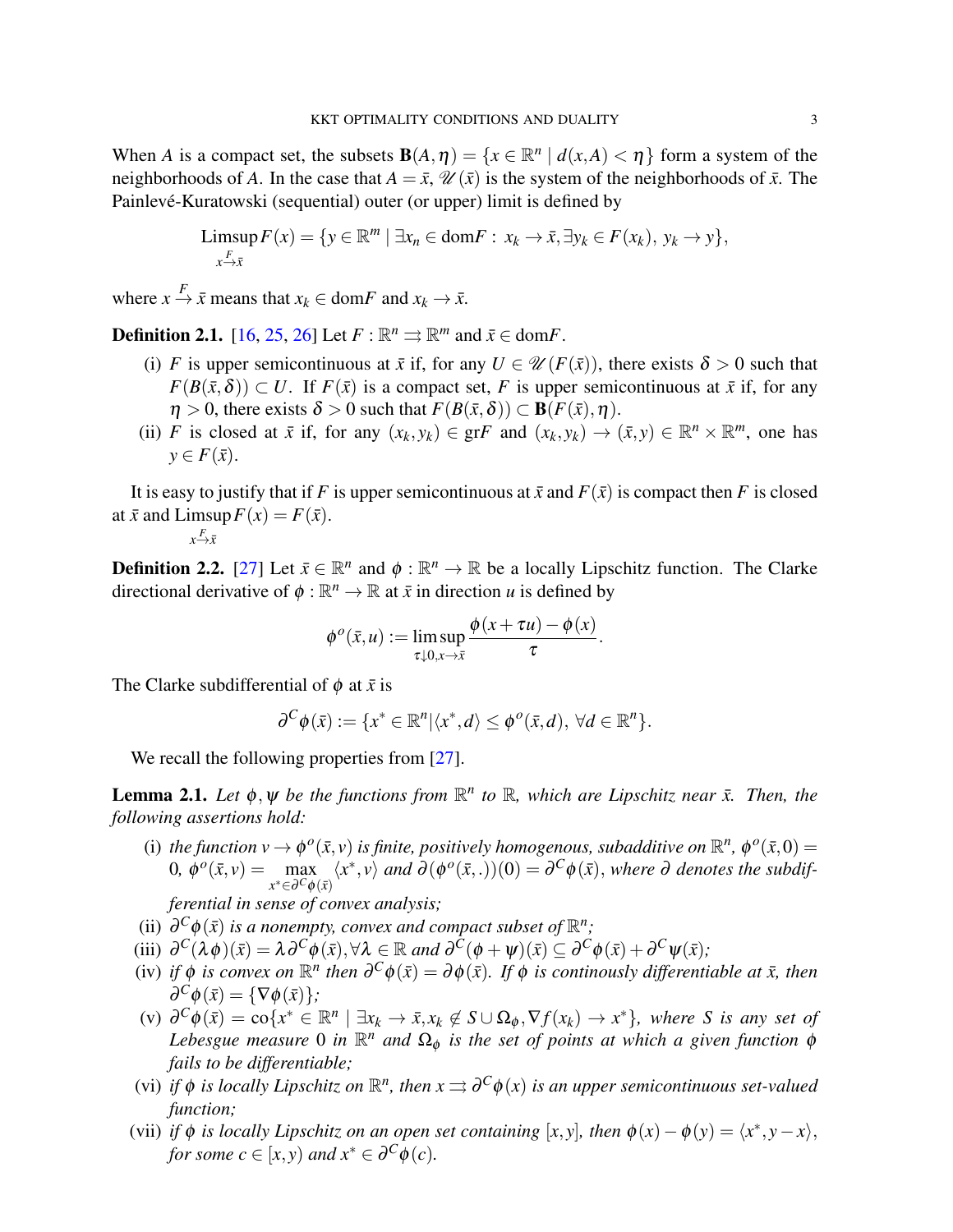When $A$ is a compact set, the subsets $\mathbf{B}(A,\eta) = \{x \in \mathbb{R}^n \mid d(x,A) < \eta\}$ form a system of the neighborhoods of $A$. In the case that $A = \bar{x}$, $\mathscr{U}(\bar{x})$ is the system of the neighborhoods of $\bar{x}$. The Painlevé-Kuratowski (sequential) outer (or upper) limit is defined by

$$\operatorname*{Limsup}_{x \xrightarrow{F} \bar{x}} F(x) = \{y \in \mathbb{R}^m \mid \exists x_n \in \text{dom}F: \ x_k \to \bar{x}, \exists y_k \in F(x_k), \ y_k \to y\},$$

where $x \xrightarrow{F} \bar{x}$ means that $x_k \in \text{dom}F$ and $x_k \to \bar{x}$.

**Definition 2.1.** [16, 25, 26] Let $F : \mathbb{R}^n \rightrightarrows \mathbb{R}^m$ and $\bar{x} \in \text{dom}F$.

(i) $F$ is upper semicontinuous at $\bar{x}$ if, for any $U \in \mathscr{U}(F(\bar{x}))$, there exists $\delta > 0$ such that $F(B(\bar{x},\delta)) \subset U$. If $F(\bar{x})$ is a compact set, $F$ is upper semicontinuous at $\bar{x}$ if, for any $\eta > 0$, there exists $\delta > 0$ such that $F(B(\bar{x},\delta)) \subset \mathbf{B}(F(\bar{x}),\eta)$.

(ii) $F$ is closed at $\bar{x}$ if, for any $(x_k,y_k) \in \text{gr}F$ and $(x_k,y_k) \to (\bar{x},y) \in \mathbb{R}^n \times \mathbb{R}^m$, one has $y \in F(\bar{x})$.

It is easy to justify that if $F$ is upper semicontinuous at $\bar{x}$ and $F(\bar{x})$ is compact then $F$ is closed at $\bar{x}$ and $\operatorname*{Limsup}_{x \xrightarrow{F} \bar{x}} F(x) = F(\bar{x})$.

**Definition 2.2.** [27] Let $\bar{x} \in \mathbb{R}^n$ and $\phi : \mathbb{R}^n \to \mathbb{R}$ be a locally Lipschitz function. The Clarke directional derivative of $\phi : \mathbb{R}^n \to \mathbb{R}$ at $\bar{x}$ in direction $u$ is defined by

$$\phi^o(\bar{x},u) := \limsup_{\tau \downarrow 0, x \to \bar{x}} \frac{\phi(x+\tau u) - \phi(x)}{\tau}.$$

The Clarke subdifferential of $\phi$ at $\bar{x}$ is

$$\partial^C \phi(\bar{x}) := \{x^* \in \mathbb{R}^n | \langle x^*, d\rangle \leq \phi^o(\bar{x},d), \ \forall d \in \mathbb{R}^n\}.$$

We recall the following properties from [27].

**Lemma 2.1.** *Let $\phi, \psi$ be the functions from $\mathbb{R}^n$ to $\mathbb{R}$, which are Lipschitz near $\bar{x}$. Then, the following assertions hold:*

(i) *the function $v \to \phi^o(\bar{x},v)$ is finite, positively homogenous, subadditive on $\mathbb{R}^n$, $\phi^o(\bar{x},0) = 0$, $\phi^o(\bar{x},v) = \max_{x^* \in \partial^C \phi(\bar{x})} \langle x^*, v\rangle$ and $\partial(\phi^o(\bar{x},.))(0) = \partial^C \phi(\bar{x})$, where $\partial$ denotes the subdifferential in sense of convex analysis;*

(ii) *$\partial^C \phi(\bar{x})$ is a nonempty, convex and compact subset of $\mathbb{R}^n$;*

(iii) *$\partial^C(\lambda \phi)(\bar{x}) = \lambda \partial^C \phi(\bar{x}), \forall \lambda \in \mathbb{R}$ and $\partial^C(\phi + \psi)(\bar{x}) \subseteq \partial^C \phi(\bar{x}) + \partial^C \psi(\bar{x})$;*

(iv) *if $\phi$ is convex on $\mathbb{R}^n$ then $\partial^C \phi(\bar{x}) = \partial \phi(\bar{x})$. If $\phi$ is continously differentiable at $\bar{x}$, then $\partial^C \phi(\bar{x}) = \{\nabla \phi(\bar{x})\}$;*

(v) *$\partial^C \phi(\bar{x}) = \text{co}\{x^* \in \mathbb{R}^n \mid \exists x_k \to \bar{x}, x_k \notin S \cup \Omega_\phi, \nabla f(x_k) \to x^*\}$, where $S$ is any set of Lebesgue measure $0$ in $\mathbb{R}^n$ and $\Omega_\phi$ is the set of points at which a given function $\phi$ fails to be differentiable;*

(vi) *if $\phi$ is locally Lipschitz on $\mathbb{R}^n$, then $x \rightrightarrows \partial^C \phi(x)$ is an upper semicontinuous set-valued function;*

(vii) *if $\phi$ is locally Lipschitz on an open set containing $[x,y]$, then $\phi(x) - \phi(y) = \langle x^*, y - x\rangle$, for some $c \in [x,y)$ and $x^* \in \partial^C \phi(c)$.*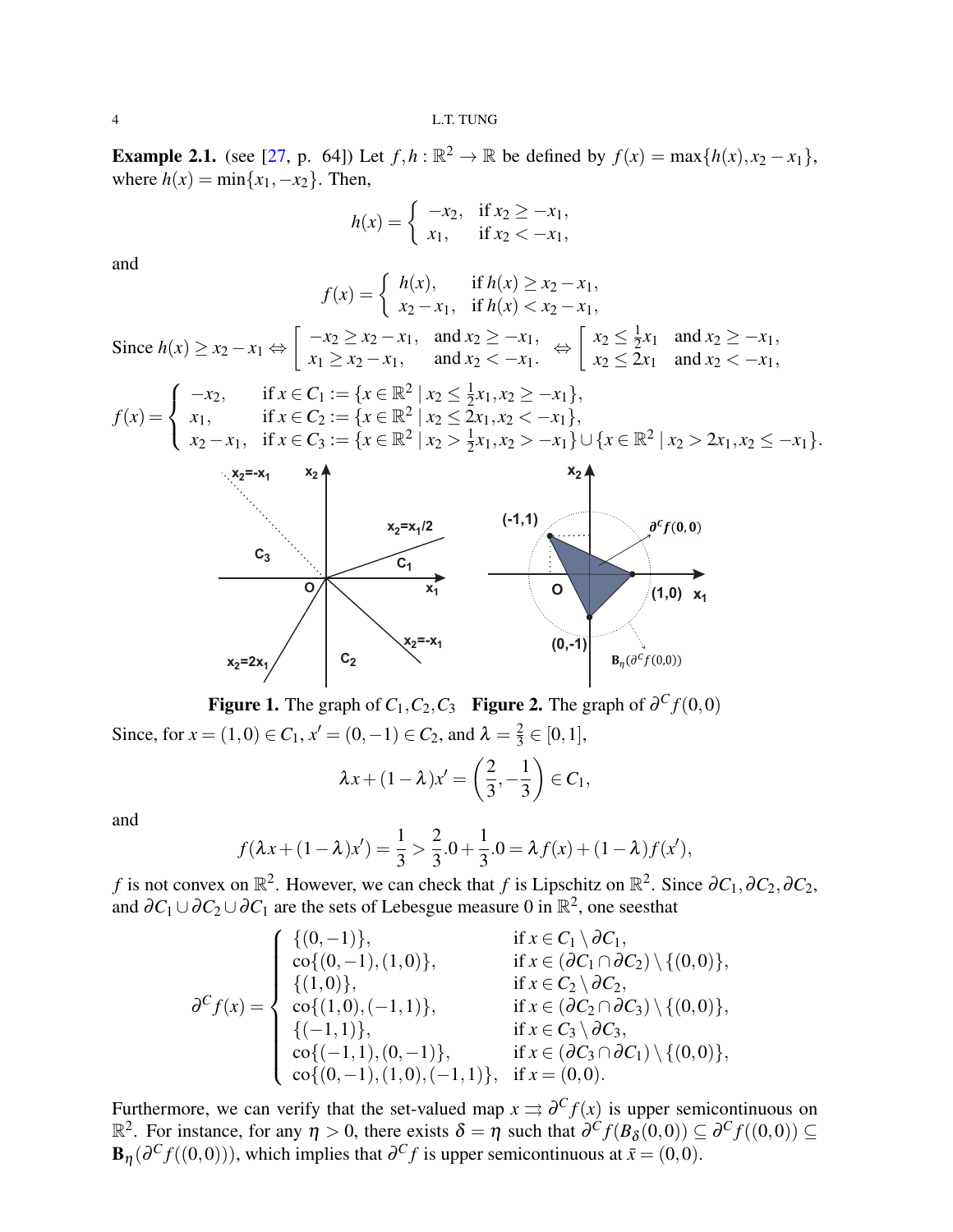**Example 2.1.** (see [27, p. 64]) Let $f, h : \mathbb{R}^2 \to \mathbb{R}$ be defined by $f(x) = \max\{h(x), x_2 - x_1\}$, where $h(x) = \min\{x_1, -x_2\}$. Then,

$$h(x) = \begin{cases} -x_2, & \text{if } x_2 \geq -x_1, \\ x_1, & \text{if } x_2 < -x_1, \end{cases}$$

and

$$f(x) = \begin{cases} h(x), & \text{if } h(x) \geq x_2 - x_1, \\ x_2 - x_1, & \text{if } h(x) < x_2 - x_1, \end{cases}$$

Since $h(x) \geq x_2 - x_1 \Leftrightarrow \left[\begin{array}{ll} -x_2 \geq x_2 - x_1, & \text{and } x_2 \geq -x_1, \\ x_1 \geq x_2 - x_1, & \text{and } x_2 < -x_1. \end{array}\right. \Leftrightarrow \left[\begin{array}{ll} x_2 \leq \frac{1}{2}x_1 & \text{and } x_2 \geq -x_1, \\ x_2 \leq 2x_1 & \text{and } x_2 < -x_1, \end{array}\right.$

$$f(x) = \begin{cases} -x_2, & \text{if } x \in C_1 := \{x \in \mathbb{R}^2 \mid x_2 \leq \frac{1}{2}x_1, x_2 \geq -x_1\}, \\ x_1, & \text{if } x \in C_2 := \{x \in \mathbb{R}^2 \mid x_2 \leq 2x_1, x_2 < -x_1\}, \\ x_2 - x_1, & \text{if } x \in C_3 := \{x \in \mathbb{R}^2 \mid x_2 > \frac{1}{2}x_1, x_2 > -x_1\} \cup \{x \in \mathbb{R}^2 \mid x_2 > 2x_1, x_2 \leq -x_1\}. \end{cases}$$

**Figure 1.** The graph of $C_1, C_2, C_3$ **Figure 2.** The graph of $\partial^C f(0,0)$

Since, for $x = (1,0) \in C_1$, $x' = (0,-1) \in C_2$, and $\lambda = \frac{2}{3} \in [0,1]$,

$$\lambda x + (1-\lambda)x' = \left(\frac{2}{3}, -\frac{1}{3}\right) \in C_1,$$

and

$$f(\lambda x + (1-\lambda)x') = \frac{1}{3} > \frac{2}{3}.0 + \frac{1}{3}.0 = \lambda f(x) + (1-\lambda) f(x'),$$

$f$ is not convex on $\mathbb{R}^2$. However, we can check that $f$ is Lipschitz on $\mathbb{R}^2$. Since $\partial C_1, \partial C_2, \partial C_2$, and $\partial C_1 \cup \partial C_2 \cup \partial C_1$ are the sets of Lebesgue measure 0 in $\mathbb{R}^2$, one seesthat

$$\partial^C f(x) = \begin{cases} \{(0,-1)\}, & \text{if } x \in C_1 \setminus \partial C_1, \\ \operatorname{co}\{(0,-1),(1,0)\}, & \text{if } x \in (\partial C_1 \cap \partial C_2) \setminus \{(0,0)\}, \\ \{(1,0)\}, & \text{if } x \in C_2 \setminus \partial C_2, \\ \operatorname{co}\{(1,0),(-1,1)\}, & \text{if } x \in (\partial C_2 \cap \partial C_3) \setminus \{(0,0)\}, \\ \{(-1,1)\}, & \text{if } x \in C_3 \setminus \partial C_3, \\ \operatorname{co}\{(-1,1),(0,-1)\}, & \text{if } x \in (\partial C_3 \cap \partial C_1) \setminus \{(0,0)\}, \\ \operatorname{co}\{(0,-1),(1,0),(-1,1)\}, & \text{if } x = (0,0). \end{cases}$$

Furthermore, we can verify that the set-valued map $x \rightrightarrows \partial^C f(x)$ is upper semicontinuous on $\mathbb{R}^2$. For instance, for any $\eta > 0$, there exists $\delta = \eta$ such that $\partial^C f(B_\delta(0,0)) \subseteq \partial^C f((0,0)) \subseteq \mathbf{B}_\eta(\partial^C f((0,0)))$, which implies that $\partial^C f$ is upper semicontinuous at $\bar{x} = (0,0)$.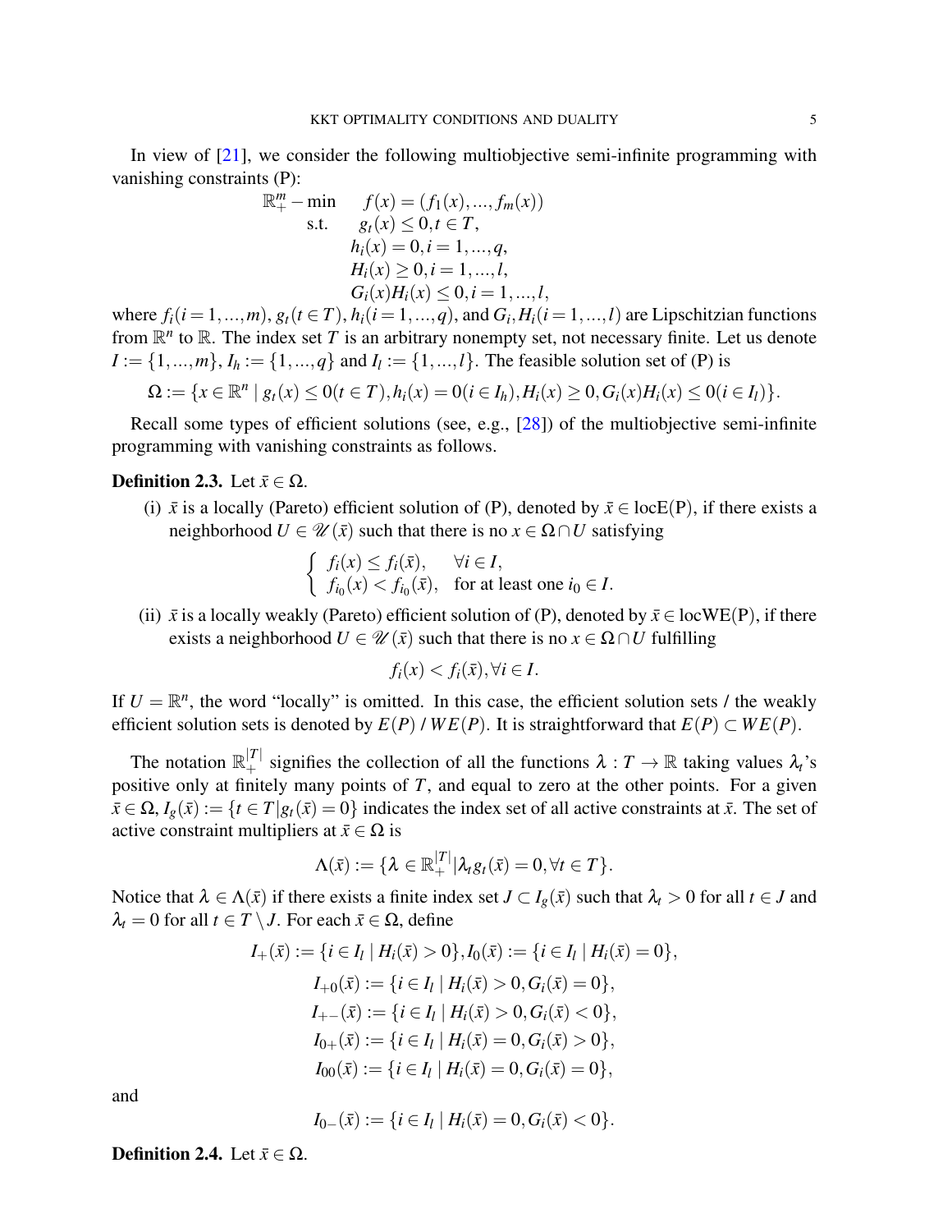In view of [21], we consider the following multiobjective semi-infinite programming with vanishing constraints (P):

$$
\begin{aligned}
\mathbb{R}^m_+ - \min \quad & f(x) = (f_1(x), \ldots, f_m(x)) \\
\text{s.t.} \quad & g_t(x) \leq 0, t \in T, \\
& h_i(x) = 0, i = 1, \ldots, q, \\
& H_i(x) \geq 0, i = 1, \ldots, l, \\
& G_i(x)H_i(x) \leq 0, i = 1, \ldots, l,
\end{aligned}
$$

where $f_i (i = 1, \ldots, m)$, $g_t (t \in T)$, $h_i (i = 1, \ldots, q)$, and $G_i, H_i (i = 1, \ldots, l)$ are Lipschitzian functions from $\mathbb{R}^n$ to $\mathbb{R}$. The index set $T$ is an arbitrary nonempty set, not necessary finite. Let us denote $I := \{1, \ldots, m\}$, $I_h := \{1, \ldots, q\}$ and $I_l := \{1, \ldots, l\}$. The feasible solution set of (P) is

$$\Omega := \{x \in \mathbb{R}^n \mid g_t(x) \leq 0 (t \in T), h_i(x) = 0 (i \in I_h), H_i(x) \geq 0, G_i(x)H_i(x) \leq 0 (i \in I_l)\}.$$

Recall some types of efficient solutions (see, e.g., [28]) of the multiobjective semi-infinite programming with vanishing constraints as follows.

**Definition 2.3.** Let $\bar{x} \in \Omega$.

(i) $\bar{x}$ is a locally (Pareto) efficient solution of (P), denoted by $\bar{x} \in \text{locE(P)}$, if there exists a neighborhood $U \in \mathscr{U}(\bar{x})$ such that there is no $x \in \Omega \cap U$ satisfying

$$\begin{cases} f_i(x) \leq f_i(\bar{x}), & \forall i \in I, \\ f_{i_0}(x) < f_{i_0}(\bar{x}), & \text{for at least one } i_0 \in I. \end{cases}$$

(ii) $\bar{x}$ is a locally weakly (Pareto) efficient solution of (P), denoted by $\bar{x} \in \text{locWE(P)}$, if there exists a neighborhood $U \in \mathscr{U}(\bar{x})$ such that there is no $x \in \Omega \cap U$ fulfilling

$$f_i(x) < f_i(\bar{x}), \forall i \in I.$$

If $U = \mathbb{R}^n$, the word "locally" is omitted. In this case, the efficient solution sets / the weakly efficient solution sets is denoted by $E(P)$ / $WE(P)$. It is straightforward that $E(P) \subset WE(P)$.

The notation $\mathbb{R}^{|T|}_+$ signifies the collection of all the functions $\lambda : T \to \mathbb{R}$ taking values $\lambda_t$'s positive only at finitely many points of $T$, and equal to zero at the other points. For a given $\bar{x} \in \Omega$, $I_g(\bar{x}) := \{t \in T | g_t(\bar{x}) = 0\}$ indicates the index set of all active constraints at $\bar{x}$. The set of active constraint multipliers at $\bar{x} \in \Omega$ is

$$\Lambda(\bar{x}) := \{\lambda \in \mathbb{R}^{|T|}_+ | \lambda_t g_t(\bar{x}) = 0, \forall t \in T\}.$$

Notice that $\lambda \in \Lambda(\bar{x})$ if there exists a finite index set $J \subset I_g(\bar{x})$ such that $\lambda_t > 0$ for all $t \in J$ and $\lambda_t = 0$ for all $t \in T \setminus J$. For each $\bar{x} \in \Omega$, define

$$
\begin{aligned}
I_+(\bar{x}) &:= \{i \in I_l \mid H_i(\bar{x}) > 0\}, I_0(\bar{x}) := \{i \in I_l \mid H_i(\bar{x}) = 0\}, \\
I_{+0}(\bar{x}) &:= \{i \in I_l \mid H_i(\bar{x}) > 0, G_i(\bar{x}) = 0\}, \\
I_{+-}(\bar{x}) &:= \{i \in I_l \mid H_i(\bar{x}) > 0, G_i(\bar{x}) < 0\}, \\
I_{0+}(\bar{x}) &:= \{i \in I_l \mid H_i(\bar{x}) = 0, G_i(\bar{x}) > 0\}, \\
I_{00}(\bar{x}) &:= \{i \in I_l \mid H_i(\bar{x}) = 0, G_i(\bar{x}) = 0\},
\end{aligned}
$$

and

$$I_{0-}(\bar{x}) := \{i \in I_l \mid H_i(\bar{x}) = 0, G_i(\bar{x}) < 0\}.$$

**Definition 2.4.** Let $\bar{x} \in \Omega$.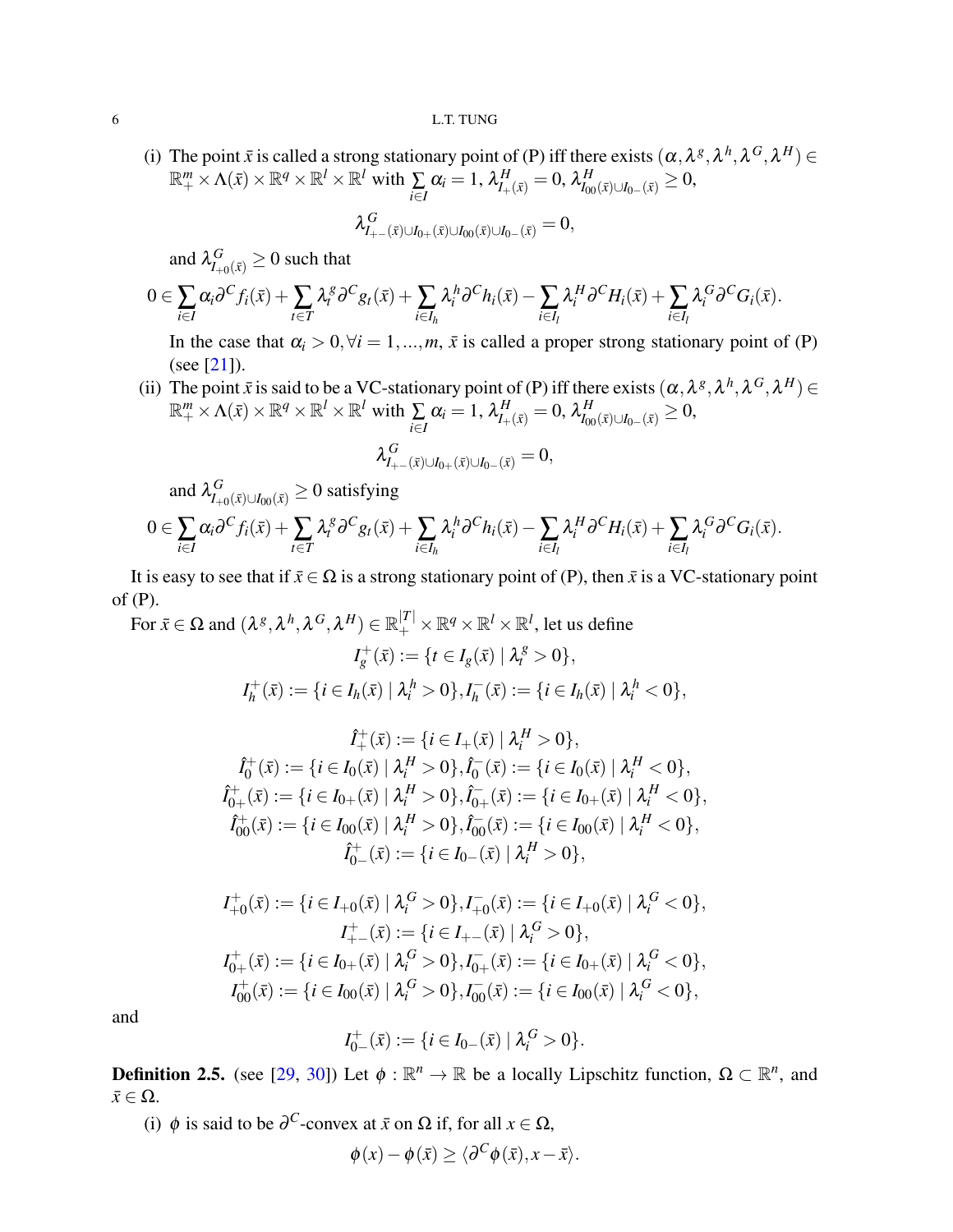(i) The point $\bar{x}$ is called a strong stationary point of (P) iff there exists $(\alpha, \lambda^g, \lambda^h, \lambda^G, \lambda^H) \in \mathbb{R}^m_+ \times \Lambda(\bar{x}) \times \mathbb{R}^q \times \mathbb{R}^l \times \mathbb{R}^l$ with $\sum_{i \in I} \alpha_i = 1$, $\lambda^H_{I_+(\bar{x})} = 0$, $\lambda^H_{I_{00}(\bar{x}) \cup I_{0-}(\bar{x})} \geq 0$,

$$\lambda^G_{I_{+-}(\bar{x}) \cup I_{0+}(\bar{x}) \cup I_{00}(\bar{x}) \cup I_{0-}(\bar{x})} = 0,$$

and $\lambda^G_{I_{+0}(\bar{x})} \geq 0$ such that

$$0 \in \sum_{i \in I} \alpha_i \partial^C f_i(\bar{x}) + \sum_{t \in T} \lambda^g_t \partial^C g_t(\bar{x}) + \sum_{i \in I_h} \lambda^h_i \partial^C h_i(\bar{x}) - \sum_{i \in I_l} \lambda^H_i \partial^C H_i(\bar{x}) + \sum_{i \in I_l} \lambda^G_i \partial^C G_i(\bar{x}).$$

In the case that $\alpha_i > 0, \forall i = 1, ..., m$, $\bar{x}$ is called a proper strong stationary point of (P) (see [21]).

(ii) The point $\bar{x}$ is said to be a VC-stationary point of (P) iff there exists $(\alpha, \lambda^g, \lambda^h, \lambda^G, \lambda^H) \in \mathbb{R}^m_+ \times \Lambda(\bar{x}) \times \mathbb{R}^q \times \mathbb{R}^l \times \mathbb{R}^l$ with $\sum_{i \in I} \alpha_i = 1$, $\lambda^H_{I_+(\bar{x})} = 0$, $\lambda^H_{I_{00}(\bar{x}) \cup I_{0-}(\bar{x})} \geq 0$,

$$\lambda^G_{I_{+-}(\bar{x}) \cup I_{0+}(\bar{x}) \cup I_{0-}(\bar{x})} = 0,$$

and $\lambda^G_{I_{+0}(\bar{x}) \cup I_{00}(\bar{x})} \geq 0$ satisfying

$$0 \in \sum_{i \in I} \alpha_i \partial^C f_i(\bar{x}) + \sum_{t \in T} \lambda^g_t \partial^C g_t(\bar{x}) + \sum_{i \in I_h} \lambda^h_i \partial^C h_i(\bar{x}) - \sum_{i \in I_l} \lambda^H_i \partial^C H_i(\bar{x}) + \sum_{i \in I_l} \lambda^G_i \partial^C G_i(\bar{x}).$$

It is easy to see that if $\bar{x} \in \Omega$ is a strong stationary point of (P), then $\bar{x}$ is a VC-stationary point of (P).

For $\bar{x} \in \Omega$ and $(\lambda^g, \lambda^h, \lambda^G, \lambda^H) \in \mathbb{R}^{|T|}_+ \times \mathbb{R}^q \times \mathbb{R}^l \times \mathbb{R}^l$, let us define

$$I^+_g(\bar{x}) := \{t \in I_g(\bar{x}) \mid \lambda^g_t > 0\},$$
$$I^+_h(\bar{x}) := \{i \in I_h(\bar{x}) \mid \lambda^h_i > 0\}, I^-_h(\bar{x}) := \{i \in I_h(\bar{x}) \mid \lambda^h_i < 0\},$$

$$\hat{I}^+_+(\bar{x}) := \{i \in I_+(\bar{x}) \mid \lambda^H_i > 0\},$$
$$\hat{I}^+_0(\bar{x}) := \{i \in I_0(\bar{x}) \mid \lambda^H_i > 0\}, \hat{I}^-_0(\bar{x}) := \{i \in I_0(\bar{x}) \mid \lambda^H_i < 0\},$$
$$\hat{I}^+_{0+}(\bar{x}) := \{i \in I_{0+}(\bar{x}) \mid \lambda^H_i > 0\}, \hat{I}^-_{0+}(\bar{x}) := \{i \in I_{0+}(\bar{x}) \mid \lambda^H_i < 0\},$$
$$\hat{I}^+_{00}(\bar{x}) := \{i \in I_{00}(\bar{x}) \mid \lambda^H_i > 0\}, \hat{I}^-_{00}(\bar{x}) := \{i \in I_{00}(\bar{x}) \mid \lambda^H_i < 0\},$$
$$\hat{I}^+_{0-}(\bar{x}) := \{i \in I_{0-}(\bar{x}) \mid \lambda^H_i > 0\},$$

$$I^+_{+0}(\bar{x}) := \{i \in I_{+0}(\bar{x}) \mid \lambda^G_i > 0\}, I^-_{+0}(\bar{x}) := \{i \in I_{+0}(\bar{x}) \mid \lambda^G_i < 0\},$$
$$I^+_{+-}(\bar{x}) := \{i \in I_{+-}(\bar{x}) \mid \lambda^G_i > 0\},$$
$$I^+_{0+}(\bar{x}) := \{i \in I_{0+}(\bar{x}) \mid \lambda^G_i > 0\}, I^-_{0+}(\bar{x}) := \{i \in I_{0+}(\bar{x}) \mid \lambda^G_i < 0\},$$
$$I^+_{00}(\bar{x}) := \{i \in I_{00}(\bar{x}) \mid \lambda^G_i > 0\}, I^-_{00}(\bar{x}) := \{i \in I_{00}(\bar{x}) \mid \lambda^G_i < 0\},$$

and

$$I^+_{0-}(\bar{x}) := \{i \in I_{0-}(\bar{x}) \mid \lambda^G_i > 0\}.$$

**Definition 2.5.** (see [29, 30]) Let $\phi : \mathbb{R}^n \to \mathbb{R}$ be a locally Lipschitz function, $\Omega \subset \mathbb{R}^n$, and $\bar{x} \in \Omega$.

(i) $\phi$ is said to be $\partial^C$-convex at $\bar{x}$ on $\Omega$ if, for all $x \in \Omega$,

$$\phi(x) - \phi(\bar{x}) \geq \langle \partial^C \phi(\bar{x}), x - \bar{x} \rangle.$$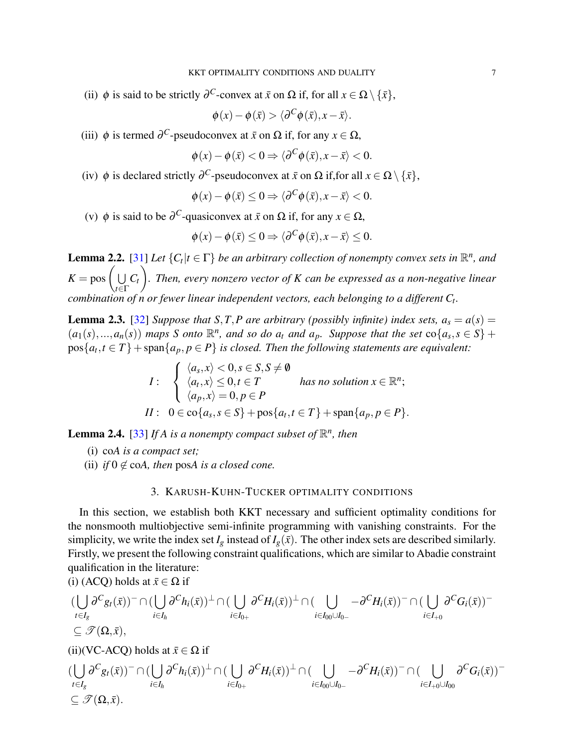(ii) $\phi$ is said to be strictly $\partial^C$-convex at $\bar{x}$ on $\Omega$ if, for all $x \in \Omega \setminus \{\bar{x}\}$,

$$\phi(x) - \phi(\bar{x}) > \langle \partial^C \phi(\bar{x}), x - \bar{x} \rangle.$$

(iii) $\phi$ is termed $\partial^C$-pseudoconvex at $\bar{x}$ on $\Omega$ if, for any $x \in \Omega$,

$$\phi(x) - \phi(\bar{x}) < 0 \Rightarrow \langle \partial^C \phi(\bar{x}), x - \bar{x} \rangle < 0.$$

(iv) $\phi$ is declared strictly $\partial^C$-pseudoconvex at $\bar{x}$ on $\Omega$ if,for all $x \in \Omega \setminus \{\bar{x}\}$,

$$\phi(x) - \phi(\bar{x}) \leq 0 \Rightarrow \langle \partial^C \phi(\bar{x}), x - \bar{x} \rangle < 0.$$

(v) $\phi$ is said to be $\partial^C$-quasiconvex at $\bar{x}$ on $\Omega$ if, for any $x \in \Omega$,

$$\phi(x) - \phi(\bar{x}) \leq 0 \Rightarrow \langle \partial^C \phi(\bar{x}), x - \bar{x} \rangle \leq 0.$$

**Lemma 2.2.** [31] *Let $\{C_t | t \in \Gamma\}$ be an arbitrary collection of nonempty convex sets in $\mathbb{R}^n$, and $K = \text{pos}\left(\bigcup_{t \in \Gamma} C_t\right)$. Then, every nonzero vector of $K$ can be expressed as a non-negative linear combination of $n$ or fewer linear independent vectors, each belonging to a different $C_t$.*

**Lemma 2.3.** [32] *Suppose that $S, T, P$ are arbitrary (possibly infinite) index sets, $a_s = a(s) = (a_1(s), ..., a_n(s))$ maps $S$ onto $\mathbb{R}^n$, and so do $a_t$ and $a_p$. Suppose that the set $\text{co}\{a_s, s \in S\} + \text{pos}\{a_t, t \in T\} + \text{span}\{a_p, p \in P\}$ is closed. Then the following statements are equivalent:*

$$I: \quad \begin{cases} \langle a_s, x \rangle < 0, s \in S, S \neq \emptyset \\ \langle a_t, x \rangle \leq 0, t \in T \\ \langle a_p, x \rangle = 0, p \in P \end{cases} \quad \textit{has no solution } x \in \mathbb{R}^n;$$

$$II: \quad 0 \in \text{co}\{a_s, s \in S\} + \text{pos}\{a_t, t \in T\} + \text{span}\{a_p, p \in P\}.$$

**Lemma 2.4.** [33] *If $A$ is a nonempty compact subset of $\mathbb{R}^n$, then*

(i) *co$A$ is a compact set;*
(ii) *if $0 \notin \text{co}A$, then pos$A$ is a closed cone.*

## 3. Karush-Kuhn-Tucker optimality conditions

In this section, we establish both KKT necessary and sufficient optimality conditions for the nonsmooth multiobjective semi-infinite programming with vanishing constraints. For the simplicity, we write the index set $I_g$ instead of $I_g(\bar{x})$. The other index sets are described similarly. Firstly, we present the following constraint qualifications, which are similar to Abadie constraint qualification in the literature:

(i) (ACQ) holds at $\bar{x} \in \Omega$ if

$$(\bigcup_{t \in I_g} \partial^C g_t(\bar{x}))^- \cap (\bigcup_{i \in I_h} \partial^C h_i(\bar{x}))^\perp \cap (\bigcup_{i \in I_{0+}} \partial^C H_i(\bar{x}))^\perp \cap (\bigcup_{i \in I_{00} \cup I_{0-}} -\partial^C H_i(\bar{x}))^- \cap (\bigcup_{i \in I_{+0}} \partial^C G_i(\bar{x}))^- \subseteq \mathscr{T}(\Omega, \bar{x}),$$

(ii)(VC-ACQ) holds at $\bar{x} \in \Omega$ if

$$(\bigcup_{t \in I_g} \partial^C g_t(\bar{x}))^- \cap (\bigcup_{i \in I_h} \partial^C h_i(\bar{x}))^\perp \cap (\bigcup_{i \in I_{0+}} \partial^C H_i(\bar{x}))^\perp \cap (\bigcup_{i \in I_{00} \cup I_{0-}} -\partial^C H_i(\bar{x}))^- \cap (\bigcup_{i \in I_{+0} \cup I_{00}} \partial^C G_i(\bar{x}))^- \subseteq \mathscr{T}(\Omega, \bar{x}).$$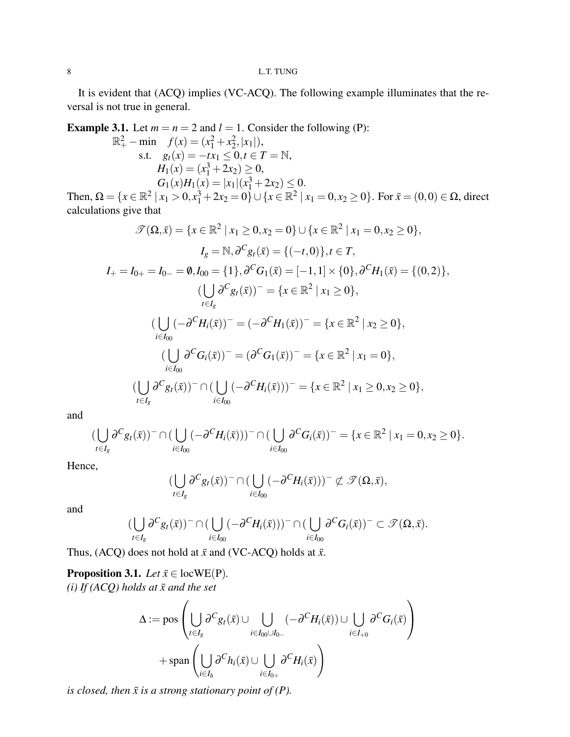It is evident that (ACQ) implies (VC-ACQ). The following example illuminates that the reversal is not true in general.

**Example 3.1.** Let $m = n = 2$ and $l = 1$. Consider the following (P):

$$
\begin{aligned}
\mathbb{R}^2_+ - \min \quad & f(x) = (x_1^2 + x_2^2, |x_1|),\\
\text{s.t.} \quad & g_t(x) = -tx_1 \leq 0, t \in T = \mathbb{N},\\
& H_1(x) = (x_1^3 + 2x_2) \geq 0,\\
& G_1(x)H_1(x) = |x_1|(x_1^3 + 2x_2) \leq 0.
\end{aligned}
$$

Then, $\Omega = \{x \in \mathbb{R}^2 \mid x_1 > 0, x_1^3 + 2x_2 = 0\} \cup \{x \in \mathbb{R}^2 \mid x_1 = 0, x_2 \geq 0\}$. For $\bar{x} = (0,0) \in \Omega$, direct calculations give that

$$\mathscr{T}(\Omega, \bar{x}) = \{x \in \mathbb{R}^2 \mid x_1 \geq 0, x_2 = 0\} \cup \{x \in \mathbb{R}^2 \mid x_1 = 0, x_2 \geq 0\},$$

$$I_g = \mathbb{N}, \partial^C g_t(\bar{x}) = \{(-t,0)\}, t \in T,$$

$$I_+ = I_{0+} = I_{0-} = \emptyset, I_{00} = \{1\}, \partial^C G_1(\bar{x}) = [-1,1] \times \{0\}, \partial^C H_1(\bar{x}) = \{(0,2)\},$$

$$(\bigcup_{t \in I_g} \partial^C g_t(\bar{x}))^- = \{x \in \mathbb{R}^2 \mid x_1 \geq 0\},$$

$$(\bigcup_{i \in I_{00}} (-\partial^C H_i(\bar{x}))^- = (-\partial^C H_1(\bar{x}))^- = \{x \in \mathbb{R}^2 \mid x_2 \geq 0\},$$

$$(\bigcup_{i \in I_{00}} \partial^C G_i(\bar{x}))^- = (\partial^C G_1(\bar{x}))^- = \{x \in \mathbb{R}^2 \mid x_1 = 0\},$$

$$(\bigcup_{t \in I_g} \partial^C g_t(\bar{x}))^- \cap (\bigcup_{i \in I_{00}} (-\partial^C H_i(\bar{x})))^- = \{x \in \mathbb{R}^2 \mid x_1 \geq 0, x_2 \geq 0\},$$

and

$$(\bigcup_{t \in I_g} \partial^C g_t(\bar{x}))^- \cap (\bigcup_{i \in I_{00}} (-\partial^C H_i(\bar{x})))^- \cap (\bigcup_{i \in I_{00}} \partial^C G_i(\bar{x}))^- = \{x \in \mathbb{R}^2 \mid x_1 = 0, x_2 \geq 0\}.$$

Hence,

$$(\bigcup_{t \in I_g} \partial^C g_t(\bar{x}))^- \cap (\bigcup_{i \in I_{00}} (-\partial^C H_i(\bar{x})))^- \not\subset \mathscr{T}(\Omega, \bar{x}),$$

and

$$(\bigcup_{t \in I_g} \partial^C g_t(\bar{x}))^- \cap (\bigcup_{i \in I_{00}} (-\partial^C H_i(\bar{x})))^- \cap (\bigcup_{i \in I_{00}} \partial^C G_i(\bar{x}))^- \subset \mathscr{T}(\Omega, \bar{x}).$$

Thus, (ACQ) does not hold at $\bar{x}$ and (VC-ACQ) holds at $\bar{x}$.

**Proposition 3.1.** *Let $\bar{x} \in \text{locWE(P)}$.*
*(i) If (ACQ) holds at $\bar{x}$ and the set*

$$
\begin{aligned}
\Delta := \text{pos}\left( \bigcup_{t \in I_g} \partial^C g_t(\bar{x}) \cup \bigcup_{i \in I_{00} \cup I_{0-}} (-\partial^C H_i(\bar{x})) \cup \bigcup_{i \in I_{+0}} \partial^C G_i(\bar{x}) \right)\\
+ \text{span}\left( \bigcup_{i \in I_h} \partial^C h_i(\bar{x}) \cup \bigcup_{i \in I_{0+}} \partial^C H_i(\bar{x}) \right)
\end{aligned}
$$

*is closed, then $\bar{x}$ is a strong stationary point of (P).*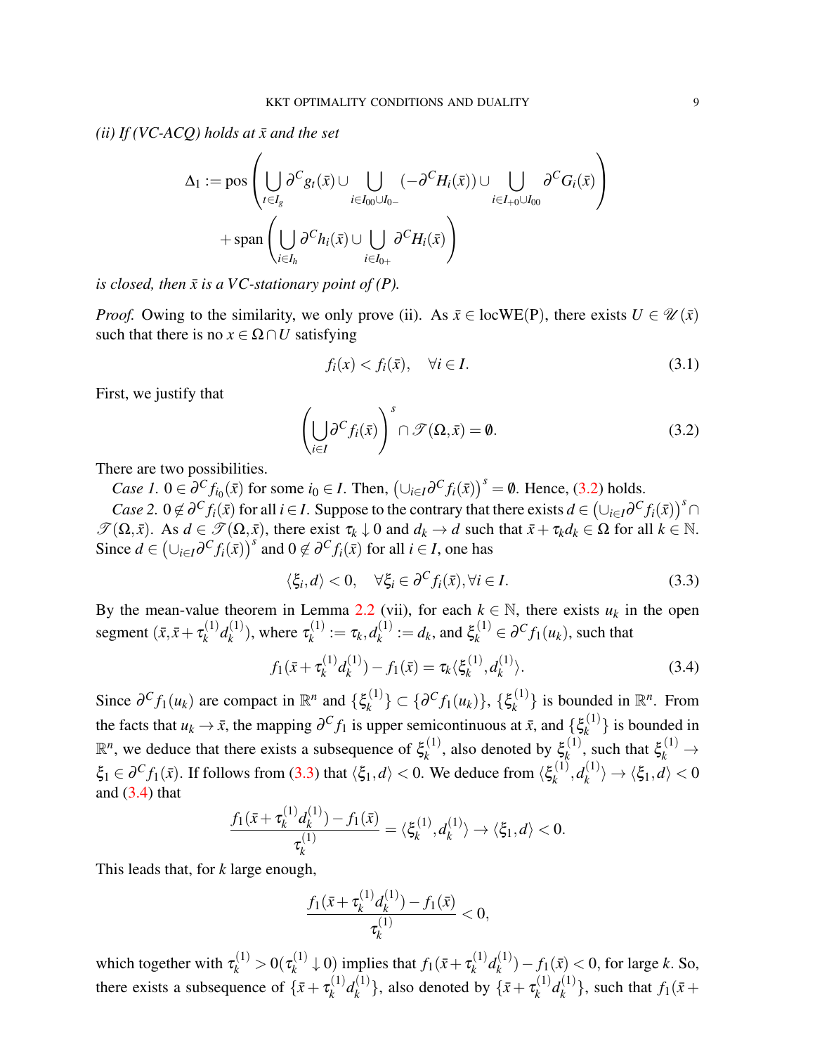*(ii) If (VC-ACQ) holds at $\bar{x}$ and the set*

$$\Delta_1 := \operatorname{pos}\left(\bigcup_{t\in I_g}\partial^C g_t(\bar{x}) \cup \bigcup_{i\in I_{00}\cup I_{0-}}(-\partial^C H_i(\bar{x})) \cup \bigcup_{i\in I_{+0}\cup I_{00}}\partial^C G_i(\bar{x})\right) + \operatorname{span}\left(\bigcup_{i\in I_h}\partial^C h_i(\bar{x}) \cup \bigcup_{i\in I_{0+}}\partial^C H_i(\bar{x})\right)$$

*is closed, then $\bar{x}$ is a VC-stationary point of (P).*

*Proof.* Owing to the similarity, we only prove (ii). As $\bar{x} \in \text{locWE(P)}$, there exists $U \in \mathscr{U}(\bar{x})$ such that there is no $x \in \Omega \cap U$ satisfying

$$f_i(x) < f_i(\bar{x}), \quad \forall i \in I. \tag{3.1}$$

First, we justify that

$$\left(\bigcup_{i\in I}\partial^C f_i(\bar{x})\right)^s \cap \mathscr{T}(\Omega,\bar{x}) = \emptyset. \tag{3.2}$$

There are two possibilities.

*Case 1.* $0 \in \partial^C f_{i_0}(\bar{x})$ for some $i_0 \in I$. Then, $\left(\cup_{i\in I}\partial^C f_i(\bar{x})\right)^s = \emptyset$. Hence, (3.2) holds.

*Case 2.* $0 \notin \partial^C f_i(\bar{x})$ for all $i \in I$. Suppose to the contrary that there exists $d \in \left(\cup_{i\in I}\partial^C f_i(\bar{x})\right)^s \cap \mathscr{T}(\Omega,\bar{x})$. As $d \in \mathscr{T}(\Omega,\bar{x})$, there exist $\tau_k \downarrow 0$ and $d_k \to d$ such that $\bar{x} + \tau_k d_k \in \Omega$ for all $k \in \mathbb{N}$. Since $d \in \left(\cup_{i\in I}\partial^C f_i(\bar{x})\right)^s$ and $0 \notin \partial^C f_i(\bar{x})$ for all $i \in I$, one has

$$\langle \xi_i, d\rangle < 0, \quad \forall \xi_i \in \partial^C f_i(\bar{x}), \forall i \in I. \tag{3.3}$$

By the mean-value theorem in Lemma 2.2 (vii), for each $k \in \mathbb{N}$, there exists $u_k$ in the open segment $(\bar{x}, \bar{x} + \tau_k^{(1)} d_k^{(1)})$, where $\tau_k^{(1)} := \tau_k, d_k^{(1)} := d_k$, and $\xi_k^{(1)} \in \partial^C f_1(u_k)$, such that

$$f_1(\bar{x} + \tau_k^{(1)} d_k^{(1)}) - f_1(\bar{x}) = \tau_k \langle \xi_k^{(1)}, d_k^{(1)}\rangle. \tag{3.4}$$

Since $\partial^C f_1(u_k)$ are compact in $\mathbb{R}^n$ and $\{\xi_k^{(1)}\} \subset \{\partial^C f_1(u_k)\}$, $\{\xi_k^{(1)}\}$ is bounded in $\mathbb{R}^n$. From the facts that $u_k \to \bar{x}$, the mapping $\partial^C f_1$ is upper semicontinuous at $\bar{x}$, and $\{\xi_k^{(1)}\}$ is bounded in $\mathbb{R}^n$, we deduce that there exists a subsequence of $\xi_k^{(1)}$, also denoted by $\xi_k^{(1)}$, such that $\xi_k^{(1)} \to \xi_1 \in \partial^C f_1(\bar{x})$. If follows from (3.3) that $\langle \xi_1, d\rangle < 0$. We deduce from $\langle \xi_k^{(1)}, d_k^{(1)}\rangle \to \langle \xi_1, d\rangle < 0$ and (3.4) that

$$\frac{f_1(\bar{x} + \tau_k^{(1)} d_k^{(1)}) - f_1(\bar{x})}{\tau_k^{(1)}} = \langle \xi_k^{(1)}, d_k^{(1)}\rangle \to \langle \xi_1, d\rangle < 0.$$

This leads that, for $k$ large enough,

$$\frac{f_1(\bar{x} + \tau_k^{(1)} d_k^{(1)}) - f_1(\bar{x})}{\tau_k^{(1)}} < 0,$$

which together with $\tau_k^{(1)} > 0 (\tau_k^{(1)} \downarrow 0)$ implies that $f_1(\bar{x} + \tau_k^{(1)} d_k^{(1)}) - f_1(\bar{x}) < 0$, for large $k$. So, there exists a subsequence of $\{\bar{x} + \tau_k^{(1)} d_k^{(1)}\}$, also denoted by $\{\bar{x} + \tau_k^{(1)} d_k^{(1)}\}$, such that $f_1(\bar{x} +$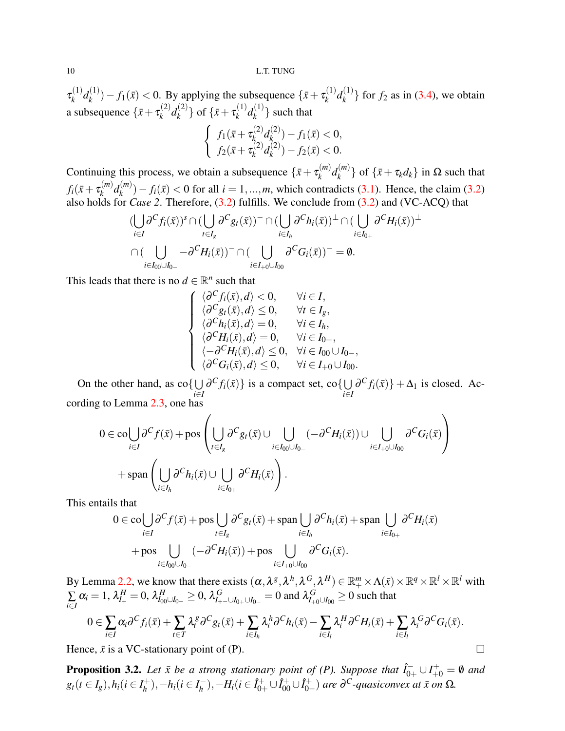$\tau_k^{(1)} d_k^{(1)}) - f_1(\bar{x}) < 0$. By applying the subsequence $\{\bar{x} + \tau_k^{(1)} d_k^{(1)}\}$ for $f_2$ as in (3.4), we obtain a subsequence $\{\bar{x} + \tau_k^{(2)} d_k^{(2)}\}$ of $\{\bar{x} + \tau_k^{(1)} d_k^{(1)}\}$ such that

$$
\begin{cases}
f_1(\bar{x} + \tau_k^{(2)} d_k^{(2)}) - f_1(\bar{x}) < 0, \\
f_2(\bar{x} + \tau_k^{(2)} d_k^{(2)}) - f_2(\bar{x}) < 0.
\end{cases}
$$

Continuing this process, we obtain a subsequence $\{\bar{x} + \tau_k^{(m)} d_k^{(m)}\}$ of $\{\bar{x} + \tau_k d_k\}$ in $\Omega$ such that $f_i(\bar{x} + \tau_k^{(m)} d_k^{(m)}) - f_i(\bar{x}) < 0$ for all $i = 1, ..., m$, which contradicts (3.1). Hence, the claim (3.2) also holds for *Case 2*. Therefore, (3.2) fulfills. We conclude from (3.2) and (VC-ACQ) that

$$
\begin{aligned}
&(\bigcup_{i \in I} \partial^C f_i(\bar{x}))^s \cap (\bigcup_{t \in I_g} \partial^C g_t(\bar{x}))^- \cap (\bigcup_{i \in I_h} \partial^C h_i(\bar{x}))^\perp \cap (\bigcup_{i \in I_{0+}} \partial^C H_i(\bar{x}))^\perp \\
&\cap (\bigcup_{i \in I_{00} \cup I_{0-}} -\partial^C H_i(\bar{x}))^- \cap (\bigcup_{i \in I_{+0} \cup I_{00}} \partial^C G_i(\bar{x}))^- = \emptyset.
\end{aligned}
$$

This leads that there is no $d \in \mathbb{R}^n$ such that

$$
\begin{cases}
\langle \partial^C f_i(\bar{x}), d \rangle < 0, & \forall i \in I, \\
\langle \partial^C g_t(\bar{x}), d \rangle \le 0, & \forall t \in I_g, \\
\langle \partial^C h_i(\bar{x}), d \rangle = 0, & \forall i \in I_h, \\
\langle \partial^C H_i(\bar{x}), d \rangle = 0, & \forall i \in I_{0+}, \\
\langle -\partial^C H_i(\bar{x}), d \rangle \le 0, & \forall i \in I_{00} \cup I_{0-}, \\
\langle \partial^C G_i(\bar{x}), d \rangle \le 0, & \forall i \in I_{+0} \cup I_{00}.
\end{cases}
$$

On the other hand, as $\mathrm{co}\{\bigcup_{i \in I} \partial^C f_i(\bar{x})\}$ is a compact set, $\mathrm{co}\{\bigcup_{i \in I} \partial^C f_i(\bar{x})\} + \Delta_1$ is closed. According to Lemma 2.3, one has

$$
\begin{aligned}
0 \in \mathrm{co} \bigcup_{i \in I} \partial^C f(\bar{x}) &+ \mathrm{pos} \left( \bigcup_{t \in I_g} \partial^C g_t(\bar{x}) \cup \bigcup_{i \in I_{00} \cup I_{0-}} (-\partial^C H_i(\bar{x})) \cup \bigcup_{i \in I_{+0} \cup I_{00}} \partial^C G_i(\bar{x}) \right) \\
&+ \mathrm{span} \left( \bigcup_{i \in I_h} \partial^C h_i(\bar{x}) \cup \bigcup_{i \in I_{0+}} \partial^C H_i(\bar{x}) \right).
\end{aligned}
$$

This entails that

$$
\begin{aligned}
0 \in \mathrm{co} \bigcup_{i \in I} \partial^C f(\bar{x}) &+ \mathrm{pos} \bigcup_{t \in I_g} \partial^C g_t(\bar{x}) + \mathrm{span} \bigcup_{i \in I_h} \partial^C h_i(\bar{x}) + \mathrm{span} \bigcup_{i \in I_{0+}} \partial^C H_i(\bar{x}) \\
&+ \mathrm{pos} \bigcup_{i \in I_{00} \cup I_{0-}} (-\partial^C H_i(\bar{x})) + \mathrm{pos} \bigcup_{i \in I_{+0} \cup I_{00}} \partial^C G_i(\bar{x}).
\end{aligned}
$$

By Lemma 2.2, we know that there exists $(\alpha, \lambda^g, \lambda^h, \lambda^G, \lambda^H) \in \mathbb{R}^m_+ \times \Lambda(\bar{x}) \times \mathbb{R}^q \times \mathbb{R}^l \times \mathbb{R}^l$ with $\sum_{i \in I} \alpha_i = 1$, $\lambda^H_{I_+} = 0$, $\lambda^H_{I_{00} \cup I_{0-}} \ge 0$, $\lambda^G_{I_{+-} \cup I_{0+} \cup I_{0-}} = 0$ and $\lambda^G_{I_{+0} \cup I_{00}} \ge 0$ such that

$$
0 \in \sum_{i \in I} \alpha_i \partial^C f_i(\bar{x}) + \sum_{t \in T} \lambda^g_t \partial^C g_t(\bar{x}) + \sum_{i \in I_h} \lambda^h_i \partial^C h_i(\bar{x}) - \sum_{i \in I_l} \lambda^H_i \partial^C H_i(\bar{x}) + \sum_{i \in I_l} \lambda^G_i \partial^C G_i(\bar{x}).
$$

Hence, $\bar{x}$ is a VC-stationary point of (P). $\square$

**Proposition 3.2.** *Let $\bar{x}$ be a strong stationary point of (P). Suppose that $\hat{I}^-_{0+} \cup I^+_{+0} = \emptyset$ and $g_t (t \in I_g), h_i (i \in I^+_h), -h_i (i \in I^-_h), -H_i (i \in \hat{I}^+_{0+} \cup \hat{I}^+_{00} \cup \hat{I}^+_{0-})$ are $\partial^C$-quasiconvex at $\bar{x}$ on $\Omega$.*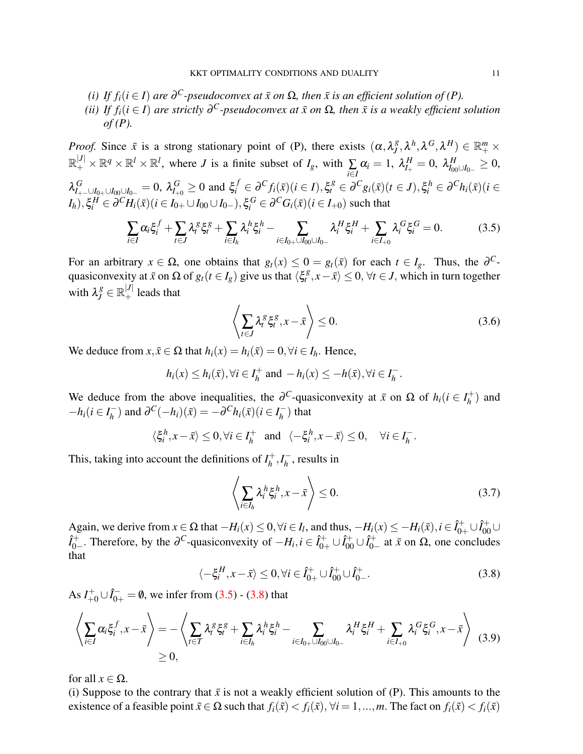*(i) If $f_i (i \in I)$ are $\partial^C$-pseudoconvex at $\bar{x}$ on $\Omega$, then $\bar{x}$ is an efficient solution of (P).*

*(ii) If $f_i (i \in I)$ are strictly $\partial^C$-pseudoconvex at $\bar{x}$ on $\Omega$, then $\bar{x}$ is a weakly efficient solution of (P).*

*Proof.* Since $\bar{x}$ is a strong stationary point of (P), there exists $(\alpha, \lambda_J^g, \lambda^h, \lambda^G, \lambda^H) \in \mathbb{R}_+^m \times \mathbb{R}_+^{|J|} \times \mathbb{R}^q \times \mathbb{R}^l \times \mathbb{R}^l$, where $J$ is a finite subset of $I_g$, with $\sum_{i \in I} \alpha_i = 1$, $\lambda_{I_+}^H = 0$, $\lambda_{I_{00} \cup I_{0-}}^H \geq 0$, $\lambda_{I_{+-} \cup I_{0+} \cup I_{00} \cup I_{0-}}^G = 0$, $\lambda_{I_{+0}}^G \geq 0$ and $\xi_i^f \in \partial^C f_i(\bar{x}) (i \in I), \xi_t^g \in \partial^C g_i(\bar{x}) (t \in J), \xi_i^h \in \partial^C h_i(\bar{x}) (i \in I_h), \xi_i^H \in \partial^C H_i(\bar{x}) (i \in I_{0+} \cup I_{00} \cup I_{0-}), \xi_i^G \in \partial^C G_i(\bar{x}) (i \in I_{+0})$ such that

$$\sum_{i \in I} \alpha_i \xi_i^f + \sum_{t \in J} \lambda_t^g \xi_t^g + \sum_{i \in I_h} \lambda_i^h \xi_i^h - \sum_{i \in I_{0+} \cup I_{00} \cup I_{0-}} \lambda_i^H \xi_i^H + \sum_{i \in I_{+0}} \lambda_i^G \xi_i^G = 0. \tag{3.5}$$

For an arbitrary $x \in \Omega$, one obtains that $g_t(x) \leq 0 = g_t(\bar{x})$ for each $t \in I_g$. Thus, the $\partial^C$-quasiconvexity at $\bar{x}$ on $\Omega$ of $g_t (t \in I_g)$ give us that $\langle \xi_t^g, x - \bar{x} \rangle \leq 0, \forall t \in J$, which in turn together with $\lambda_J^g \in \mathbb{R}_+^{|J|}$ leads that

$$\left\langle \sum_{t \in J} \lambda_t^g \xi_t^g, x - \bar{x} \right\rangle \leq 0. \tag{3.6}$$

We deduce from $x, \bar{x} \in \Omega$ that $h_i(x) = h_i(\bar{x}) = 0, \forall i \in I_h$. Hence,

$$h_i(x) \leq h_i(\bar{x}), \forall i \in I_h^+ \text{ and } -h_i(x) \leq -h(\bar{x}), \forall i \in I_h^-.$$

We deduce from the above inequalities, the $\partial^C$-quasiconvexity at $\bar{x}$ on $\Omega$ of $h_i (i \in I_h^+)$ and $-h_i (i \in I_h^-)$ and $\partial^C(-h_i)(\bar{x}) = -\partial^C h_i(\bar{x}) (i \in I_h^-)$ that

$$\langle \xi_i^h, x - \bar{x} \rangle \leq 0, \forall i \in I_h^+ \quad \text{and} \quad \langle -\xi_i^h, x - \bar{x} \rangle \leq 0, \quad \forall i \in I_h^-.$$

This, taking into account the definitions of $I_h^+, I_h^-$, results in

$$\left\langle \sum_{i \in I_h} \lambda_i^h \xi_i^h, x - \bar{x} \right\rangle \leq 0. \tag{3.7}$$

Again, we derive from $x \in \Omega$ that $-H_i(x) \leq 0, \forall i \in I_l$, and thus, $-H_i(x) \leq -H_i(\bar{x}), i \in \hat{I}_{0+}^+ \cup \hat{I}_{00}^+ \cup \hat{I}_{0-}^+$. Therefore, by the $\partial^C$-quasiconvexity of $-H_i, i \in \hat{I}_{0+}^+ \cup \hat{I}_{00}^+ \cup \hat{I}_{0-}^+$ at $\bar{x}$ on $\Omega$, one concludes that

$$\langle -\xi_i^H, x - \bar{x} \rangle \leq 0, \forall i \in \hat{I}_{0+}^+ \cup \hat{I}_{00}^+ \cup \hat{I}_{0-}^+. \tag{3.8}$$

As $I_{+0}^+ \cup \hat{I}_{0+}^- = \emptyset$, we infer from (3.5) - (3.8) that

$$\begin{aligned} \left\langle \sum_{i \in I} \alpha_i \xi_i^f, x - \bar{x} \right\rangle &= -\left\langle \sum_{t \in T} \lambda_t^g \xi_t^g + \sum_{i \in I_h} \lambda_i^h \xi_i^h - \sum_{i \in I_{0+} \cup I_{00} \cup I_{0-}} \lambda_i^H \xi_i^H + \sum_{i \in I_{+0}} \lambda_i^G \xi_i^G, x - \bar{x} \right\rangle \\ &\geq 0, \end{aligned} \tag{3.9}$$

for all $x \in \Omega$.

(i) Suppose to the contrary that $\bar{x}$ is not a weakly efficient solution of (P). This amounts to the existence of a feasible point $\tilde{x} \in \Omega$ such that $f_i(\tilde{x}) < f_i(\bar{x}), \forall i = 1, ..., m$. The fact on $f_i(\tilde{x}) < f_i(\bar{x})$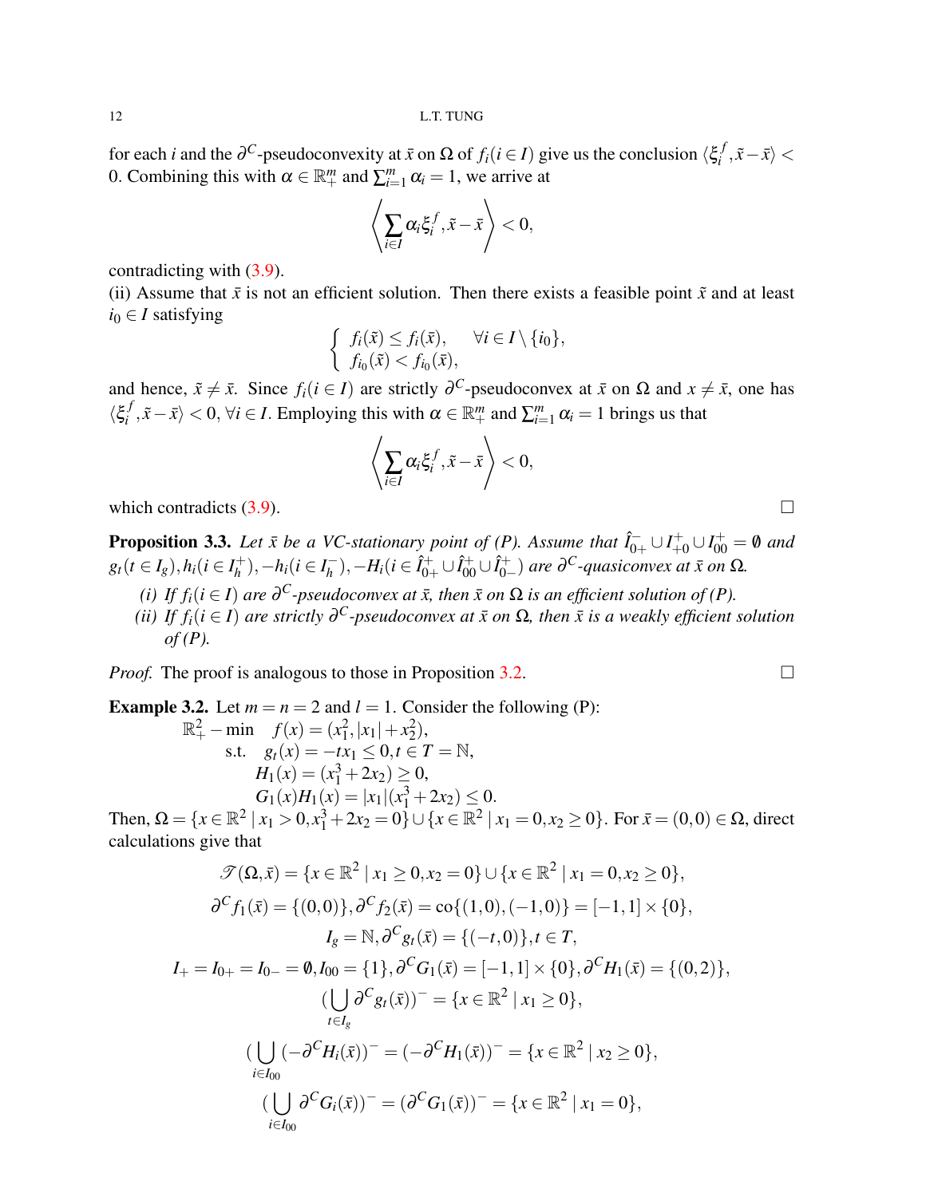for each $i$ and the $\partial^C$-pseudoconvexity at $\bar{x}$ on $\Omega$ of $f_i (i \in I)$ give us the conclusion $\langle \xi_i^f, \tilde{x} - \bar{x} \rangle < 0$. Combining this with $\alpha \in \mathbb{R}_+^m$ and $\sum_{i=1}^m \alpha_i = 1$, we arrive at

$$\left\langle \sum_{i \in I} \alpha_i \xi_i^f, \tilde{x} - \bar{x} \right\rangle < 0,$$

contradicting with (3.9).

(ii) Assume that $\bar{x}$ is not an efficient solution. Then there exists a feasible point $\tilde{x}$ and at least $i_0 \in I$ satisfying

$$\begin{cases} f_i(\tilde{x}) \leq f_i(\bar{x}), & \forall i \in I \setminus \{i_0\}, \\ f_{i_0}(\tilde{x}) < f_{i_0}(\bar{x}), \end{cases}$$

and hence, $\tilde{x} \neq \bar{x}$. Since $f_i (i \in I)$ are strictly $\partial^C$-pseudoconvex at $\bar{x}$ on $\Omega$ and $x \neq \bar{x}$, one has $\langle \xi_i^f, \tilde{x} - \bar{x} \rangle < 0, \forall i \in I$. Employing this with $\alpha \in \mathbb{R}_+^m$ and $\sum_{i=1}^m \alpha_i = 1$ brings us that

$$\left\langle \sum_{i \in I} \alpha_i \xi_i^f, \tilde{x} - \bar{x} \right\rangle < 0,$$

which contradicts (3.9). $\square$

**Proposition 3.3.** *Let $\bar{x}$ be a VC-stationary point of (P). Assume that $\hat{I}_{0+}^- \cup I_{+0}^+ \cup I_{00}^+ = \emptyset$ and $g_t (t \in I_g), h_i (i \in I_h^+), -h_i (i \in I_h^-), -H_i (i \in \hat{I}_{0+}^+ \cup \hat{I}_{00}^+ \cup \hat{I}_{0-}^+)$ are $\partial^C$-quasiconvex at $\bar{x}$ on $\Omega$.*

*(i) If $f_i (i \in I)$ are $\partial^C$-pseudoconvex at $\bar{x}$, then $\bar{x}$ on $\Omega$ is an efficient solution of (P).*

*(ii) If $f_i (i \in I)$ are strictly $\partial^C$-pseudoconvex at $\bar{x}$ on $\Omega$, then $\bar{x}$ is a weakly efficient solution of (P).*

*Proof.* The proof is analogous to those in Proposition 3.2. $\square$

**Example 3.2.** Let $m = n = 2$ and $l = 1$. Consider the following (P):

$$\begin{aligned}
\mathbb{R}_+^2 - \min \quad & f(x) = (x_1^2, |x_1| + x_2^2), \\
\text{s.t.} \quad & g_t(x) = -t x_1 \leq 0, t \in T = \mathbb{N}, \\
& H_1(x) = (x_1^3 + 2x_2) \geq 0, \\
& G_1(x) H_1(x) = |x_1|(x_1^3 + 2x_2) \leq 0.
\end{aligned}$$

Then, $\Omega = \{x \in \mathbb{R}^2 \mid x_1 > 0, x_1^3 + 2x_2 = 0\} \cup \{x \in \mathbb{R}^2 \mid x_1 = 0, x_2 \geq 0\}$. For $\bar{x} = (0,0) \in \Omega$, direct calculations give that

$$\mathscr{T}(\Omega, \bar{x}) = \{x \in \mathbb{R}^2 \mid x_1 \geq 0, x_2 = 0\} \cup \{x \in \mathbb{R}^2 \mid x_1 = 0, x_2 \geq 0\},$$

$$\partial^C f_1(\bar{x}) = \{(0,0)\}, \partial^C f_2(\bar{x}) = \text{co}\{(1,0), (-1,0)\} = [-1,1] \times \{0\},$$

$$I_g = \mathbb{N}, \partial^C g_t(\bar{x}) = \{(-t, 0)\}, t \in T,$$

$$I_+ = I_{0+} = I_{0-} = \emptyset, I_{00} = \{1\}, \partial^C G_1(\bar{x}) = [-1,1] \times \{0\}, \partial^C H_1(\bar{x}) = \{(0,2)\},$$

$$\left(\bigcup_{t \in I_g} \partial^C g_t(\bar{x})\right)^- = \{x \in \mathbb{R}^2 \mid x_1 \geq 0\},$$

$$\left(\bigcup_{i \in I_{00}} (-\partial^C H_i(\bar{x}))\right)^- = (-\partial^C H_1(\bar{x}))^- = \{x \in \mathbb{R}^2 \mid x_2 \geq 0\},$$

$$\left(\bigcup_{i \in I_{00}} \partial^C G_i(\bar{x})\right)^- = (\partial^C G_1(\bar{x}))^- = \{x \in \mathbb{R}^2 \mid x_1 = 0\},$$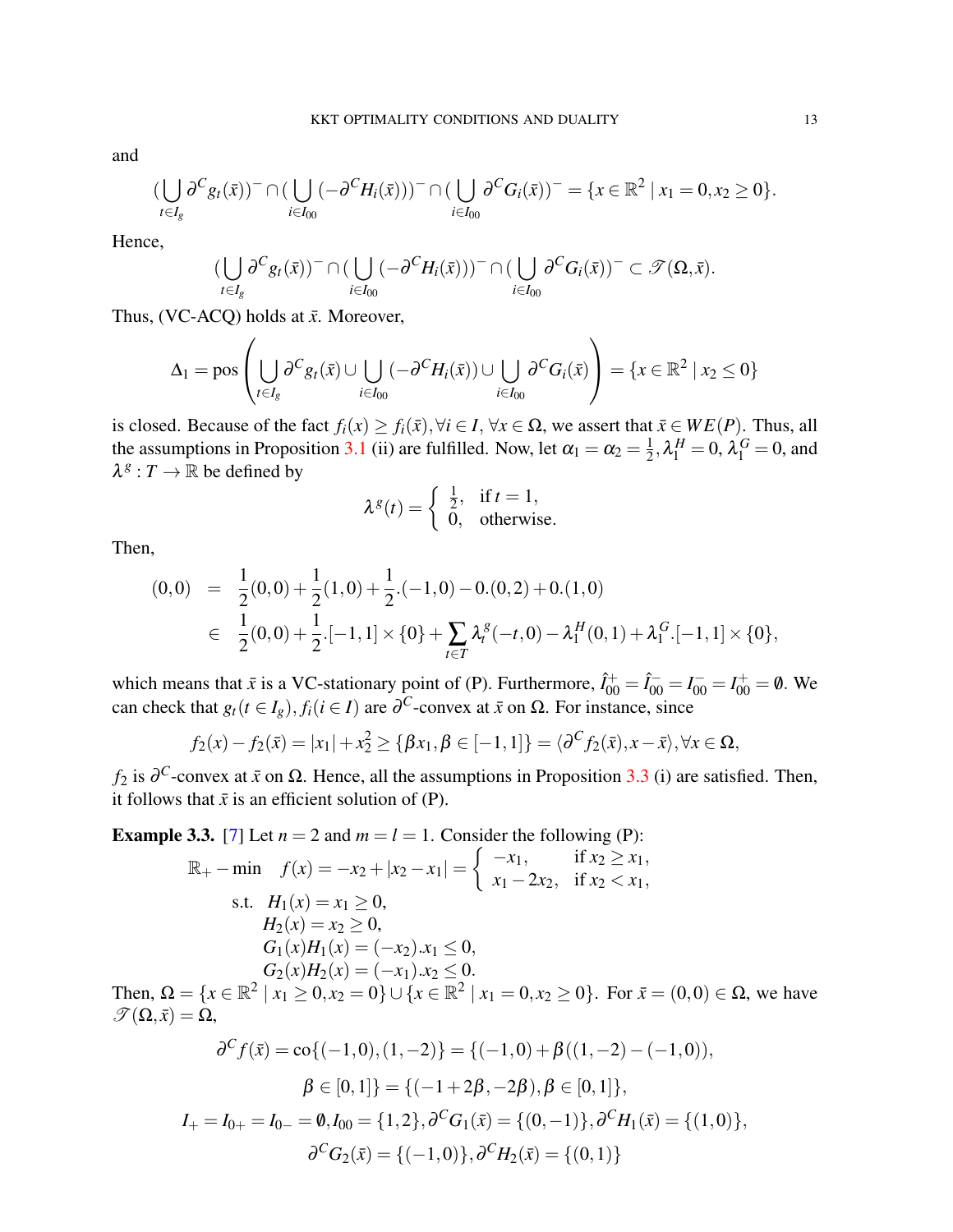and

$$(\bigcup_{t\in I_g}\partial^C g_t(\bar{x}))^- \cap (\bigcup_{i\in I_{00}}(-\partial^C H_i(\bar{x})))^- \cap (\bigcup_{i\in I_{00}}\partial^C G_i(\bar{x}))^- = \{x\in\mathbb{R}^2 \mid x_1=0, x_2\geq 0\}.$$

Hence,

$$(\bigcup_{t\in I_g}\partial^C g_t(\bar{x}))^- \cap (\bigcup_{i\in I_{00}}(-\partial^C H_i(\bar{x})))^- \cap (\bigcup_{i\in I_{00}}\partial^C G_i(\bar{x}))^- \subset \mathscr{T}(\Omega,\bar{x}).$$

Thus, (VC-ACQ) holds at $\bar{x}$. Moreover,

$$\Delta_1 = \operatorname{pos}\left(\bigcup_{t\in I_g}\partial^C g_t(\bar{x}) \cup \bigcup_{i\in I_{00}}(-\partial^C H_i(\bar{x})) \cup \bigcup_{i\in I_{00}}\partial^C G_i(\bar{x})\right) = \{x\in\mathbb{R}^2 \mid x_2\leq 0\}$$

is closed. Because of the fact $f_i(x)\geq f_i(\bar{x}), \forall i\in I$, $\forall x\in\Omega$, we assert that $\bar{x}\in WE(P)$. Thus, all the assumptions in Proposition 3.1 (ii) are fulfilled. Now, let $\alpha_1=\alpha_2=\frac{1}{2}, \lambda_1^H=0, \lambda_1^G=0$, and $\lambda^g: T\to\mathbb{R}$ be defined by

$$\lambda^g(t) = \begin{cases} \frac{1}{2}, & \text{if } t=1,\\ 0, & \text{otherwise.}\end{cases}$$

Then,

$$\begin{aligned}
(0,0) &= \frac{1}{2}(0,0)+\frac{1}{2}(1,0)+\frac{1}{2}.(-1,0)-0.(0,2)+0.(1,0)\\
&\in \frac{1}{2}(0,0)+\frac{1}{2}.[-1,1]\times\{0\}+\sum_{t\in T}\lambda_t^g(-t,0)-\lambda_1^H(0,1)+\lambda_1^G.[-1,1]\times\{0\},
\end{aligned}$$

which means that $\bar{x}$ is a VC-stationary point of (P). Furthermore, $\hat{I}_{00}^+=\hat{I}_{00}^-=I_{00}^-=I_{00}^+=\emptyset$. We can check that $g_t(t\in I_g), f_i(i\in I)$ are $\partial^C$-convex at $\bar{x}$ on $\Omega$. For instance, since

$$f_2(x)-f_2(\bar{x}) = |x_1|+x_2^2 \geq \{\beta x_1, \beta\in[-1,1]\} = \langle\partial^C f_2(\bar{x}), x-\bar{x}\rangle, \forall x\in\Omega,$$

$f_2$ is $\partial^C$-convex at $\bar{x}$ on $\Omega$. Hence, all the assumptions in Proposition 3.3 (i) are satisfied. Then, it follows that $\bar{x}$ is an efficient solution of (P).

**Example 3.3.** [7] Let $n=2$ and $m=l=1$. Consider the following (P):

$$\begin{aligned}
\mathbb{R}_+ - \min \quad & f(x) = -x_2+|x_2-x_1| = \begin{cases} -x_1, & \text{if } x_2\geq x_1,\\ x_1-2x_2, & \text{if } x_2<x_1,\end{cases}\\
\text{s.t.} \quad & H_1(x)=x_1\geq 0,\\
& H_2(x)=x_2\geq 0,\\
& G_1(x)H_1(x)=(-x_2).x_1\leq 0,\\
& G_2(x)H_2(x)=(-x_1).x_2\leq 0.
\end{aligned}$$

Then, $\Omega=\{x\in\mathbb{R}^2 \mid x_1\geq 0, x_2=0\}\cup\{x\in\mathbb{R}^2 \mid x_1=0, x_2\geq 0\}$. For $\bar{x}=(0,0)\in\Omega$, we have $\mathscr{T}(\Omega,\bar{x})=\Omega$,

$$\partial^C f(\bar{x}) = \operatorname{co}\{(-1,0),(1,-2)\} = \{(-1,0)+\beta((1,-2)-(-1,0)),$$

$$\beta\in[0,1]\} = \{(-1+2\beta,-2\beta), \beta\in[0,1]\},$$

$$I_+=I_{0+}=I_{0-}=\emptyset, I_{00}=\{1,2\}, \partial^C G_1(\bar{x})=\{(0,-1)\}, \partial^C H_1(\bar{x})=\{(1,0)\},$$

$$\partial^C G_2(\bar{x})=\{(-1,0)\}, \partial^C H_2(\bar{x})=\{(0,1)\}$$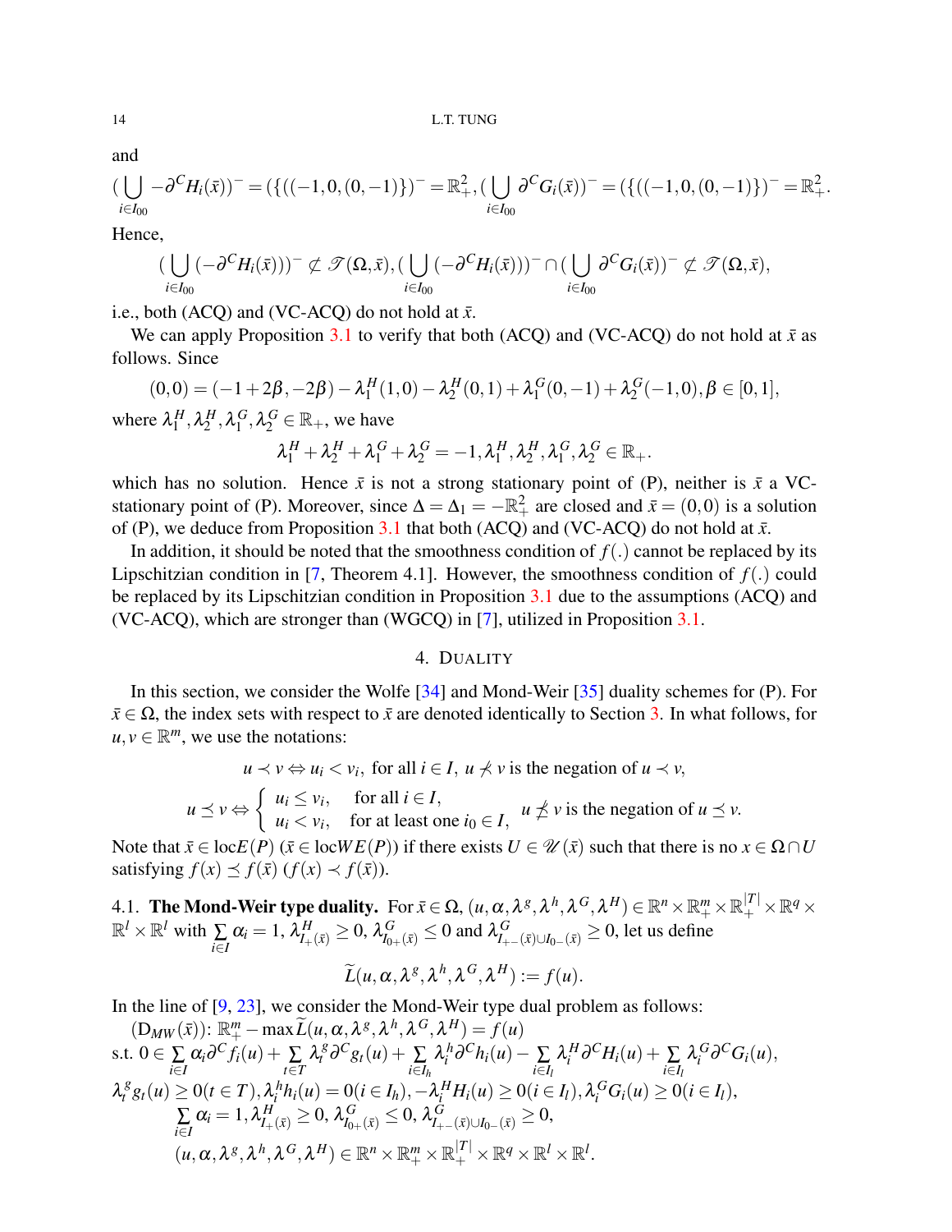and

$$(\bigcup_{i\in I_{00}} -\partial^C H_i(\bar{x}))^- = (\{((-1,0,(0,-1)\})^- = \mathbb{R}^2_+, (\bigcup_{i\in I_{00}} \partial^C G_i(\bar{x}))^- = (\{((-1,0,(0,-1)\})^- = \mathbb{R}^2_+.$$

Hence,

$$(\bigcup_{i\in I_{00}} (-\partial^C H_i(\bar{x})))^- \not\subset \mathscr{T}(\Omega,\bar{x}), (\bigcup_{i\in I_{00}} (-\partial^C H_i(\bar{x})))^- \cap (\bigcup_{i\in I_{00}} \partial^C G_i(\bar{x}))^- \not\subset \mathscr{T}(\Omega,\bar{x}),$$

i.e., both (ACQ) and (VC-ACQ) do not hold at $\bar{x}$.

We can apply Proposition 3.1 to verify that both (ACQ) and (VC-ACQ) do not hold at $\bar{x}$ as follows. Since

$$(0,0) = (-1+2\beta,-2\beta) - \lambda_1^H(1,0) - \lambda_2^H(0,1) + \lambda_1^G(0,-1) + \lambda_2^G(-1,0), \beta \in [0,1],$$

where $\lambda_1^H, \lambda_2^H, \lambda_1^G, \lambda_2^G \in \mathbb{R}_+$, we have

$$\lambda_1^H + \lambda_2^H + \lambda_1^G + \lambda_2^G = -1, \lambda_1^H, \lambda_2^H, \lambda_1^G, \lambda_2^G \in \mathbb{R}_+.$$

which has no solution. Hence $\bar{x}$ is not a strong stationary point of (P), neither is $\bar{x}$ a VC-stationary point of (P). Moreover, since $\Delta = \Delta_1 = -\mathbb{R}^2_+$ are closed and $\bar{x} = (0,0)$ is a solution of (P), we deduce from Proposition 3.1 that both (ACQ) and (VC-ACQ) do not hold at $\bar{x}$.

In addition, it should be noted that the smoothness condition of $f(.)$ cannot be replaced by its Lipschitzian condition in [7, Theorem 4.1]. However, the smoothness condition of $f(.)$ could be replaced by its Lipschitzian condition in Proposition 3.1 due to the assumptions (ACQ) and (VC-ACQ), which are stronger than (WGCQ) in [7], utilized in Proposition 3.1.

## 4. Duality

In this section, we consider the Wolfe [34] and Mond-Weir [35] duality schemes for (P). For $\bar{x} \in \Omega$, the index sets with respect to $\bar{x}$ are denoted identically to Section 3. In what follows, for $u, v \in \mathbb{R}^m$, we use the notations:

$$u \prec v \Leftrightarrow u_i < v_i, \text{ for all } i \in I, \ u \nprec v \text{ is the negation of } u \prec v,$$

$$u \preceq v \Leftrightarrow \begin{cases} u_i \le v_i, & \text{for all } i \in I, \\ u_i < v_i, & \text{for at least one } i_0 \in I, \end{cases} \quad u \npreceq v \text{ is the negation of } u \preceq v.$$

Note that $\bar{x} \in \text{loc}E(P)$ ($\bar{x} \in \text{loc}WE(P)$) if there exists $U \in \mathscr{U}(\bar{x})$ such that there is no $x \in \Omega \cap U$ satisfying $f(x) \preceq f(\bar{x})$ ($f(x) \prec f(\bar{x})$).

### 4.1. The Mond-Weir type duality.

For $\bar{x} \in \Omega$, $(u,\alpha,\lambda^g,\lambda^h,\lambda^G,\lambda^H) \in \mathbb{R}^n \times \mathbb{R}^m_+ \times \mathbb{R}^{|T|}_+ \times \mathbb{R}^q \times \mathbb{R}^l \times \mathbb{R}^l$ with $\sum_{i\in I} \alpha_i = 1$, $\lambda^H_{I_+(\bar{x})} \ge 0$, $\lambda^G_{I_{0+}(\bar{x})} \le 0$ and $\lambda^G_{I_{+-}(\bar{x})\cup I_{0-}(\bar{x})} \ge 0$, let us define

$$\widetilde{L}(u,\alpha,\lambda^g,\lambda^h,\lambda^G,\lambda^H) := f(u).$$

In the line of [9, 23], we consider the Mond-Weir type dual problem as follows:

$(\text{D}_{MW}(\bar{x}))$: $\mathbb{R}^m_+ - \max \widetilde{L}(u,\alpha,\lambda^g,\lambda^h,\lambda^G,\lambda^H) = f(u)$

s.t. $0 \in \sum_{i\in I} \alpha_i \partial^C f_i(u) + \sum_{t\in T} \lambda^g_t \partial^C g_t(u) + \sum_{i\in I_h} \lambda^h_i \partial^C h_i(u) - \sum_{i\in I_l} \lambda^H_i \partial^C H_i(u) + \sum_{i\in I_l} \lambda^G_i \partial^C G_i(u)$,

$\lambda^g_t g_t(u) \ge 0 (t \in T), \lambda^h_i h_i(u) = 0 (i \in I_h), -\lambda^H_i H_i(u) \ge 0 (i \in I_l), \lambda^G_i G_i(u) \ge 0 (i \in I_l)$,

$\sum_{i\in I} \alpha_i = 1, \lambda^H_{I_+(\bar{x})} \ge 0, \lambda^G_{I_{0+}(\bar{x})} \le 0, \lambda^G_{I_{+-}(\bar{x})\cup I_{0-}(\bar{x})} \ge 0$,

$(u,\alpha,\lambda^g,\lambda^h,\lambda^G,\lambda^H) \in \mathbb{R}^n \times \mathbb{R}^m_+ \times \mathbb{R}^{|T|}_+ \times \mathbb{R}^q \times \mathbb{R}^l \times \mathbb{R}^l$.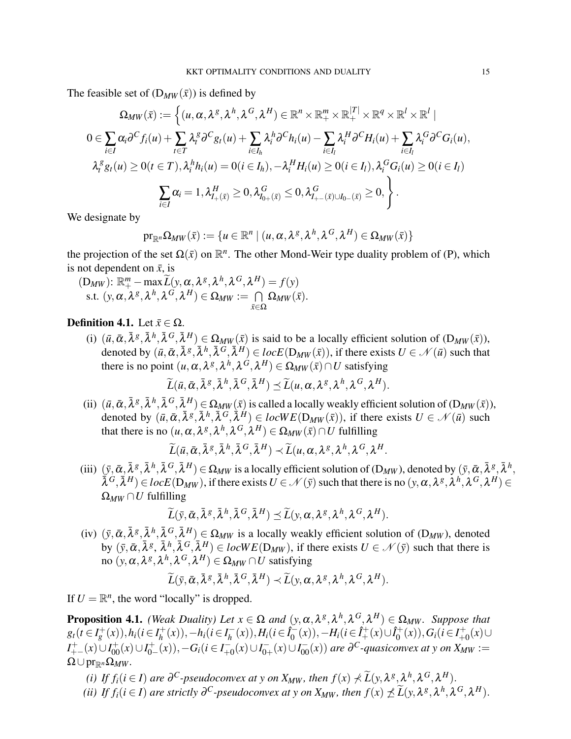The feasible set of $(\mathrm{D}_{MW}(\bar{x}))$ is defined by

$$
\Omega_{MW}(\bar{x}) := \Big\{(u,\alpha,\lambda^g,\lambda^h,\lambda^G,\lambda^H) \in \mathbb{R}^n \times \mathbb{R}^m_+ \times \mathbb{R}^{|T|}_+ \times \mathbb{R}^q \times \mathbb{R}^l \times \mathbb{R}^l \mid
$$

$$
0 \in \sum_{i\in I} \alpha_i \partial^C f_i(u) + \sum_{t\in T} \lambda_t^g \partial^C g_t(u) + \sum_{i\in I_h} \lambda_i^h \partial^C h_i(u) - \sum_{i\in I_l} \lambda_i^H \partial^C H_i(u) + \sum_{i\in I_l} \lambda_i^G \partial^C G_i(u),
$$

$$
\lambda_t^g g_t(u) \geq 0 (t\in T), \lambda_i^h h_i(u) = 0 (i \in I_h), -\lambda_i^H H_i(u) \geq 0 (i\in I_l), \lambda_i^G G_i(u) \geq 0 (i \in I_l)
$$

$$
\sum_{i\in I} \alpha_i = 1, \lambda^H_{I_+(\bar{x})} \geq 0, \lambda^G_{I_{0+}(\bar{x})} \leq 0, \lambda^G_{I_{+-}(\bar{x})\cup I_{0-}(\bar{x})} \geq 0, \Big\}.
$$

We designate by

$$
\mathrm{pr}_{\mathbb{R}^n}\Omega_{MW}(\bar{x}) := \{u \in \mathbb{R}^n \mid (u,\alpha,\lambda^g,\lambda^h,\lambda^G,\lambda^H) \in \Omega_{MW}(\bar{x})\}
$$

the projection of the set $\Omega(\bar{x})$ on $\mathbb{R}^n$. The other Mond-Weir type duality problem of (P), which is not dependent on $\bar{x}$, is

$(\mathrm{D}_{MW})$: $\mathbb{R}^m_+ - \max \widetilde{L}(y,\alpha,\lambda^g,\lambda^h,\lambda^G,\lambda^H) = f(y)$
s.t. $(y,\alpha,\lambda^g,\lambda^h,\lambda^G,\lambda^H) \in \Omega_{MW} := \bigcap\limits_{\bar{x}\in\Omega} \Omega_{MW}(\bar{x})$.

**Definition 4.1.** Let $\bar{x} \in \Omega$.

(i) $(\bar{u},\bar{\alpha},\bar{\lambda}^g,\bar{\lambda}^h,\bar{\lambda}^G,\bar{\lambda}^H) \in \Omega_{MW}(\bar{x})$ is said to be a locally efficient solution of $(\mathrm{D}_{MW}(\bar{x}))$, denoted by $(\bar{u},\bar{\alpha},\bar{\lambda}^g,\bar{\lambda}^h,\bar{\lambda}^G,\bar{\lambda}^H) \in locE(\mathrm{D}_{MW}(\bar{x}))$, if there exists $U \in \mathcal{N}(\bar{u})$ such that there is no point $(u,\alpha,\lambda^g,\lambda^h,\lambda^G,\lambda^H) \in \Omega_{MW}(\bar{x}) \cap U$ satisfying
$$\widetilde{L}(\bar{u},\bar{\alpha},\bar{\lambda}^g,\bar{\lambda}^h,\bar{\lambda}^G,\bar{\lambda}^H) \preceq \widetilde{L}(u,\alpha,\lambda^g,\lambda^h,\lambda^G,\lambda^H).$$

(ii) $(\bar{u},\bar{\alpha},\bar{\lambda}^g,\bar{\lambda}^h,\bar{\lambda}^G,\bar{\lambda}^H) \in \Omega_{MW}(\bar{x})$ is called a locally weakly efficient solution of $(\mathrm{D}_{MW}(\bar{x}))$, denoted by $(\bar{u},\bar{\alpha},\bar{\lambda}^g,\bar{\lambda}^h,\bar{\lambda}^G,\bar{\lambda}^H) \in locWE(\mathrm{D}_{MW}(\bar{x}))$, if there exists $U \in \mathcal{N}(\bar{u})$ such that there is no $(u,\alpha,\lambda^g,\lambda^h,\lambda^G,\lambda^H) \in \Omega_{MW}(\bar{x}) \cap U$ fulfilling
$$\widetilde{L}(\bar{u},\bar{\alpha},\bar{\lambda}^g,\bar{\lambda}^h,\bar{\lambda}^G,\bar{\lambda}^H) \prec \widetilde{L}(u,\alpha,\lambda^g,\lambda^h,\lambda^G,\lambda^H.$$

(iii) $(\bar{y},\bar{\alpha},\bar{\lambda}^g,\bar{\lambda}^h,\bar{\lambda}^G,\bar{\lambda}^H) \in \Omega_{MW}$ is a locally efficient solution of $(\mathrm{D}_{MW})$, denoted by $(\bar{y},\bar{\alpha},\bar{\lambda}^g,\bar{\lambda}^h,\bar{\lambda}^G,\bar{\lambda}^H) \in locE(\mathrm{D}_{MW})$, if there exists $U \in \mathcal{N}(\bar{y})$ such that there is no $(y,\alpha,\lambda^g,\lambda^h,\lambda^G,\lambda^H) \in \Omega_{MW} \cap U$ fulfilling
$$\widetilde{L}(\bar{y},\bar{\alpha},\bar{\lambda}^g,\bar{\lambda}^h,\bar{\lambda}^G,\bar{\lambda}^H) \preceq \widetilde{L}(y,\alpha,\lambda^g,\lambda^h,\lambda^G,\lambda^H).$$

(iv) $(\bar{y},\bar{\alpha},\bar{\lambda}^g,\bar{\lambda}^h,\bar{\lambda}^G,\bar{\lambda}^H) \in \Omega_{MW}$ is a locally weakly efficient solution of $(\mathrm{D}_{MW})$, denoted by $(\bar{y},\bar{\alpha},\bar{\lambda}^g,\bar{\lambda}^h,\bar{\lambda}^G,\bar{\lambda}^H) \in locWE(\mathrm{D}_{MW})$, if there exists $U \in \mathcal{N}(\bar{y})$ such that there is no $(y,\alpha,\lambda^g,\lambda^h,\lambda^G,\lambda^H) \in \Omega_{MW} \cap U$ satisfying
$$\widetilde{L}(\bar{y},\bar{\alpha},\bar{\lambda}^g,\bar{\lambda}^h,\bar{\lambda}^G,\bar{\lambda}^H) \prec \widetilde{L}(y,\alpha,\lambda^g,\lambda^h,\lambda^G,\lambda^H).$$

If $U = \mathbb{R}^n$, the word "locally" is dropped.

**Proposition 4.1.** *(Weak Duality) Let $x \in \Omega$ and $(y,\alpha,\lambda^g,\lambda^h,\lambda^G,\lambda^H) \in \Omega_{MW}$. Suppose that $g_t (t\in I_g^+(x)), h_i (i\in I_h^+(x)), -h_i (i \in I_h^-(x)), H_i (i\in \hat{I}_0^-(x)), -H_i (i \in \hat{I}_+^+(x) \cup \hat{I}_0^+(x)), G_i (i \in I_{+0}^+(x) \cup I_{+-}^+(x) \cup I_{00}^+(x) \cup I_{0-}^+(x)), -G_i (i\in I_{+0}^-(x) \cup I_{0+}^-(x) \cup I_{00}^-(x))$ are $\partial^C$-quasiconvex at $y$ on $X_{MW} := \Omega \cup \mathrm{pr}_{\mathbb{R}^n}\Omega_{MW}$.*

*(i) If $f_i (i\in I)$ are $\partial^C$-pseudoconvex at $y$ on $X_{MW}$, then $f(x) \nprec \widetilde{L}(y,\lambda^g,\lambda^h,\lambda^G,\lambda^H)$.*

*(ii) If $f_i (i \in I)$ are strictly $\partial^C$-pseudoconvex at $y$ on $X_{MW}$, then $f(x) \npreceq \widetilde{L}(y,\lambda^g,\lambda^h,\lambda^G,\lambda^H)$.*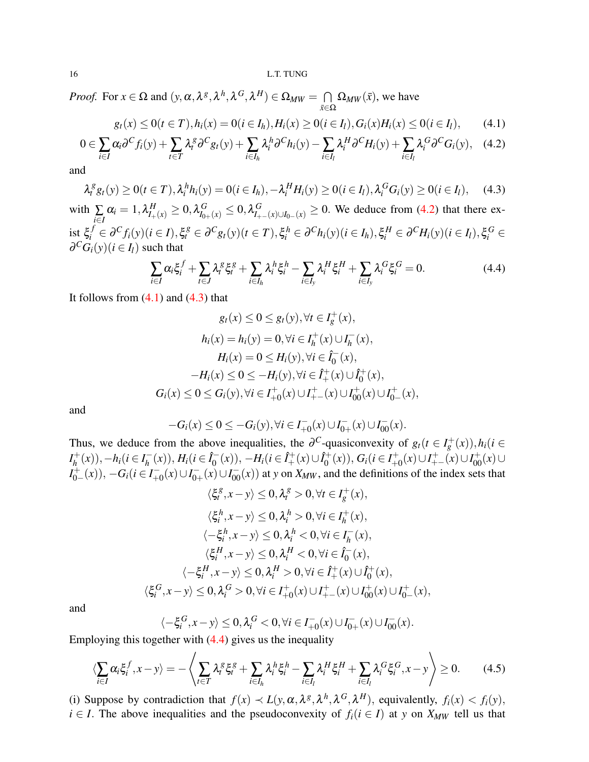*Proof.* For $x \in \Omega$ and $(y, \alpha, \lambda^g, \lambda^h, \lambda^G, \lambda^H) \in \Omega_{MW} = \bigcap_{\bar{x} \in \Omega} \Omega_{MW}(\bar{x})$, we have

$$g_t(x) \leq 0 (t \in T), h_i(x) = 0 (i \in I_h), H_i(x) \geq 0 (i \in I_l), G_i(x)H_i(x) \leq 0 (i \in I_l), \tag{4.1}$$

$$0 \in \sum_{i \in I} \alpha_i \partial^C f_i(y) + \sum_{t \in T} \lambda_t^g \partial^C g_t(y) + \sum_{i \in I_h} \lambda_i^h \partial^C h_i(y) - \sum_{i \in I_l} \lambda_i^H \partial^C H_i(y) + \sum_{i \in I_l} \lambda_i^G \partial^C G_i(y), \tag{4.2}$$

and

$$\lambda_t^g g_t(y) \geq 0 (t \in T), \lambda_i^h h_i(y) = 0 (i \in I_h), -\lambda_i^H H_i(y) \geq 0 (i \in I_l), \lambda_i^G G_i(y) \geq 0 (i \in I_l), \tag{4.3}$$

with $\sum_{i \in I} \alpha_i = 1, \lambda^H_{I_+(x)} \geq 0, \lambda^G_{I_{0+}(x)} \leq 0, \lambda^G_{I_{+-}(x) \cup I_{0-}(x)} \geq 0$. We deduce from (4.2) that there exist $\xi_i^f \in \partial^C f_i(y) (i \in I), \xi_t^g \in \partial^C g_t(y) (t \in T), \xi_i^h \in \partial^C h_i(y) (i \in I_h), \xi_i^H \in \partial^C H_i(y) (i \in I_l), \xi_i^G \in \partial^C G_i(y) (i \in I_l)$ such that

$$\sum_{i \in I} \alpha_i \xi_i^f + \sum_{t \in J} \lambda_t^g \xi_t^g + \sum_{i \in I_h} \lambda_i^h \xi_i^h - \sum_{i \in I_y} \lambda_i^H \xi_i^H + \sum_{i \in I_y} \lambda_i^G \xi_i^G = 0. \tag{4.4}$$

It follows from (4.1) and (4.3) that

$$g_t(x) \leq 0 \leq g_t(y), \forall t \in I_g^+(x),$$
$$h_i(x) = h_i(y) = 0, \forall i \in I_h^+(x) \cup I_h^-(x),$$
$$H_i(x) = 0 \leq H_i(y), \forall i \in \hat{I}_0^-(x),$$
$$-H_i(x) \leq 0 \leq -H_i(y), \forall i \in \hat{I}_+^+(x) \cup \hat{I}_0^+(x),$$
$$G_i(x) \leq 0 \leq G_i(y), \forall i \in I_{+0}^+(x) \cup I_{+-}^+(x) \cup I_{00}^+(x) \cup I_{0-}^+(x),$$

and

$$-G_i(x) \leq 0 \leq -G_i(y), \forall i \in I_{+0}^-(x) \cup I_{0+}^-(x) \cup I_{00}^-(x).$$

Thus, we deduce from the above inequalities, the $\partial^C$-quasiconvexity of $g_t (t \in I_g^+(x)), h_i (i \in I_h^+(x)), -h_i (i \in I_h^-(x)), H_i (i \in \hat{I}_0^-(x)), -H_i (i \in \hat{I}_+^+(x) \cup \hat{I}_0^+(x)), G_i (i \in I_{+0}^+(x) \cup I_{+-}^+(x) \cup I_{00}^+(x) \cup I_{0-}^+(x)), -G_i (i \in I_{+0}^-(x) \cup I_{0+}^-(x) \cup I_{00}^-(x))$ at $y$ on $X_{MW}$, and the definitions of the index sets that

$$\langle \xi_t^g, x - y \rangle \leq 0, \lambda_t^g > 0, \forall t \in I_g^+(x),$$
$$\langle \xi_i^h, x - y \rangle \leq 0, \lambda_i^h > 0, \forall i \in I_h^+(x),$$
$$\langle -\xi_i^h, x - y \rangle \leq 0, \lambda_i^h < 0, \forall i \in I_h^-(x),$$
$$\langle \xi_i^H, x - y \rangle \leq 0, \lambda_i^H < 0, \forall i \in \hat{I}_0^-(x),$$
$$\langle -\xi_i^H, x - y \rangle \leq 0, \lambda_i^H > 0, \forall i \in \hat{I}_+^+(x) \cup \hat{I}_0^+(x),$$
$$\langle \xi_i^G, x - y \rangle \leq 0, \lambda_i^G > 0, \forall i \in I_{+0}^+(x) \cup I_{+-}^+(x) \cup I_{00}^+(x) \cup I_{0-}^+(x),$$

and

$$\langle -\xi_i^G, x - y \rangle \leq 0, \lambda_i^G < 0, \forall i \in I_{+0}^-(x) \cup I_{0+}^-(x) \cup I_{00}^-(x).$$

Employing this together with (4.4) gives us the inequality

$$\langle \sum_{i \in I} \alpha_i \xi_i^f, x - y \rangle = - \left\langle \sum_{t \in T} \lambda_t^g \xi_t^g + \sum_{i \in I_h} \lambda_i^h \xi_i^h - \sum_{i \in I_l} \lambda_i^H \xi_i^H + \sum_{i \in I_l} \lambda_i^G \xi_i^G, x - y \right\rangle \geq 0. \tag{4.5}$$

(i) Suppose by contradiction that $f(x) \prec L(y, \alpha, \lambda^g, \lambda^h, \lambda^G, \lambda^H)$, equivalently, $f_i(x) < f_i(y)$, $i \in I$. The above inequalities and the pseudoconvexity of $f_i (i \in I)$ at $y$ on $X_{MW}$ tell us that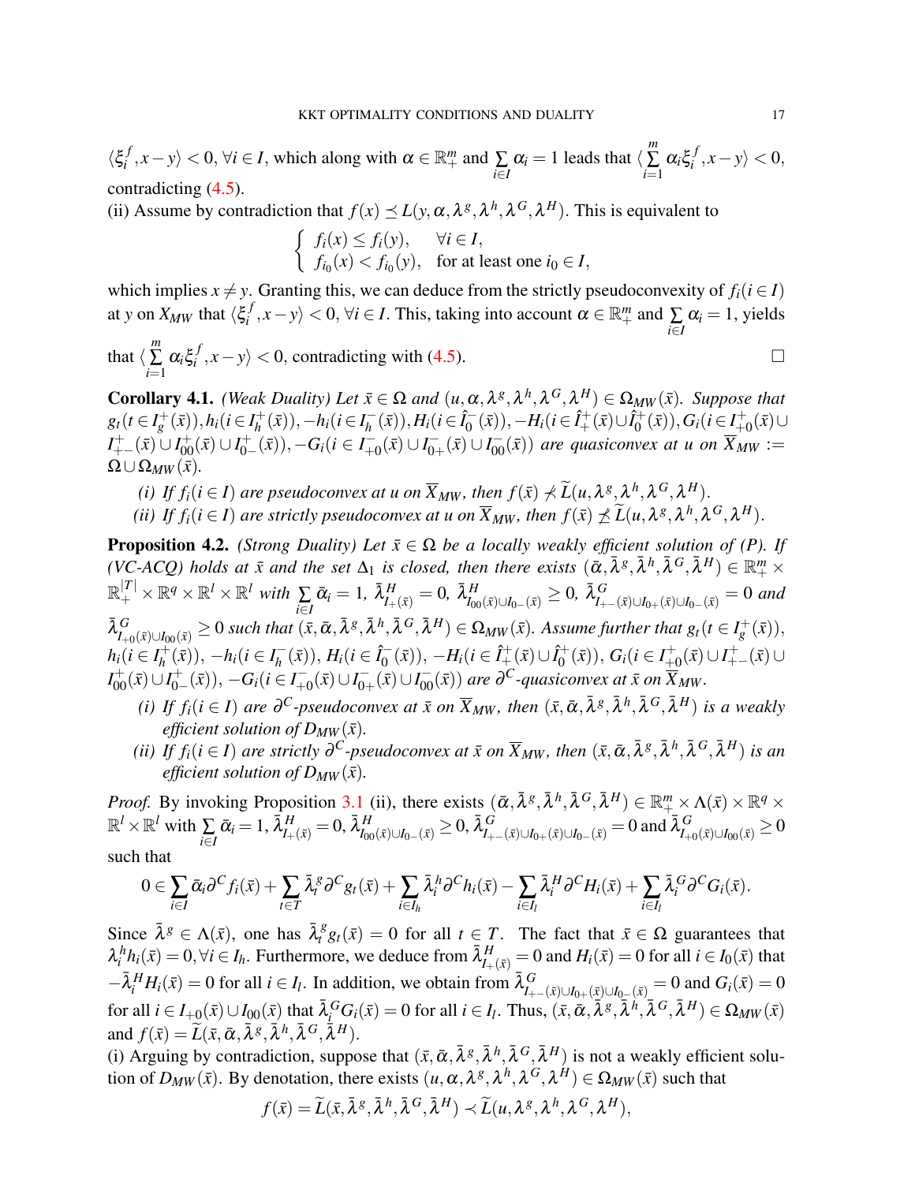$\langle \xi_i^f, x-y\rangle < 0$, $\forall i \in I$, which along with $\alpha \in \mathbb{R}^m_+$ and $\sum_{i\in I} \alpha_i = 1$ leads that $\langle \sum_{i=1}^m \alpha_i \xi_i^f, x-y\rangle < 0$, contradicting (4.5).

(ii) Assume by contradiction that $f(x) \preceq L(y,\alpha,\lambda^g,\lambda^h,\lambda^G,\lambda^H)$. This is equivalent to

$$\begin{cases} f_i(x) \le f_i(y), & \forall i \in I, \\ f_{i_0}(x) < f_{i_0}(y), & \text{for at least one } i_0 \in I, \end{cases}$$

which implies $x \neq y$. Granting this, we can deduce from the strictly pseudoconvexity of $f_i (i \in I)$ at $y$ on $X_{MW}$ that $\langle \xi_i^f, x-y\rangle < 0$, $\forall i \in I$. This, taking into account $\alpha \in \mathbb{R}^m_+$ and $\sum_{i\in I}\alpha_i = 1$, yields that $\langle \sum_{i=1}^m \alpha_i \xi_i^f, x-y\rangle < 0$, contradicting with (4.5). $\square$

**Corollary 4.1.** *(Weak Duality) Let $\bar{x} \in \Omega$ and $(u,\alpha,\lambda^g,\lambda^h,\lambda^G,\lambda^H) \in \Omega_{MW}(\bar{x})$. Suppose that $g_t (t \in I_g^+(\bar{x})), h_i (i \in I_h^+(\bar{x})), -h_i (i \in I_h^-(\bar{x})), H_i (i \in \hat{I}_0^-(\bar{x})), -H_i (i \in \hat{I}_+^+(\bar{x}) \cup \hat{I}_0^+(\bar{x})), G_i (i \in I_{+0}^+(\bar{x}) \cup I_{+-}^+(\bar{x}) \cup I_{00}^+(\bar{x}) \cup I_{0-}^+(\bar{x})), -G_i (i \in I_{+0}^-(\bar{x}) \cup I_{0+}^-(\bar{x}) \cup I_{00}^-(\bar{x}))$ are quasiconvex at $u$ on $\overline{X}_{MW} := \Omega \cup \Omega_{MW}(\bar{x})$.*

*(i) If $f_i (i \in I)$ are pseudoconvex at $u$ on $\overline{X}_{MW}$, then $f(\bar{x}) \nprec \widetilde{L}(u,\lambda^g,\lambda^h,\lambda^G,\lambda^H)$.*

*(ii) If $f_i (i \in I)$ are strictly pseudoconvex at $u$ on $\overline{X}_{MW}$, then $f(\bar{x}) \npreceq \widetilde{L}(u,\lambda^g,\lambda^h,\lambda^G,\lambda^H)$.*

**Proposition 4.2.** *(Strong Duality) Let $\bar{x} \in \Omega$ be a locally weakly efficient solution of (P). If (VC-ACQ) holds at $\bar{x}$ and the set $\Delta_1$ is closed, then there exists $(\bar{\alpha},\bar{\lambda}^g,\bar{\lambda}^h,\bar{\lambda}^G,\bar{\lambda}^H) \in \mathbb{R}^m_+ \times \mathbb{R}^{|T|}_+ \times \mathbb{R}^q \times \mathbb{R}^l \times \mathbb{R}^l$ with $\sum_{i\in I}\bar{\alpha}_i = 1$, $\bar{\lambda}^H_{I_+(\bar{x})} = 0$, $\bar{\lambda}^H_{I_{00}(\bar{x})\cup I_{0-}(\bar{x})} \ge 0$, $\bar{\lambda}^G_{I_{+-}(\bar{x})\cup I_{0+}(\bar{x})\cup I_{0-}(\bar{x})} = 0$ and $\bar{\lambda}^G_{I_{+0}(\bar{x})\cup I_{00}(\bar{x})} \ge 0$ such that $(\bar{x},\bar{\alpha},\bar{\lambda}^g,\bar{\lambda}^h,\bar{\lambda}^G,\bar{\lambda}^H) \in \Omega_{MW}(\bar{x})$. Assume further that $g_t (t \in I_g^+(\bar{x}))$, $h_i (i \in I_h^+(\bar{x}))$, $-h_i (i \in I_h^-(\bar{x}))$, $H_i (i \in \hat{I}_0^-(\bar{x}))$, $-H_i (i \in \hat{I}_+^+(\bar{x}) \cup \hat{I}_0^+(\bar{x}))$, $G_i (i \in I_{+0}^+(\bar{x}) \cup I_{+-}^+(\bar{x}) \cup I_{00}^+(\bar{x}) \cup I_{0-}^+(\bar{x}))$, $-G_i (i \in I_{+0}^-(\bar{x}) \cup I_{0+}^-(\bar{x}) \cup I_{00}^-(\bar{x}))$ are $\partial^C$-quasiconvex at $\bar{x}$ on $\overline{X}_{MW}$.*

*(i) If $f_i (i \in I)$ are $\partial^C$-pseudoconvex at $\bar{x}$ on $\overline{X}_{MW}$, then $(\bar{x},\bar{\alpha},\bar{\lambda}^g,\bar{\lambda}^h,\bar{\lambda}^G,\bar{\lambda}^H)$ is a weakly efficient solution of $D_{MW}(\bar{x})$.*

*(ii) If $f_i (i \in I)$ are strictly $\partial^C$-pseudoconvex at $\bar{x}$ on $\overline{X}_{MW}$, then $(\bar{x},\bar{\alpha},\bar{\lambda}^g,\bar{\lambda}^h,\bar{\lambda}^G,\bar{\lambda}^H)$ is an efficient solution of $D_{MW}(\bar{x})$.*

*Proof.* By invoking Proposition 3.1 (ii), there exists $(\bar{\alpha},\bar{\lambda}^g,\bar{\lambda}^h,\bar{\lambda}^G,\bar{\lambda}^H) \in \mathbb{R}^m_+ \times \Lambda(\bar{x}) \times \mathbb{R}^q \times \mathbb{R}^l \times \mathbb{R}^l$ with $\sum_{i\in I}\bar{\alpha}_i = 1$, $\bar{\lambda}^H_{I_+(\bar{x})} = 0$, $\bar{\lambda}^H_{I_{00}(\bar{x})\cup I_{0-}(\bar{x})} \ge 0$, $\bar{\lambda}^G_{I_{+-}(\bar{x})\cup I_{0+}(\bar{x})\cup I_{0-}(\bar{x})} = 0$ and $\bar{\lambda}^G_{I_{+0}(\bar{x})\cup I_{00}(\bar{x})} \ge 0$ such that

$$0 \in \sum_{i\in I}\bar{\alpha}_i \partial^C f_i(\bar{x}) + \sum_{t\in T}\bar{\lambda}^g_t \partial^C g_t(\bar{x}) + \sum_{i\in I_h}\bar{\lambda}^h_i \partial^C h_i(\bar{x}) - \sum_{i\in I_l}\bar{\lambda}^H_i \partial^C H_i(\bar{x}) + \sum_{i\in I_l}\bar{\lambda}^G_i \partial^C G_i(\bar{x}).$$

Since $\bar{\lambda}^g \in \Lambda(\bar{x})$, one has $\bar{\lambda}^g_t g_t(\bar{x}) = 0$ for all $t \in T$. The fact that $\bar{x} \in \Omega$ guarantees that $\lambda^h_i h_i(\bar{x}) = 0, \forall i \in I_h$. Furthermore, we deduce from $\bar{\lambda}^H_{I_+(\bar{x})} = 0$ and $H_i(\bar{x}) = 0$ for all $i \in I_0(\bar{x})$ that $-\bar{\lambda}^H_i H_i(\bar{x}) = 0$ for all $i \in I_l$. In addition, we obtain from $\bar{\lambda}^G_{I_{+-}(\bar{x})\cup I_{0+}(\bar{x})\cup I_{0-}(\bar{x})} = 0$ and $G_i(\bar{x}) = 0$ for all $i \in I_{+0}(\bar{x}) \cup I_{00}(\bar{x})$ that $\bar{\lambda}^G_i G_i(\bar{x}) = 0$ for all $i \in I_l$. Thus, $(\bar{x},\bar{\alpha},\bar{\lambda}^g,\bar{\lambda}^h,\bar{\lambda}^G,\bar{\lambda}^H) \in \Omega_{MW}(\bar{x})$ and $f(\bar{x}) = \widetilde{L}(\bar{x},\bar{\alpha},\bar{\lambda}^g,\bar{\lambda}^h,\bar{\lambda}^G,\bar{\lambda}^H)$.

(i) Arguing by contradiction, suppose that $(\bar{x},\bar{\alpha},\bar{\lambda}^g,\bar{\lambda}^h,\bar{\lambda}^G,\bar{\lambda}^H)$ is not a weakly efficient solution of $D_{MW}(\bar{x})$. By denotation, there exists $(u,\alpha,\lambda^g,\lambda^h,\lambda^G,\lambda^H) \in \Omega_{MW}(\bar{x})$ such that

$$f(\bar{x}) = \widetilde{L}(\bar{x},\bar{\lambda}^g,\bar{\lambda}^h,\bar{\lambda}^G,\bar{\lambda}^H) \prec \widetilde{L}(u,\lambda^g,\lambda^h,\lambda^G,\lambda^H),$$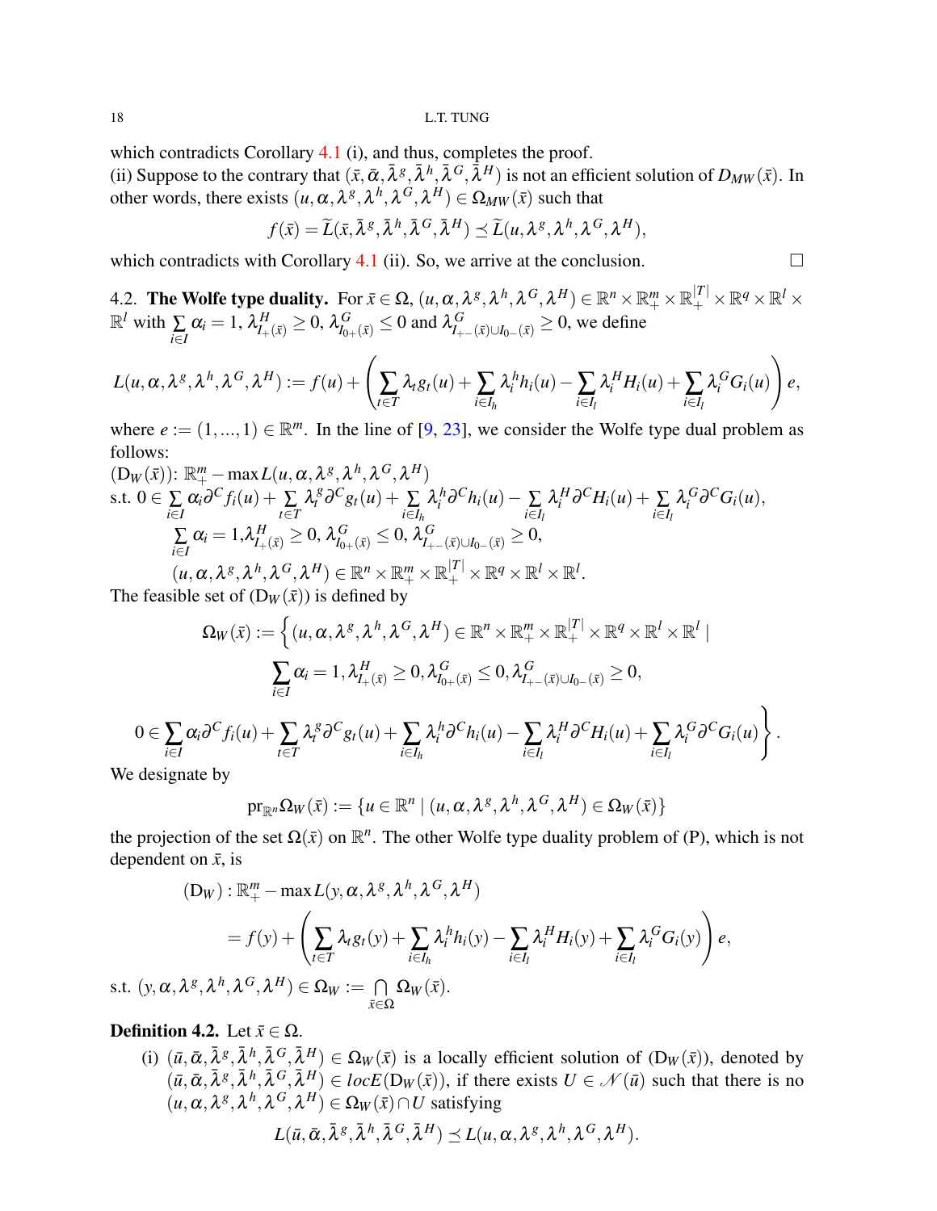which contradicts Corollary 4.1 (i), and thus, completes the proof.
(ii) Suppose to the contrary that $(\bar{x},\bar{\alpha},\bar{\lambda}^g,\bar{\lambda}^h,\bar{\lambda}^G,\bar{\lambda}^H)$ is not an efficient solution of $D_{MW}(\bar{x})$. In other words, there exists $(u,\alpha,\lambda^g,\lambda^h,\lambda^G,\lambda^H)\in\Omega_{MW}(\bar{x})$ such that

$$f(\bar{x})=\widetilde{L}(\bar{x},\bar{\lambda}^g,\bar{\lambda}^h,\bar{\lambda}^G,\bar{\lambda}^H)\preceq\widetilde{L}(u,\lambda^g,\lambda^h,\lambda^G,\lambda^H),$$

which contradicts with Corollary 4.1 (ii). So, we arrive at the conclusion. $\square$

4.2. **The Wolfe type duality.** For $\bar{x}\in\Omega$, $(u,\alpha,\lambda^g,\lambda^h,\lambda^G,\lambda^H)\in\mathbb{R}^n\times\mathbb{R}^m_+\times\mathbb{R}^{|T|}_+\times\mathbb{R}^q\times\mathbb{R}^l\times\mathbb{R}^l$ with $\sum\limits_{i\in I}\alpha_i=1$, $\lambda^H_{I_+(\bar{x})}\geq 0$, $\lambda^G_{I_{0+}(\bar{x})}\leq 0$ and $\lambda^G_{I_{+-}(\bar{x})\cup I_{0-}(\bar{x})}\geq 0$, we define

$$L(u,\alpha,\lambda^g,\lambda^h,\lambda^G,\lambda^H):=f(u)+\left(\sum_{t\in T}\lambda_t g_t(u)+\sum_{i\in I_h}\lambda^h_i h_i(u)-\sum_{i\in I_l}\lambda^H_i H_i(u)+\sum_{i\in I_l}\lambda^G_i G_i(u)\right)e,$$

where $e:=(1,...,1)\in\mathbb{R}^m$. In the line of [9, 23], we consider the Wolfe type dual problem as follows:

$(\mathrm{D}_W(\bar{x}))$: $\mathbb{R}^m_+-\max L(u,\alpha,\lambda^g,\lambda^h,\lambda^G,\lambda^H)$

s.t. $0\in\sum\limits_{i\in I}\alpha_i\partial^C f_i(u)+\sum\limits_{t\in T}\lambda^g_t\partial^C g_t(u)+\sum\limits_{i\in I_h}\lambda^h_i\partial^C h_i(u)-\sum\limits_{i\in I_l}\lambda^H_i\partial^C H_i(u)+\sum\limits_{i\in I_l}\lambda^G_i\partial^C G_i(u)$,

$\sum\limits_{i\in I}\alpha_i=1, \lambda^H_{I_+(\bar{x})}\geq 0,\ \lambda^G_{I_{0+}(\bar{x})}\leq 0,\ \lambda^G_{I_{+-}(\bar{x})\cup I_{0-}(\bar{x})}\geq 0,$

$(u,\alpha,\lambda^g,\lambda^h,\lambda^G,\lambda^H)\in\mathbb{R}^n\times\mathbb{R}^m_+\times\mathbb{R}^{|T|}_+\times\mathbb{R}^q\times\mathbb{R}^l\times\mathbb{R}^l.$

The feasible set of $(\mathrm{D}_W(\bar{x}))$ is defined by

$$\begin{aligned}\Omega_W(\bar{x}):=\Big\{&(u,\alpha,\lambda^g,\lambda^h,\lambda^G,\lambda^H)\in\mathbb{R}^n\times\mathbb{R}^m_+\times\mathbb{R}^{|T|}_+\times\mathbb{R}^q\times\mathbb{R}^l\times\mathbb{R}^l\mid\\ &\sum_{i\in I}\alpha_i=1,\lambda^H_{I_+(\bar{x})}\geq 0,\lambda^G_{I_{0+}(\bar{x})}\leq 0,\lambda^G_{I_{+-}(\bar{x})\cup I_{0-}(\bar{x})}\geq 0,\\ 0\in&\sum_{i\in I}\alpha_i\partial^C f_i(u)+\sum_{t\in T}\lambda^g_t\partial^C g_t(u)+\sum_{i\in I_h}\lambda^h_i\partial^C h_i(u)-\sum_{i\in I_l}\lambda^H_i\partial^C H_i(u)+\sum_{i\in I_l}\lambda^G_i\partial^C G_i(u)\Big\}.\end{aligned}$$

We designate by

$$\mathrm{pr}_{\mathbb{R}^n}\Omega_W(\bar{x}):=\{u\in\mathbb{R}^n\mid(u,\alpha,\lambda^g,\lambda^h,\lambda^G,\lambda^H)\in\Omega_W(\bar{x})\}$$

the projection of the set $\Omega(\bar{x})$ on $\mathbb{R}^n$. The other Wolfe type duality problem of (P), which is not dependent on $\bar{x}$, is

$$\begin{aligned}(\mathrm{D}_W):\mathbb{R}^m_+-\max L&(y,\alpha,\lambda^g,\lambda^h,\lambda^G,\lambda^H)\\ &=f(y)+\left(\sum_{t\in T}\lambda_t g_t(y)+\sum_{i\in I_h}\lambda^h_i h_i(y)-\sum_{i\in I_l}\lambda^H_i H_i(y)+\sum_{i\in I_l}\lambda^G_i G_i(y)\right)e,\end{aligned}$$

s.t. $(y,\alpha,\lambda^g,\lambda^h,\lambda^G,\lambda^H)\in\Omega_W:=\bigcap\limits_{\bar{x}\in\Omega}\Omega_W(\bar{x})$.

**Definition 4.2.** Let $\bar{x}\in\Omega$.

(i) $(\bar{u},\bar{\alpha},\bar{\lambda}^g,\bar{\lambda}^h,\bar{\lambda}^G,\bar{\lambda}^H)\in\Omega_W(\bar{x})$ is a locally efficient solution of $(\mathrm{D}_W(\bar{x}))$, denoted by $(\bar{u},\bar{\alpha},\bar{\lambda}^g,\bar{\lambda}^h,\bar{\lambda}^G,\bar{\lambda}^H)\in locE(\mathrm{D}_W(\bar{x}))$, if there exists $U\in\mathscr{N}(\bar{u})$ such that there is no $(u,\alpha,\lambda^g,\lambda^h,\lambda^G,\lambda^H)\in\Omega_W(\bar{x})\cap U$ satisfying

$$L(\bar{u},\bar{\alpha},\bar{\lambda}^g,\bar{\lambda}^h,\bar{\lambda}^G,\bar{\lambda}^H)\preceq L(u,\alpha,\lambda^g,\lambda^h,\lambda^G,\lambda^H).$$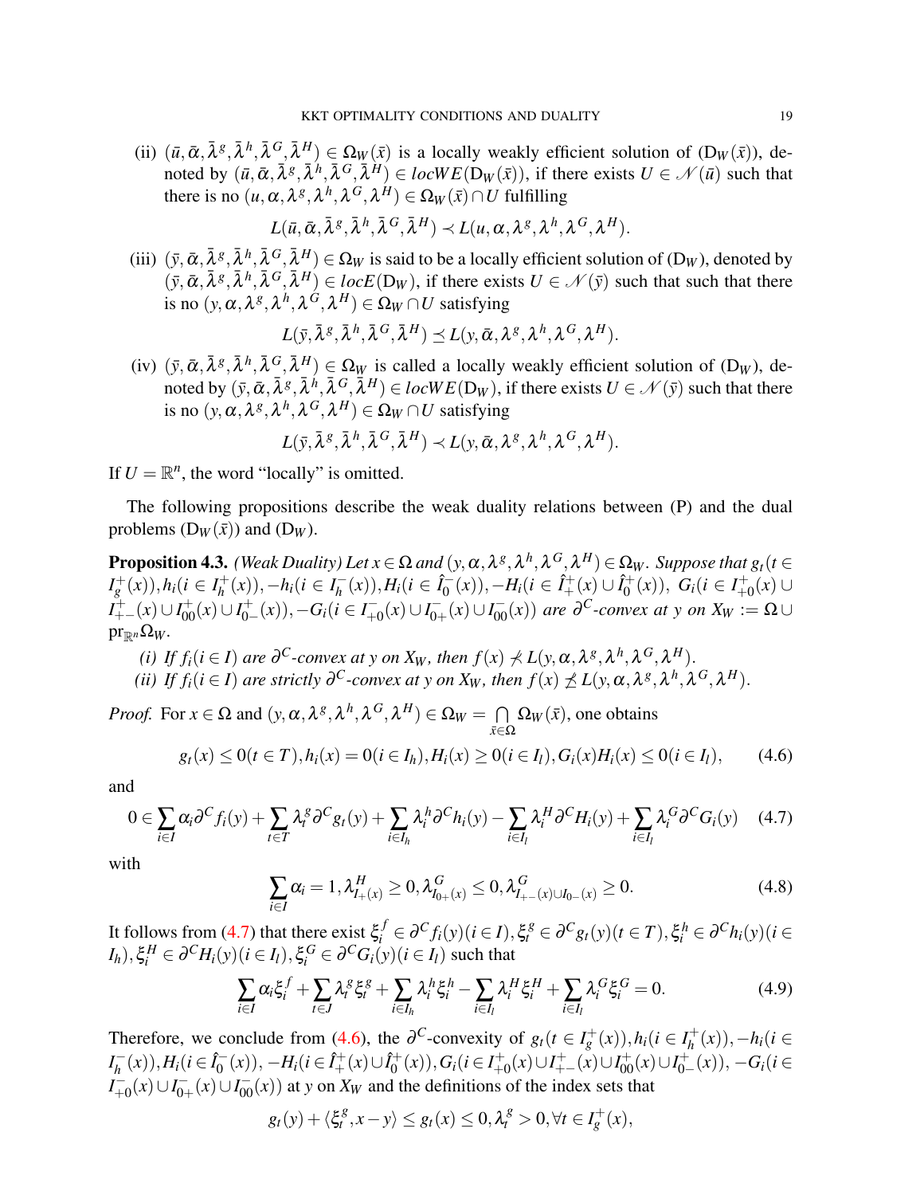(ii) $(\bar{u}, \bar{\alpha}, \bar{\lambda}^g, \bar{\lambda}^h, \bar{\lambda}^G, \bar{\lambda}^H) \in \Omega_W(\bar{x})$ is a locally weakly efficient solution of $(\mathrm{D}_W(\bar{x}))$, denoted by $(\bar{u}, \bar{\alpha}, \bar{\lambda}^g, \bar{\lambda}^h, \bar{\lambda}^G, \bar{\lambda}^H) \in locWE(\mathrm{D}_W(\bar{x}))$, if there exists $U \in \mathscr{N}(\bar{u})$ such that there is no $(u, \alpha, \lambda^g, \lambda^h, \lambda^G, \lambda^H) \in \Omega_W(\bar{x}) \cap U$ fulfilling

$$L(\bar{u}, \bar{\alpha}, \bar{\lambda}^g, \bar{\lambda}^h, \bar{\lambda}^G, \bar{\lambda}^H) \prec L(u, \alpha, \lambda^g, \lambda^h, \lambda^G, \lambda^H).$$

(iii) $(\bar{y}, \bar{\alpha}, \bar{\lambda}^g, \bar{\lambda}^h, \bar{\lambda}^G, \bar{\lambda}^H) \in \Omega_W$ is said to be a locally efficient solution of $(\mathrm{D}_W)$, denoted by $(\bar{y}, \bar{\alpha}, \bar{\lambda}^g, \bar{\lambda}^h, \bar{\lambda}^G, \bar{\lambda}^H) \in locE(\mathrm{D}_W)$, if there exists $U \in \mathscr{N}(\bar{y})$ such that such that there is no $(y, \alpha, \lambda^g, \lambda^h, \lambda^G, \lambda^H) \in \Omega_W \cap U$ satisfying

$$L(\bar{y}, \bar{\lambda}^g, \bar{\lambda}^h, \bar{\lambda}^G, \bar{\lambda}^H) \preceq L(y, \bar{\alpha}, \lambda^g, \lambda^h, \lambda^G, \lambda^H).$$

(iv) $(\bar{y}, \bar{\alpha}, \bar{\lambda}^g, \bar{\lambda}^h, \bar{\lambda}^G, \bar{\lambda}^H) \in \Omega_W$ is called a locally weakly efficient solution of $(\mathrm{D}_W)$, denoted by $(\bar{y}, \bar{\alpha}, \bar{\lambda}^g, \bar{\lambda}^h, \bar{\lambda}^G, \bar{\lambda}^H) \in locWE(\mathrm{D}_W)$, if there exists $U \in \mathscr{N}(\bar{y})$ such that there is no $(y, \alpha, \lambda^g, \lambda^h, \lambda^G, \lambda^H) \in \Omega_W \cap U$ satisfying

$$L(\bar{y}, \bar{\lambda}^g, \bar{\lambda}^h, \bar{\lambda}^G, \bar{\lambda}^H) \prec L(y, \bar{\alpha}, \lambda^g, \lambda^h, \lambda^G, \lambda^H).$$

If $U = \mathbb{R}^n$, the word "locally" is omitted.

The following propositions describe the weak duality relations between (P) and the dual problems $(\mathrm{D}_W(\bar{x}))$ and $(\mathrm{D}_W)$.

**Proposition 4.3.** *(Weak Duality) Let $x \in \Omega$ and $(y, \alpha, \lambda^g, \lambda^h, \lambda^G, \lambda^H) \in \Omega_W$. Suppose that $g_t (t \in I_g^+(x)), h_i (i \in I_h^+(x)), -h_i (i \in I_h^-(x)), H_i (i \in \hat{I}_0^-(x)), -H_i (i \in \hat{I}_+^+(x) \cup \hat{I}_0^+(x)),$ $G_i (i \in I_{+0}^+(x) \cup I_{+-}^+(x) \cup I_{00}^+(x) \cup I_{0-}^+(x)), -G_i (i \in I_{+0}^-(x) \cup I_{0+}^-(x) \cup I_{00}^-(x))$ are $\partial^C$-convex at $y$ on $X_W := \Omega \cup \mathrm{pr}_{\mathbb{R}^n} \Omega_W$.*

*(i) If $f_i (i \in I)$ are $\partial^C$-convex at $y$ on $X_W$, then $f(x) \nprec L(y, \alpha, \lambda^g, \lambda^h, \lambda^G, \lambda^H)$.*

*(ii) If $f_i (i \in I)$ are strictly $\partial^C$-convex at $y$ on $X_W$, then $f(x) \npreceq L(y, \alpha, \lambda^g, \lambda^h, \lambda^G, \lambda^H)$.*

*Proof.* For $x \in \Omega$ and $(y, \alpha, \lambda^g, \lambda^h, \lambda^G, \lambda^H) \in \Omega_W = \bigcap_{\bar{x} \in \Omega} \Omega_W(\bar{x})$, one obtains

$$g_t(x) \leq 0 (t \in T), h_i(x) = 0 (i \in I_h), H_i(x) \geq 0 (i \in I_l), G_i(x) H_i(x) \leq 0 (i \in I_l), \tag{4.6}$$

and

$$0 \in \sum_{i \in I} \alpha_i \partial^C f_i(y) + \sum_{t \in T} \lambda_t^g \partial^C g_t(y) + \sum_{i \in I_h} \lambda_i^h \partial^C h_i(y) - \sum_{i \in I_l} \lambda_i^H \partial^C H_i(y) + \sum_{i \in I_l} \lambda_i^G \partial^C G_i(y) \tag{4.7}$$

with

$$\sum_{i \in I} \alpha_i = 1, \lambda_{I_+(x)}^H \geq 0, \lambda_{I_{0+}(x)}^G \leq 0, \lambda_{I_{+-}(x) \cup I_{0-}(x)}^G \geq 0. \tag{4.8}$$

It follows from (4.7) that there exist $\xi_i^f \in \partial^C f_i(y) (i \in I), \xi_t^g \in \partial^C g_t(y) (t \in T), \xi_i^h \in \partial^C h_i(y) (i \in I_h), \xi_i^H \in \partial^C H_i(y) (i \in I_l), \xi_i^G \in \partial^C G_i(y) (i \in I_l)$ such that

$$\sum_{i \in I} \alpha_i \xi_i^f + \sum_{t \in J} \lambda_t^g \xi_t^g + \sum_{i \in I_h} \lambda_i^h \xi_i^h - \sum_{i \in I_l} \lambda_i^H \xi_i^H + \sum_{i \in I_l} \lambda_i^G \xi_i^G = 0. \tag{4.9}$$

Therefore, we conclude from (4.6), the $\partial^C$-convexity of $g_t (t \in I_g^+(x)), h_i (i \in I_h^+(x)), -h_i (i \in I_h^-(x)), H_i (i \in \hat{I}_0^-(x)), -H_i (i \in \hat{I}_+^+(x) \cup \hat{I}_0^+(x)), G_i (i \in I_{+0}^+(x) \cup I_{+-}^+(x) \cup I_{00}^+(x) \cup I_{0-}^+(x)), -G_i (i \in I_{+0}^-(x) \cup I_{0+}^-(x) \cup I_{00}^-(x))$ at $y$ on $X_W$ and the definitions of the index sets that

$$g_t(y) + \langle \xi_t^g, x - y \rangle \leq g_t(x) \leq 0, \lambda_t^g > 0, \forall t \in I_g^+(x),$$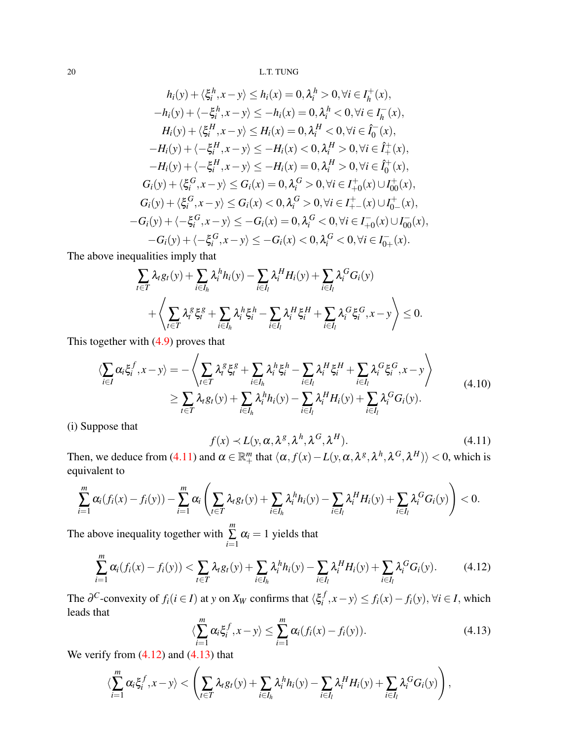$$h_i(y) + \langle \xi_i^h, x - y\rangle \le h_i(x) = 0, \lambda_i^h > 0, \forall i \in I_h^+(x),$$
$$-h_i(y) + \langle -\xi_i^h, x - y\rangle \le -h_i(x) = 0, \lambda_i^h < 0, \forall i \in I_h^-(x),$$
$$H_i(y) + \langle \xi_i^H, x - y\rangle \le H_i(x) = 0, \lambda_i^H < 0, \forall i \in \hat{I}_0^-(x),$$
$$-H_i(y) + \langle -\xi_i^H, x - y\rangle \le -H_i(x) < 0, \lambda_i^H > 0, \forall i \in \hat{I}_+^+(x),$$
$$-H_i(y) + \langle -\xi_i^H, x - y\rangle \le -H_i(x) = 0, \lambda_i^H > 0, \forall i \in \hat{I}_0^+(x),$$
$$G_i(y) + \langle \xi_i^G, x - y\rangle \le G_i(x) = 0, \lambda_i^G > 0, \forall i \in I_{+0}^+(x) \cup I_{00}^+(x),$$
$$G_i(y) + \langle \xi_i^G, x - y\rangle \le G_i(x) < 0, \lambda_i^G > 0, \forall i \in I_{+-}^+(x) \cup I_{0-}^+(x),$$
$$-G_i(y) + \langle -\xi_i^G, x - y\rangle \le -G_i(x) = 0, \lambda_i^G < 0, \forall i \in I_{+0}^-(x) \cup I_{00}^-(x),$$
$$-G_i(y) + \langle -\xi_i^G, x - y\rangle \le -G_i(x) < 0, \lambda_i^G < 0, \forall i \in I_{0+}^-(x).$$

The above inequalities imply that

$$\sum_{t\in T}\lambda_t g_t(y) + \sum_{i\in I_h}\lambda_i^h h_i(y) - \sum_{i\in I_l}\lambda_i^H H_i(y) + \sum_{i\in I_l}\lambda_i^G G_i(y)$$
$$+\left\langle \sum_{t\in T}\lambda_t^g \xi_t^g + \sum_{i\in I_h}\lambda_i^h \xi_i^h - \sum_{i\in I_l}\lambda_i^H \xi_i^H + \sum_{i\in I_l}\lambda_i^G \xi_i^G, x - y\right\rangle \le 0.$$

This together with (4.9) proves that

$$\begin{aligned}\langle \sum_{i\in I}\alpha_i \xi_i^f, x - y\rangle &= -\left\langle \sum_{t\in T}\lambda_t^g \xi_t^g + \sum_{i\in I_h}\lambda_i^h \xi_i^h - \sum_{i\in I_l}\lambda_i^H \xi_i^H + \sum_{i\in I_l}\lambda_i^G \xi_i^G, x - y\right\rangle \\ &\ge \sum_{t\in T}\lambda_t g_t(y) + \sum_{i\in I_h}\lambda_i^h h_i(y) - \sum_{i\in I_l}\lambda_i^H H_i(y) + \sum_{i\in I_l}\lambda_i^G G_i(y).\end{aligned} \tag{4.10}$$

(i) Suppose that

$$f(x) \prec L(y, \alpha, \lambda^g, \lambda^h, \lambda^G, \lambda^H). \tag{4.11}$$

Then, we deduce from (4.11) and $\alpha \in \mathbb{R}_+^m$ that $\langle \alpha, f(x) - L(y, \alpha, \lambda^g, \lambda^h, \lambda^G, \lambda^H)\rangle < 0$, which is equivalent to

$$\sum_{i=1}^m \alpha_i (f_i(x) - f_i(y)) - \sum_{i=1}^m \alpha_i \left(\sum_{t\in T}\lambda_t g_t(y) + \sum_{i\in I_h}\lambda_i^h h_i(y) - \sum_{i\in I_l}\lambda_i^H H_i(y) + \sum_{i\in I_l}\lambda_i^G G_i(y)\right) < 0.$$

The above inequality together with $\sum_{i=1}^m \alpha_i = 1$ yields that

$$\sum_{i=1}^m \alpha_i (f_i(x) - f_i(y)) < \sum_{t\in T}\lambda_t g_t(y) + \sum_{i\in I_h}\lambda_i^h h_i(y) - \sum_{i\in I_l}\lambda_i^H H_i(y) + \sum_{i\in I_l}\lambda_i^G G_i(y). \tag{4.12}$$

The $\partial^C$-convexity of $f_i (i \in I)$ at $y$ on $X_W$ confirms that $\langle \xi_i^f, x - y\rangle \le f_i(x) - f_i(y), \forall i \in I$, which leads that

$$\langle \sum_{i=1}^m \alpha_i \xi_i^f, x - y\rangle \le \sum_{i=1}^m \alpha_i (f_i(x) - f_i(y)). \tag{4.13}$$

We verify from (4.12) and (4.13) that

$$\langle \sum_{i=1}^m \alpha_i \xi_i^f, x - y\rangle < \left(\sum_{t\in T}\lambda_t g_t(y) + \sum_{i\in I_h}\lambda_i^h h_i(y) - \sum_{i\in I_l}\lambda_i^H H_i(y) + \sum_{i\in I_l}\lambda_i^G G_i(y)\right),$$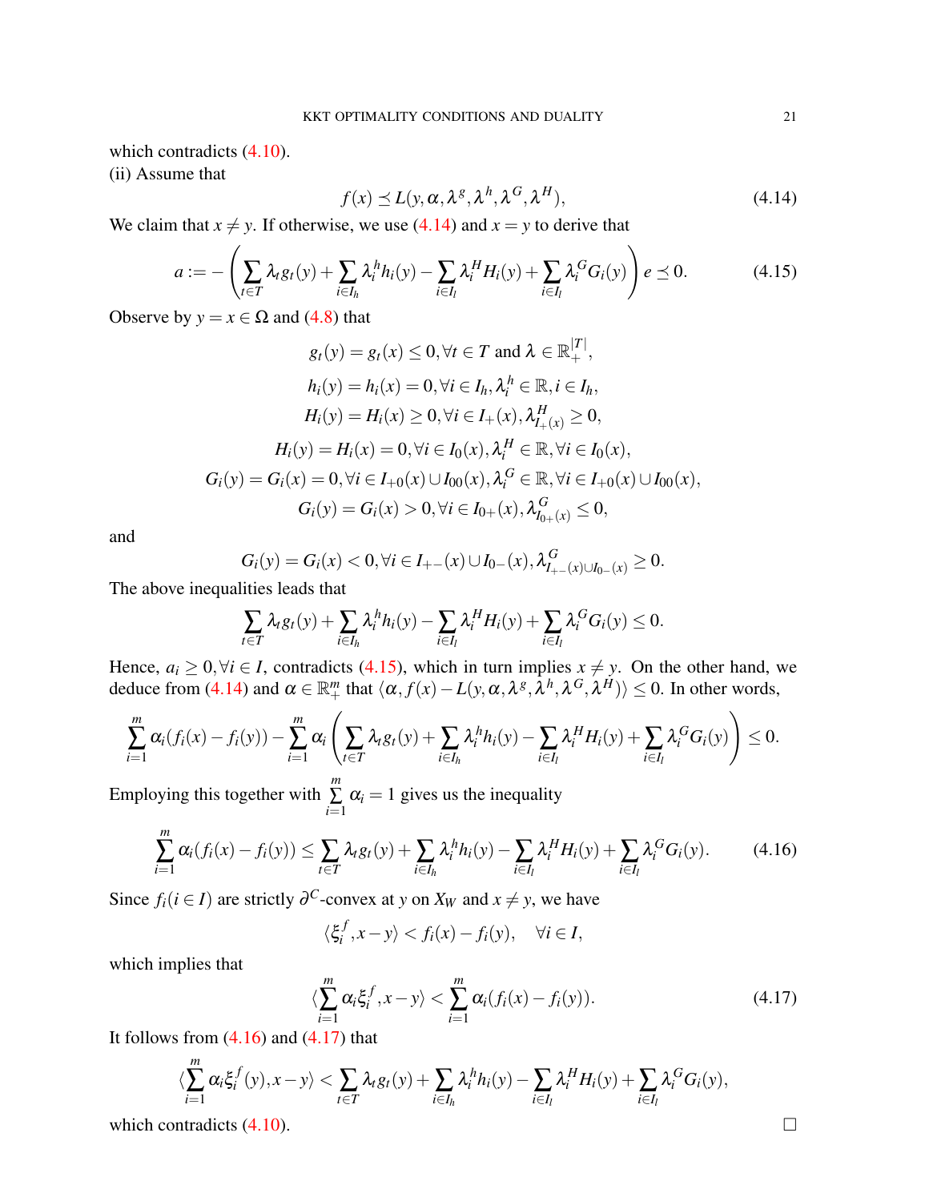which contradicts (4.10).

(ii) Assume that

$$f(x) \preceq L(y,\alpha,\lambda^g,\lambda^h,\lambda^G,\lambda^H), \tag{4.14}$$

We claim that $x \neq y$. If otherwise, we use (4.14) and $x = y$ to derive that

$$a := -\left(\sum_{t\in T}\lambda_t g_t(y) + \sum_{i\in I_h}\lambda_i^h h_i(y) - \sum_{i\in I_l}\lambda_i^H H_i(y) + \sum_{i\in I_l}\lambda_i^G G_i(y)\right) e \preceq 0. \tag{4.15}$$

Observe by $y = x \in \Omega$ and (4.8) that

$$g_t(y) = g_t(x) \le 0, \forall t \in T \text{ and } \lambda \in \mathbb{R}_+^{|T|},$$

$$h_i(y) = h_i(x) = 0, \forall i \in I_h, \lambda_i^h \in \mathbb{R}, i \in I_h,$$

$$H_i(y) = H_i(x) \ge 0, \forall i \in I_+(x), \lambda_{I_+(x)}^H \ge 0,$$

$$H_i(y) = H_i(x) = 0, \forall i \in I_0(x), \lambda_i^H \in \mathbb{R}, \forall i \in I_0(x),$$

$$G_i(y) = G_i(x) = 0, \forall i \in I_{+0}(x) \cup I_{00}(x), \lambda_i^G \in \mathbb{R}, \forall i \in I_{+0}(x) \cup I_{00}(x),$$

$$G_i(y) = G_i(x) > 0, \forall i \in I_{0+}(x), \lambda_{I_{0+}(x)}^G \le 0,$$

and

$$G_i(y) = G_i(x) < 0, \forall i \in I_{+-}(x) \cup I_{0-}(x), \lambda_{I_{+-}(x)\cup I_{0-}(x)}^G \ge 0.$$

The above inequalities leads that

$$\sum_{t\in T}\lambda_t g_t(y) + \sum_{i\in I_h}\lambda_i^h h_i(y) - \sum_{i\in I_l}\lambda_i^H H_i(y) + \sum_{i\in I_l}\lambda_i^G G_i(y) \le 0.$$

Hence, $a_i \ge 0, \forall i \in I$, contradicts (4.15), which in turn implies $x \neq y$. On the other hand, we deduce from (4.14) and $\alpha \in \mathbb{R}_+^m$ that $\langle \alpha, f(x) - L(y,\alpha,\lambda^g,\lambda^h,\lambda^G,\lambda^H)\rangle \le 0$. In other words,

$$\sum_{i=1}^m \alpha_i(f_i(x) - f_i(y)) - \sum_{i=1}^m \alpha_i\left(\sum_{t\in T}\lambda_t g_t(y) + \sum_{i\in I_h}\lambda_i^h h_i(y) - \sum_{i\in I_l}\lambda_i^H H_i(y) + \sum_{i\in I_l}\lambda_i^G G_i(y)\right) \le 0.$$

Employing this together with $\sum\limits_{i=1}^m \alpha_i = 1$ gives us the inequality

$$\sum_{i=1}^m \alpha_i(f_i(x) - f_i(y)) \le \sum_{t\in T}\lambda_t g_t(y) + \sum_{i\in I_h}\lambda_i^h h_i(y) - \sum_{i\in I_l}\lambda_i^H H_i(y) + \sum_{i\in I_l}\lambda_i^G G_i(y). \tag{4.16}$$

Since $f_i (i \in I)$ are strictly $\partial^C$-convex at $y$ on $X_W$ and $x \neq y$, we have

$$\langle \xi_i^f, x - y\rangle < f_i(x) - f_i(y), \quad \forall i \in I,$$

which implies that

$$\langle \sum_{i=1}^m \alpha_i \xi_i^f, x - y\rangle < \sum_{i=1}^m \alpha_i(f_i(x) - f_i(y)). \tag{4.17}$$

It follows from (4.16) and (4.17) that

$$\langle \sum_{i=1}^m \alpha_i \xi_i^f(y), x - y\rangle < \sum_{t\in T}\lambda_t g_t(y) + \sum_{i\in I_h}\lambda_i^h h_i(y) - \sum_{i\in I_l}\lambda_i^H H_i(y) + \sum_{i\in I_l}\lambda_i^G G_i(y),$$

which contradicts (4.10). □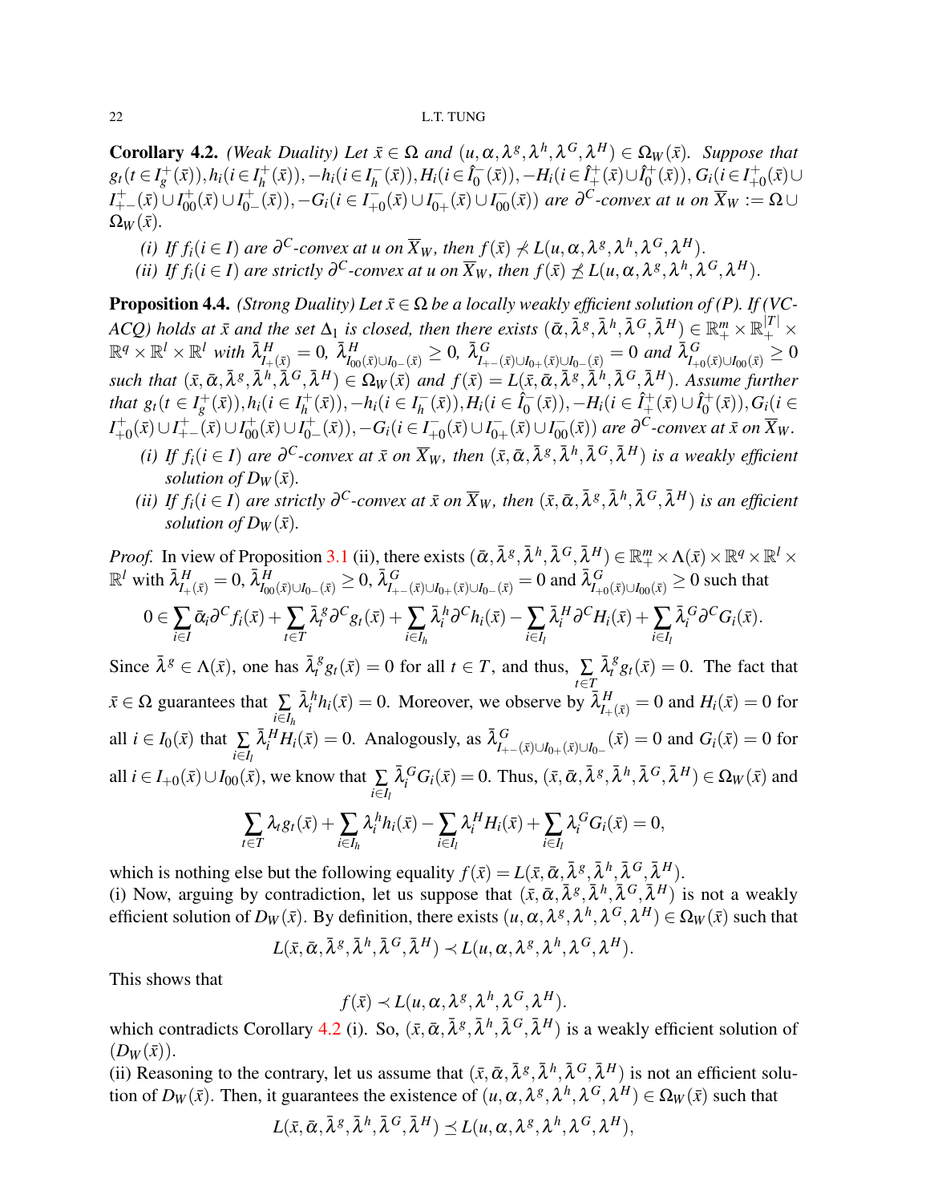**Corollary 4.2.** *(Weak Duality) Let $\bar{x} \in \Omega$ and $(u, \alpha, \lambda^g, \lambda^h, \lambda^G, \lambda^H) \in \Omega_W(\bar{x})$. Suppose that $g_t (t \in I_g^+(\bar{x})), h_i (i \in I_h^+(\bar{x})), -h_i (i \in I_h^-(\bar{x})), H_i (i \in \hat{I}_0^-(\bar{x})), -H_i (i \in \hat{I}_+^+(\bar{x}) \cup \hat{I}_0^+(\bar{x})), G_i (i \in I_{+0}^+(\bar{x}) \cup I_{+-}^+(\bar{x}) \cup I_{00}^+(\bar{x}) \cup I_{0-}^+(\bar{x})), -G_i (i \in I_{+0}^-(\bar{x}) \cup I_{0+}^-(\bar{x}) \cup I_{00}^-(\bar{x}))$ are $\partial^C$-convex at $u$ on $\overline{X}_W := \Omega \cup \Omega_W(\bar{x})$.*

*(i) If $f_i (i \in I)$ are $\partial^C$-convex at $u$ on $\overline{X}_W$, then $f(\bar{x}) \nprec L(u, \alpha, \lambda^g, \lambda^h, \lambda^G, \lambda^H)$.*

*(ii) If $f_i (i \in I)$ are strictly $\partial^C$-convex at $u$ on $\overline{X}_W$, then $f(\bar{x}) \npreceq L(u, \alpha, \lambda^g, \lambda^h, \lambda^G, \lambda^H)$.*

**Proposition 4.4.** *(Strong Duality) Let $\bar{x} \in \Omega$ be a locally weakly efficient solution of (P). If (VC-ACQ) holds at $\bar{x}$ and the set $\Delta_1$ is closed, then there exists $(\bar{\alpha}, \bar{\lambda}^g, \bar{\lambda}^h, \bar{\lambda}^G, \bar{\lambda}^H) \in \mathbb{R}_+^m \times \mathbb{R}_+^{|T|} \times \mathbb{R}^q \times \mathbb{R}^l \times \mathbb{R}^l$ with $\bar{\lambda}^H_{I_+(\bar{x})} = 0$, $\bar{\lambda}^H_{I_{00}(\bar{x}) \cup I_{0-}(\bar{x})} \geq 0$, $\bar{\lambda}^G_{I_{+-}(\bar{x}) \cup I_{0+}(\bar{x}) \cup I_{0-}(\bar{x})} = 0$ and $\bar{\lambda}^G_{I_{+0}(\bar{x}) \cup I_{00}(\bar{x})} \geq 0$ such that $(\bar{x}, \bar{\alpha}, \bar{\lambda}^g, \bar{\lambda}^h, \bar{\lambda}^G, \bar{\lambda}^H) \in \Omega_W(\bar{x})$ and $f(\bar{x}) = L(\bar{x}, \bar{\alpha}, \bar{\lambda}^g, \bar{\lambda}^h, \bar{\lambda}^G, \bar{\lambda}^H)$. Assume further that $g_t (t \in I_g^+(\bar{x})), h_i (i \in I_h^+(\bar{x})), -h_i (i \in I_h^-(\bar{x})), H_i (i \in \hat{I}_0^-(\bar{x})), -H_i (i \in \hat{I}_+^+(\bar{x}) \cup \hat{I}_0^+(\bar{x})), G_i (i \in I_{+0}^+(\bar{x}) \cup I_{+-}^+(\bar{x}) \cup I_{00}^+(\bar{x}) \cup I_{0-}^+(\bar{x})), -G_i (i \in I_{+0}^-(\bar{x}) \cup I_{0+}^-(\bar{x}) \cup I_{00}^-(\bar{x}))$ are $\partial^C$-convex at $\bar{x}$ on $\overline{X}_W$.*

*(i) If $f_i (i \in I)$ are $\partial^C$-convex at $\bar{x}$ on $\overline{X}_W$, then $(\bar{x}, \bar{\alpha}, \bar{\lambda}^g, \bar{\lambda}^h, \bar{\lambda}^G, \bar{\lambda}^H)$ is a weakly efficient solution of $D_W(\bar{x})$.*

*(ii) If $f_i (i \in I)$ are strictly $\partial^C$-convex at $\bar{x}$ on $\overline{X}_W$, then $(\bar{x}, \bar{\alpha}, \bar{\lambda}^g, \bar{\lambda}^h, \bar{\lambda}^G, \bar{\lambda}^H)$ is an efficient solution of $D_W(\bar{x})$.*

*Proof.* In view of Proposition 3.1 (ii), there exists $(\bar{\alpha}, \bar{\lambda}^g, \bar{\lambda}^h, \bar{\lambda}^G, \bar{\lambda}^H) \in \mathbb{R}_+^m \times \Lambda(\bar{x}) \times \mathbb{R}^q \times \mathbb{R}^l \times \mathbb{R}^l$ with $\bar{\lambda}^H_{I_+(\bar{x})} = 0$, $\bar{\lambda}^H_{I_{00}(\bar{x}) \cup I_{0-}(\bar{x})} \geq 0$, $\bar{\lambda}^G_{I_{+-}(\bar{x}) \cup I_{0+}(\bar{x}) \cup I_{0-}(\bar{x})} = 0$ and $\bar{\lambda}^G_{I_{+0}(\bar{x}) \cup I_{00}(\bar{x})} \geq 0$ such that

$$0 \in \sum_{i \in I} \bar{\alpha}_i \partial^C f_i(\bar{x}) + \sum_{t \in T} \bar{\lambda}_t^g \partial^C g_t(\bar{x}) + \sum_{i \in I_h} \bar{\lambda}_i^h \partial^C h_i(\bar{x}) - \sum_{i \in I_l} \bar{\lambda}_i^H \partial^C H_i(\bar{x}) + \sum_{i \in I_l} \bar{\lambda}_i^G \partial^C G_i(\bar{x}).$$

Since $\bar{\lambda}^g \in \Lambda(\bar{x})$, one has $\bar{\lambda}_t^g g_t(\bar{x}) = 0$ for all $t \in T$, and thus, $\sum_{t \in T} \bar{\lambda}_t^g g_t(\bar{x}) = 0$. The fact that $\bar{x} \in \Omega$ guarantees that $\sum_{i \in I_h} \bar{\lambda}_i^h h_i(\bar{x}) = 0$. Moreover, we observe by $\bar{\lambda}^H_{I_+(\bar{x})} = 0$ and $H_i(\bar{x}) = 0$ for all $i \in I_0(\bar{x})$ that $\sum_{i \in I_l} \bar{\lambda}_i^H H_i(\bar{x}) = 0$. Analogously, as $\bar{\lambda}^G_{I_{+-}(\bar{x}) \cup I_{0+}(\bar{x}) \cup I_{0-}}(\bar{x}) = 0$ and $G_i(\bar{x}) = 0$ for all $i \in I_{+0}(\bar{x}) \cup I_{00}(\bar{x})$, we know that $\sum_{i \in I_l} \bar{\lambda}_i^G G_i(\bar{x}) = 0$. Thus, $(\bar{x}, \bar{\alpha}, \bar{\lambda}^g, \bar{\lambda}^h, \bar{\lambda}^G, \bar{\lambda}^H) \in \Omega_W(\bar{x})$ and

$$\sum_{t \in T} \lambda_t g_t(\bar{x}) + \sum_{i \in I_h} \lambda_i^h h_i(\bar{x}) - \sum_{i \in I_l} \lambda_i^H H_i(\bar{x}) + \sum_{i \in I_l} \lambda_i^G G_i(\bar{x}) = 0,$$

which is nothing else but the following equality $f(\bar{x}) = L(\bar{x}, \bar{\alpha}, \bar{\lambda}^g, \bar{\lambda}^h, \bar{\lambda}^G, \bar{\lambda}^H)$.

(i) Now, arguing by contradiction, let us suppose that $(\bar{x}, \bar{\alpha}, \bar{\lambda}^g, \bar{\lambda}^h, \bar{\lambda}^G, \bar{\lambda}^H)$ is not a weakly efficient solution of $D_W(\bar{x})$. By definition, there exists $(u, \alpha, \lambda^g, \lambda^h, \lambda^G, \lambda^H) \in \Omega_W(\bar{x})$ such that

$$L(\bar{x}, \bar{\alpha}, \bar{\lambda}^g, \bar{\lambda}^h, \bar{\lambda}^G, \bar{\lambda}^H) \prec L(u, \alpha, \lambda^g, \lambda^h, \lambda^G, \lambda^H).$$

This shows that

$$f(\bar{x}) \prec L(u, \alpha, \lambda^g, \lambda^h, \lambda^G, \lambda^H).$$

which contradicts Corollary 4.2 (i). So, $(\bar{x}, \bar{\alpha}, \bar{\lambda}^g, \bar{\lambda}^h, \bar{\lambda}^G, \bar{\lambda}^H)$ is a weakly efficient solution of $(D_W(\bar{x}))$.

(ii) Reasoning to the contrary, let us assume that $(\bar{x}, \bar{\alpha}, \bar{\lambda}^g, \bar{\lambda}^h, \bar{\lambda}^G, \bar{\lambda}^H)$ is not an efficient solution of $D_W(\bar{x})$. Then, it guarantees the existence of $(u, \alpha, \lambda^g, \lambda^h, \lambda^G, \lambda^H) \in \Omega_W(\bar{x})$ such that

$$L(\bar{x}, \bar{\alpha}, \bar{\lambda}^g, \bar{\lambda}^h, \bar{\lambda}^G, \bar{\lambda}^H) \preceq L(u, \alpha, \lambda^g, \lambda^h, \lambda^G, \lambda^H),$$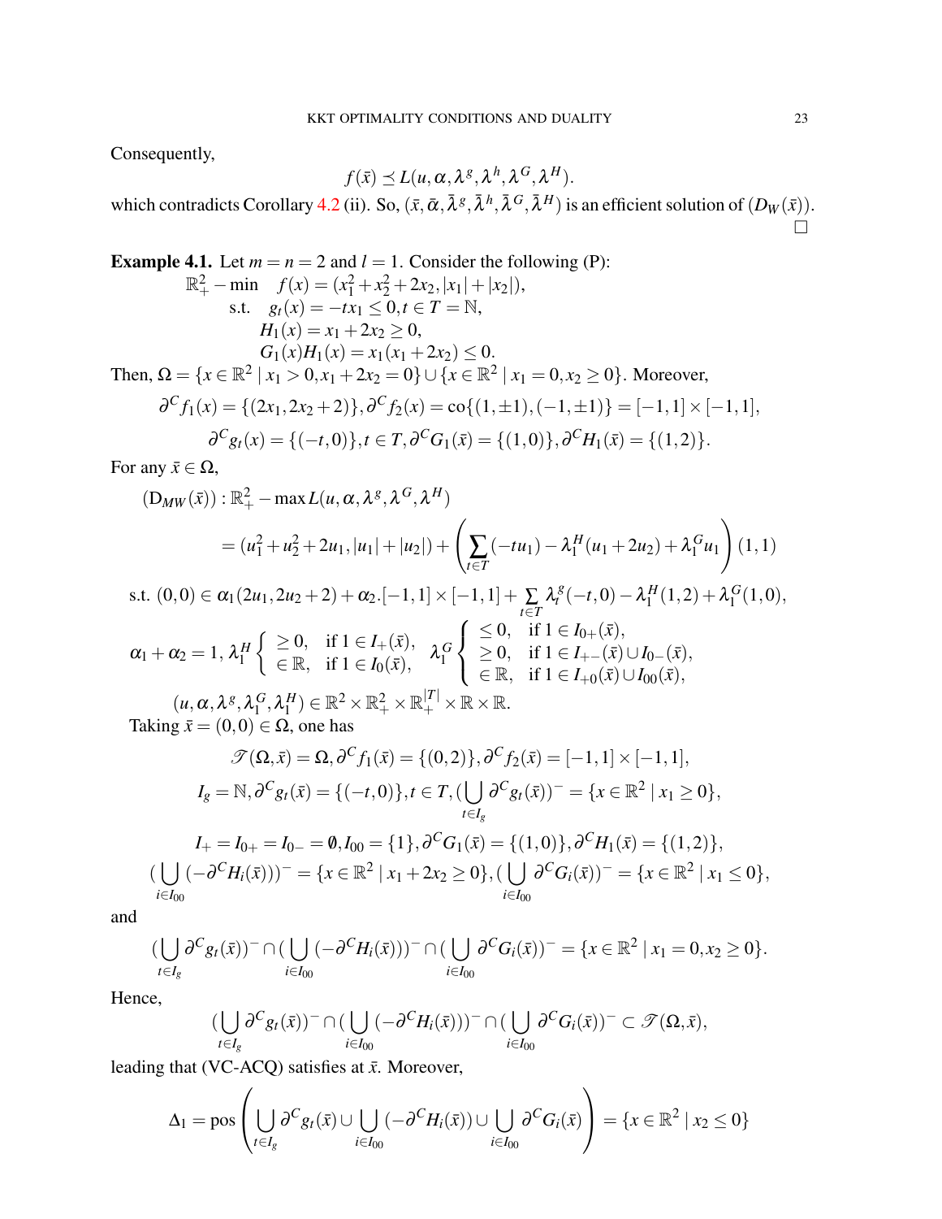Consequently,

$$f(\bar{x}) \preceq L(u, \alpha, \lambda^g, \lambda^h, \lambda^G, \lambda^H).$$

which contradicts Corollary 4.2 (ii). So, $(\bar{x}, \bar{\alpha}, \bar{\lambda}^g, \bar{\lambda}^h, \bar{\lambda}^G, \bar{\lambda}^H)$ is an efficient solution of $(D_W(\bar{x}))$. $\square$

**Example 4.1.** Let $m = n = 2$ and $l = 1$. Consider the following (P):

$$\begin{aligned}
\mathbb{R}^2_+ - \min \quad & f(x) = (x_1^2 + x_2^2 + 2x_2, |x_1| + |x_2|), \\
\text{s.t.} \quad & g_t(x) = -tx_1 \leq 0, t \in T = \mathbb{N}, \\
& H_1(x) = x_1 + 2x_2 \geq 0, \\
& G_1(x)H_1(x) = x_1(x_1 + 2x_2) \leq 0.
\end{aligned}$$

Then, $\Omega = \{x \in \mathbb{R}^2 \mid x_1 > 0, x_1 + 2x_2 = 0\} \cup \{x \in \mathbb{R}^2 \mid x_1 = 0, x_2 \geq 0\}$. Moreover,

$$\partial^C f_1(x) = \{(2x_1, 2x_2 + 2)\}, \partial^C f_2(x) = \text{co}\{(1, \pm 1), (-1, \pm 1)\} = [-1, 1] \times [-1, 1],$$

$$\partial^C g_t(x) = \{(-t, 0)\}, t \in T, \partial^C G_1(\bar{x}) = \{(1, 0)\}, \partial^C H_1(\bar{x}) = \{(1, 2)\}.$$

For any $\bar{x} \in \Omega$,

$$\begin{aligned}
(\text{D}_{MW}(\bar{x})) : \mathbb{R}^2_+ - \max L(u, \alpha, \lambda^g, \lambda^G, \lambda^H) & \\
= (u_1^2 + u_2^2 + 2u_1, |u_1| + |u_2|) + \left( \sum_{t \in T} (-tu_1) - \lambda_1^H (u_1 + 2u_2) + \lambda_1^G u_1 \right) (1, 1) &
\end{aligned}$$

s.t. $(0, 0) \in \alpha_1 (2u_1, 2u_2 + 2) + \alpha_2 . [-1, 1] \times [-1, 1] + \sum_{t \in T} \lambda_t^g (-t, 0) - \lambda_1^H (1, 2) + \lambda_1^G (1, 0)$,

$$\alpha_1 + \alpha_2 = 1, \lambda_1^H \begin{cases} \geq 0, & \text{if } 1 \in I_+(\bar{x}), \\ \in \mathbb{R}, & \text{if } 1 \in I_0(\bar{x}), \end{cases} \lambda_1^G \begin{cases} \leq 0, & \text{if } 1 \in I_{0+}(\bar{x}), \\ \geq 0, & \text{if } 1 \in I_{+-}(\bar{x}) \cup I_{0-}(\bar{x}), \\ \in \mathbb{R}, & \text{if } 1 \in I_{+0}(\bar{x}) \cup I_{00}(\bar{x}), \end{cases}$$

$$(u, \alpha, \lambda^g, \lambda_1^G, \lambda_1^H) \in \mathbb{R}^2 \times \mathbb{R}^2_+ \times \mathbb{R}^{|T|}_+ \times \mathbb{R} \times \mathbb{R}.$$

Taking $\bar{x} = (0, 0) \in \Omega$, one has

$$\mathscr{T}(\Omega, \bar{x}) = \Omega, \partial^C f_1(\bar{x}) = \{(0, 2)\}, \partial^C f_2(\bar{x}) = [-1, 1] \times [-1, 1],$$

$$I_g = \mathbb{N}, \partial^C g_t(\bar{x}) = \{(-t, 0)\}, t \in T, (\bigcup_{t \in I_g} \partial^C g_t(\bar{x}))^- = \{x \in \mathbb{R}^2 \mid x_1 \geq 0\},$$

$$I_+ = I_{0+} = I_{0-} = \emptyset, I_{00} = \{1\}, \partial^C G_1(\bar{x}) = \{(1, 0)\}, \partial^C H_1(\bar{x}) = \{(1, 2)\},$$

$$(\bigcup_{i \in I_{00}} (-\partial^C H_i(\bar{x})))^- = \{x \in \mathbb{R}^2 \mid x_1 + 2x_2 \geq 0\}, (\bigcup_{i \in I_{00}} \partial^C G_i(\bar{x}))^- = \{x \in \mathbb{R}^2 \mid x_1 \leq 0\},$$

and

$$(\bigcup_{t \in I_g} \partial^C g_t(\bar{x}))^- \cap (\bigcup_{i \in I_{00}} (-\partial^C H_i(\bar{x})))^- \cap (\bigcup_{i \in I_{00}} \partial^C G_i(\bar{x}))^- = \{x \in \mathbb{R}^2 \mid x_1 = 0, x_2 \geq 0\}.$$

Hence,

$$(\bigcup_{t \in I_g} \partial^C g_t(\bar{x}))^- \cap (\bigcup_{i \in I_{00}} (-\partial^C H_i(\bar{x})))^- \cap (\bigcup_{i \in I_{00}} \partial^C G_i(\bar{x}))^- \subset \mathscr{T}(\Omega, \bar{x}),$$

leading that (VC-ACQ) satisfies at $\bar{x}$. Moreover,

$$\Delta_1 = \text{pos} \left( \bigcup_{t \in I_g} \partial^C g_t(\bar{x}) \cup \bigcup_{i \in I_{00}} (-\partial^C H_i(\bar{x})) \cup \bigcup_{i \in I_{00}} \partial^C G_i(\bar{x}) \right) = \{x \in \mathbb{R}^2 \mid x_2 \leq 0\}$$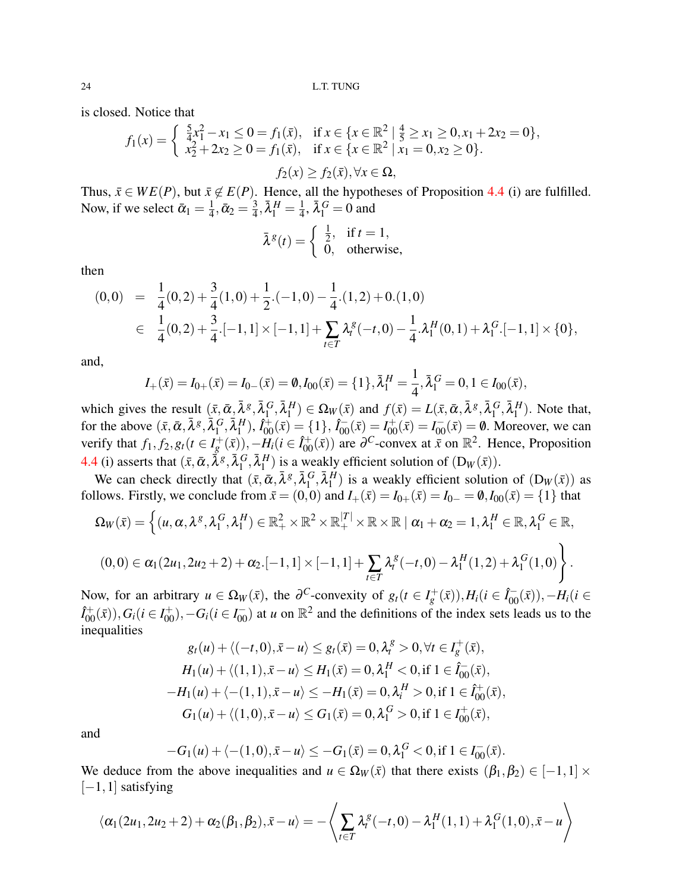is closed. Notice that

$$f_1(x) = \begin{cases} \frac{5}{4}x_1^2 - x_1 \le 0 = f_1(\bar{x}), & \text{if } x \in \{x \in \mathbb{R}^2 \mid \frac{4}{5} \ge x_1 \ge 0, x_1 + 2x_2 = 0\}, \\ x_2^2 + 2x_2 \ge 0 = f_1(\bar{x}), & \text{if } x \in \{x \in \mathbb{R}^2 \mid x_1 = 0, x_2 \ge 0\}. \end{cases}$$

$$f_2(x) \ge f_2(\bar{x}), \forall x \in \Omega,$$

Thus, $\bar{x} \in WE(P)$, but $\bar{x} \notin E(P)$. Hence, all the hypotheses of Proposition 4.4 (i) are fulfilled. Now, if we select $\bar{\alpha}_1 = \frac{1}{4}, \bar{\alpha}_2 = \frac{3}{4}, \bar{\lambda}_1^H = \frac{1}{4}, \bar{\lambda}_1^G = 0$ and

$$\bar{\lambda}^g(t) = \begin{cases} \frac{1}{2}, & \text{if } t = 1, \\ 0, & \text{otherwise,} \end{cases}$$

then

$$\begin{aligned} (0,0) &= \frac{1}{4}(0,2) + \frac{3}{4}(1,0) + \frac{1}{2}.(-1,0) - \frac{1}{4}.(1,2) + 0.(1,0) \\ &\in \frac{1}{4}(0,2) + \frac{3}{4}.[-1,1]\times[-1,1] + \sum_{t\in T}\lambda_t^g(-t,0) - \frac{1}{4}.\lambda_1^H(0,1) + \lambda_1^G.[-1,1]\times\{0\}, \end{aligned}$$

and,

$$I_+(\bar{x}) = I_{0+}(\bar{x}) = I_{0-}(\bar{x}) = \emptyset, I_{00}(\bar{x}) = \{1\}, \bar{\lambda}_1^H = \frac{1}{4}, \bar{\lambda}_1^G = 0, 1 \in I_{00}(\bar{x}),$$

which gives the result $(\bar{x}, \bar{\alpha}, \bar{\lambda}^g, \bar{\lambda}_1^G, \bar{\lambda}_1^H) \in \Omega_W(\bar{x})$ and $f(\bar{x}) = L(\bar{x}, \bar{\alpha}, \bar{\lambda}^g, \bar{\lambda}_1^G, \bar{\lambda}_1^H)$. Note that, for the above $(\bar{x}, \bar{\alpha}, \bar{\lambda}^g, \bar{\lambda}_1^G, \bar{\lambda}_1^H)$, $\hat{I}_{00}^+(\bar{x}) = \{1\}$, $\hat{I}_{00}^-(\bar{x}) = I_{00}^+(\bar{x}) = I_{00}^-(\bar{x}) = \emptyset$. Moreover, we can verify that $f_1, f_2, g_t(t \in I_g^+(\bar{x})), -H_i(i \in \hat{I}_{00}^+(\bar{x}))$ are $\partial^C$-convex at $\bar{x}$ on $\mathbb{R}^2$. Hence, Proposition 4.4 (i) asserts that $(\bar{x}, \bar{\alpha}, \bar{\lambda}^g, \bar{\lambda}_1^G, \bar{\lambda}_1^H)$ is a weakly efficient solution of $(\mathrm{D}_W(\bar{x}))$.

We can check directly that $(\bar{x}, \bar{\alpha}, \bar{\lambda}^g, \bar{\lambda}_1^G, \bar{\lambda}_1^H)$ is a weakly efficient solution of $(\mathrm{D}_W(\bar{x}))$ as follows. Firstly, we conclude from $\bar{x} = (0,0)$ and $I_+(\bar{x}) = I_{0+}(\bar{x}) = I_{0-} = \emptyset, I_{00}(\bar{x}) = \{1\}$ that

$$\Omega_W(\bar{x}) = \Big\{(u, \alpha, \lambda^g, \lambda_1^G, \lambda_1^H) \in \mathbb{R}_+^2 \times \mathbb{R}^2 \times \mathbb{R}_+^{|T|} \times \mathbb{R} \times \mathbb{R} \mid \alpha_1 + \alpha_2 = 1, \lambda_1^H \in \mathbb{R}, \lambda_1^G \in \mathbb{R},$$

$$(0,0) \in \alpha_1(2u_1, 2u_2+2) + \alpha_2.[-1,1]\times[-1,1] + \sum_{t\in T}\lambda_t^g(-t,0) - \lambda_1^H(1,2) + \lambda_1^G(1,0)\Big\}.$$

Now, for an arbitrary $u \in \Omega_W(\bar{x})$, the $\partial^C$-convexity of $g_t(t \in I_g^+(\bar{x})), H_i(i \in \hat{I}_{00}^-(\bar{x})), -H_i(i \in \hat{I}_{00}^+(\bar{x})), G_i(i \in I_{00}^+), -G_i(i \in I_{00}^-)$ at $u$ on $\mathbb{R}^2$ and the definitions of the index sets leads us to the inequalities

$$\begin{aligned} g_t(u) + \langle(-t,0), \bar{x} - u\rangle &\le g_t(\bar{x}) = 0, \lambda_t^g > 0, \forall t \in I_g^+(\bar{x}), \\ H_1(u) + \langle(1,1), \bar{x} - u\rangle &\le H_1(\bar{x}) = 0, \lambda_1^H < 0, \text{if } 1 \in \hat{I}_{00}^-(\bar{x}), \\ -H_1(u) + \langle-(1,1), \bar{x} - u\rangle &\le -H_1(\bar{x}) = 0, \lambda_i^H > 0, \text{if } 1 \in \hat{I}_{00}^+(\bar{x}), \\ G_1(u) + \langle(1,0), \bar{x} - u\rangle &\le G_1(\bar{x}) = 0, \lambda_1^G > 0, \text{if } 1 \in I_{00}^+(\bar{x}), \end{aligned}$$

and

$$-G_1(u) + \langle-(1,0), \bar{x} - u\rangle \le -G_1(\bar{x}) = 0, \lambda_1^G < 0, \text{if } 1 \in I_{00}^-(\bar{x}).$$

We deduce from the above inequalities and $u \in \Omega_W(\bar{x})$ that there exists $(\beta_1, \beta_2) \in [-1,1] \times [-1,1]$ satisfying

$$\langle\alpha_1(2u_1, 2u_2+2) + \alpha_2(\beta_1, \beta_2), \bar{x} - u\rangle = -\left\langle \sum_{t\in T}\lambda_t^g(-t,0) - \lambda_1^H(1,1) + \lambda_1^G(1,0), \bar{x} - u \right\rangle$$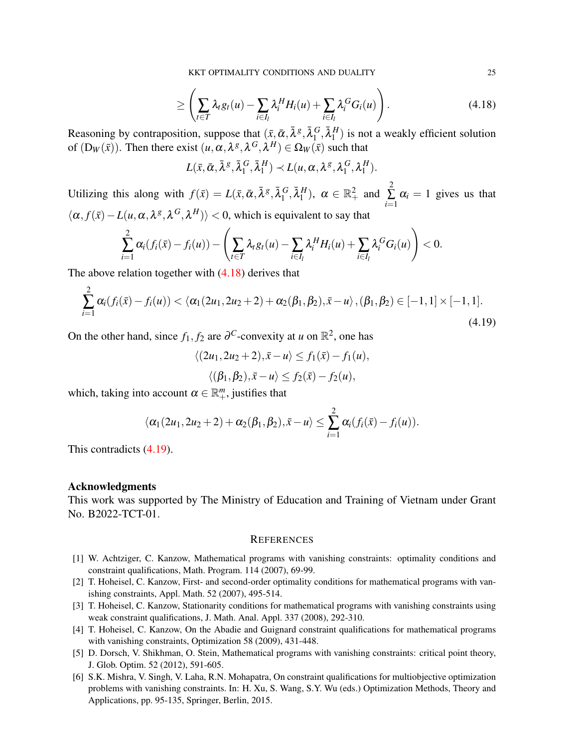$$\geq \left( \sum_{t\in T} \lambda_t g_t(u) - \sum_{i\in I_l} \lambda_i^H H_i(u) + \sum_{i\in I_l} \lambda_i^G G_i(u) \right). \tag{4.18}$$

Reasoning by contraposition, suppose that $(\bar{x}, \bar{\alpha}, \bar{\lambda}^g, \bar{\lambda}_1^G, \bar{\lambda}_1^H)$ is not a weakly efficient solution of $(\mathrm{D}_W(\bar{x}))$. Then there exist $(u, \alpha, \lambda^g, \lambda^G, \lambda^H) \in \Omega_W(\bar{x})$ such that

$$L(\bar{x}, \bar{\alpha}, \bar{\lambda}^g, \bar{\lambda}_1^G, \bar{\lambda}_1^H) \prec L(u, \alpha, \lambda^g, \lambda_1^G, \lambda_1^H).$$

Utilizing this along with $f(\bar{x}) = L(\bar{x}, \bar{\alpha}, \bar{\lambda}^g, \bar{\lambda}_1^G, \bar{\lambda}_1^H)$, $\alpha \in \mathbb{R}^2_+$ and $\sum_{i=1}^{2} \alpha_i = 1$ gives us that $\langle \alpha, f(\bar{x}) - L(u, \alpha, \lambda^g, \lambda^G, \lambda^H) \rangle < 0$, which is equivalent to say that

$$\sum_{i=1}^{2} \alpha_i (f_i(\bar{x}) - f_i(u)) - \left( \sum_{t\in T} \lambda_t g_t(u) - \sum_{i\in I_l} \lambda_i^H H_i(u) + \sum_{i\in I_l} \lambda_i^G G_i(u) \right) < 0.$$

The above relation together with (4.18) derives that

$$\sum_{i=1}^{2} \alpha_i (f_i(\bar{x}) - f_i(u)) < \langle \alpha_1(2u_1, 2u_2+2) + \alpha_2(\beta_1, \beta_2), \bar{x} - u \rangle, (\beta_1, \beta_2) \in [-1,1] \times [-1,1]. \tag{4.19}$$

On the other hand, since $f_1, f_2$ are $\partial^C$-convexity at $u$ on $\mathbb{R}^2$, one has

$$\langle (2u_1, 2u_2+2), \bar{x} - u \rangle \leq f_1(\bar{x}) - f_1(u),$$

$$\langle (\beta_1, \beta_2), \bar{x} - u \rangle \leq f_2(\bar{x}) - f_2(u),$$

which, taking into account $\alpha \in \mathbb{R}^m_+$, justifies that

$$\langle \alpha_1(2u_1, 2u_2+2) + \alpha_2(\beta_1, \beta_2), \bar{x} - u \rangle \leq \sum_{i=1}^{2} \alpha_i (f_i(\bar{x}) - f_i(u)).$$

This contradicts (4.19).

**Acknowledgments**

This work was supported by The Ministry of Education and Training of Vietnam under Grant No. B2022-TCT-01.

## References

[1] W. Achtziger, C. Kanzow, Mathematical programs with vanishing constraints: optimality conditions and constraint qualifications, Math. Program. 114 (2007), 69-99.

[2] T. Hoheisel, C. Kanzow, First- and second-order optimality conditions for mathematical programs with vanishing constraints, Appl. Math. 52 (2007), 495-514.

[3] T. Hoheisel, C. Kanzow, Stationarity conditions for mathematical programs with vanishing constraints using weak constraint qualifications, J. Math. Anal. Appl. 337 (2008), 292-310.

[4] T. Hoheisel, C. Kanzow, On the Abadie and Guignard constraint qualifications for mathematical programs with vanishing constraints, Optimization 58 (2009), 431-448.

[5] D. Dorsch, V. Shikhman, O. Stein, Mathematical programs with vanishing constraints: critical point theory, J. Glob. Optim. 52 (2012), 591-605.

[6] S.K. Mishra, V. Singh, V. Laha, R.N. Mohapatra, On constraint qualifications for multiobjective optimization problems with vanishing constraints. In: H. Xu, S. Wang, S.Y. Wu (eds.) Optimization Methods, Theory and Applications, pp. 95-135, Springer, Berlin, 2015.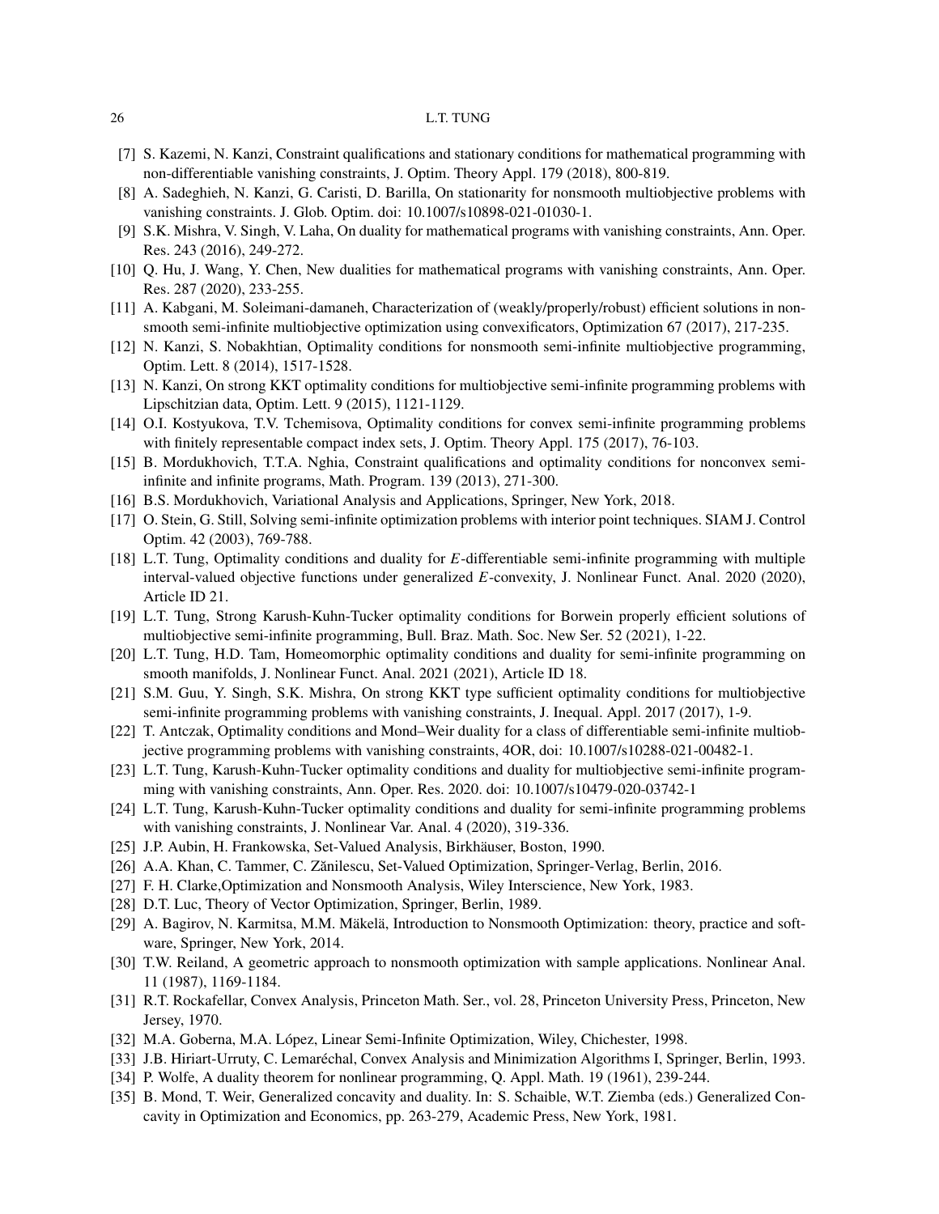[7] S. Kazemi, N. Kanzi, Constraint qualifications and stationary conditions for mathematical programming with non-differentiable vanishing constraints, J. Optim. Theory Appl. 179 (2018), 800-819.

[8] A. Sadeghieh, N. Kanzi, G. Caristi, D. Barilla, On stationarity for nonsmooth multiobjective problems with vanishing constraints. J. Glob. Optim. doi: 10.1007/s10898-021-01030-1.

[9] S.K. Mishra, V. Singh, V. Laha, On duality for mathematical programs with vanishing constraints, Ann. Oper. Res. 243 (2016), 249-272.

[10] Q. Hu, J. Wang, Y. Chen, New dualities for mathematical programs with vanishing constraints, Ann. Oper. Res. 287 (2020), 233-255.

[11] A. Kabgani, M. Soleimani-damaneh, Characterization of (weakly/properly/robust) efficient solutions in nonsmooth semi-infinite multiobjective optimization using convexificators, Optimization 67 (2017), 217-235.

[12] N. Kanzi, S. Nobakhtian, Optimality conditions for nonsmooth semi-infinite multiobjective programming, Optim. Lett. 8 (2014), 1517-1528.

[13] N. Kanzi, On strong KKT optimality conditions for multiobjective semi-infinite programming problems with Lipschitzian data, Optim. Lett. 9 (2015), 1121-1129.

[14] O.I. Kostyukova, T.V. Tchemisova, Optimality conditions for convex semi-infinite programming problems with finitely representable compact index sets, J. Optim. Theory Appl. 175 (2017), 76-103.

[15] B. Mordukhovich, T.T.A. Nghia, Constraint qualifications and optimality conditions for nonconvex semi-infinite and infinite programs, Math. Program. 139 (2013), 271-300.

[16] B.S. Mordukhovich, Variational Analysis and Applications, Springer, New York, 2018.

[17] O. Stein, G. Still, Solving semi-infinite optimization problems with interior point techniques. SIAM J. Control Optim. 42 (2003), 769-788.

[18] L.T. Tung, Optimality conditions and duality for $E$-differentiable semi-infinite programming with multiple interval-valued objective functions under generalized $E$-convexity, J. Nonlinear Funct. Anal. 2020 (2020), Article ID 21.

[19] L.T. Tung, Strong Karush-Kuhn-Tucker optimality conditions for Borwein properly efficient solutions of multiobjective semi-infinite programming, Bull. Braz. Math. Soc. New Ser. 52 (2021), 1-22.

[20] L.T. Tung, H.D. Tam, Homeomorphic optimality conditions and duality for semi-infinite programming on smooth manifolds, J. Nonlinear Funct. Anal. 2021 (2021), Article ID 18.

[21] S.M. Guu, Y. Singh, S.K. Mishra, On strong KKT type sufficient optimality conditions for multiobjective semi-infinite programming problems with vanishing constraints, J. Inequal. Appl. 2017 (2017), 1-9.

[22] T. Antczak, Optimality conditions and Mond–Weir duality for a class of differentiable semi-infinite multiobjective programming problems with vanishing constraints, 4OR, doi: 10.1007/s10288-021-00482-1.

[23] L.T. Tung, Karush-Kuhn-Tucker optimality conditions and duality for multiobjective semi-infinite programming with vanishing constraints, Ann. Oper. Res. 2020. doi: 10.1007/s10479-020-03742-1

[24] L.T. Tung, Karush-Kuhn-Tucker optimality conditions and duality for semi-infinite programming problems with vanishing constraints, J. Nonlinear Var. Anal. 4 (2020), 319-336.

[25] J.P. Aubin, H. Frankowska, Set-Valued Analysis, Birkhäuser, Boston, 1990.

[26] A.A. Khan, C. Tammer, C. Zănilescu, Set-Valued Optimization, Springer-Verlag, Berlin, 2016.

[27] F. H. Clarke,Optimization and Nonsmooth Analysis, Wiley Interscience, New York, 1983.

[28] D.T. Luc, Theory of Vector Optimization, Springer, Berlin, 1989.

[29] A. Bagirov, N. Karmitsa, M.M. Mäkelä, Introduction to Nonsmooth Optimization: theory, practice and software, Springer, New York, 2014.

[30] T.W. Reiland, A geometric approach to nonsmooth optimization with sample applications. Nonlinear Anal. 11 (1987), 1169-1184.

[31] R.T. Rockafellar, Convex Analysis, Princeton Math. Ser., vol. 28, Princeton University Press, Princeton, New Jersey, 1970.

[32] M.A. Goberna, M.A. López, Linear Semi-Infinite Optimization, Wiley, Chichester, 1998.

[33] J.B. Hiriart-Urruty, C. Lemaréchal, Convex Analysis and Minimization Algorithms I, Springer, Berlin, 1993.

[34] P. Wolfe, A duality theorem for nonlinear programming, Q. Appl. Math. 19 (1961), 239-244.

[35] B. Mond, T. Weir, Generalized concavity and duality. In: S. Schaible, W.T. Ziemba (eds.) Generalized Concavity in Optimization and Economics, pp. 263-279, Academic Press, New York, 1981.